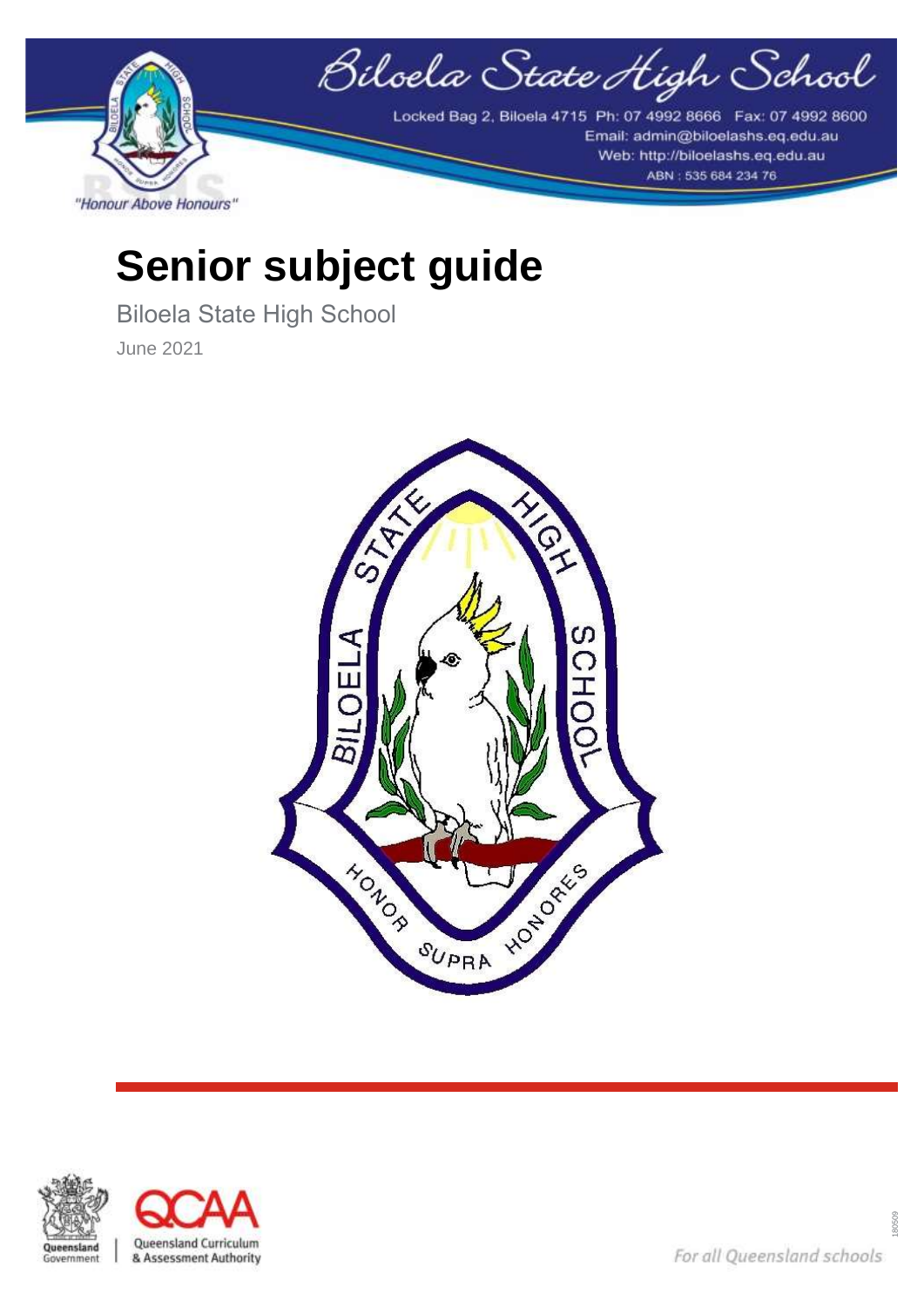Biloela State High School

Locked Bag 2, Biloela 4715 Ph: 07 4992 8666 Fax: 07 4992 8600
Email: admin@biloelashs.eq.edu.au
Web: http://biloelashs.eq.edu.au
ABN : 535 684 234 76

"Honour Above Honours"

# Senior subject guide

Biloela State High School

June 2021

For all Queensland schools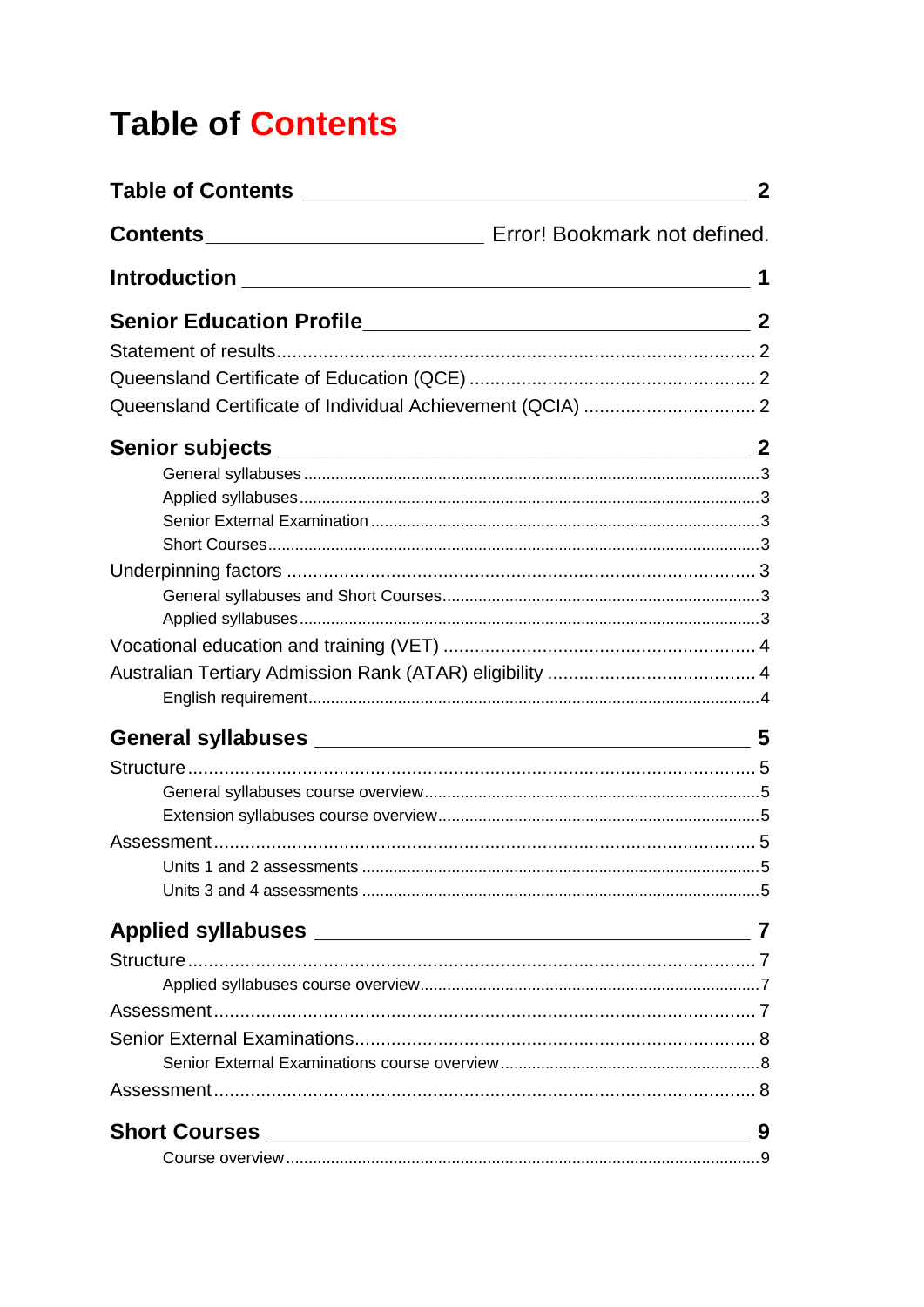# Table of Contents

**Table of Contents** 2

**Contents** Error! Bookmark not defined.

**Introduction** 1

**Senior Education Profile** 2

Statement of results 2

Queensland Certificate of Education (QCE) 2

Queensland Certificate of Individual Achievement (QCIA) 2

**Senior subjects** 2

- General syllabuses 3
- Applied syllabuses 3
- Senior External Examination 3
- Short Courses 3

Underpinning factors 3

- General syllabuses and Short Courses 3
- Applied syllabuses 3

Vocational education and training (VET) 4

Australian Tertiary Admission Rank (ATAR) eligibility 4

- English requirement 4

**General syllabuses** 5

Structure 5

- General syllabuses course overview 5
- Extension syllabuses course overview 5

Assessment 5

- Units 1 and 2 assessments 5
- Units 3 and 4 assessments 5

**Applied syllabuses** 7

Structure 7

- Applied syllabuses course overview 7

Assessment 7

Senior External Examinations 8

- Senior External Examinations course overview 8

Assessment 8

**Short Courses** 9

- Course overview 9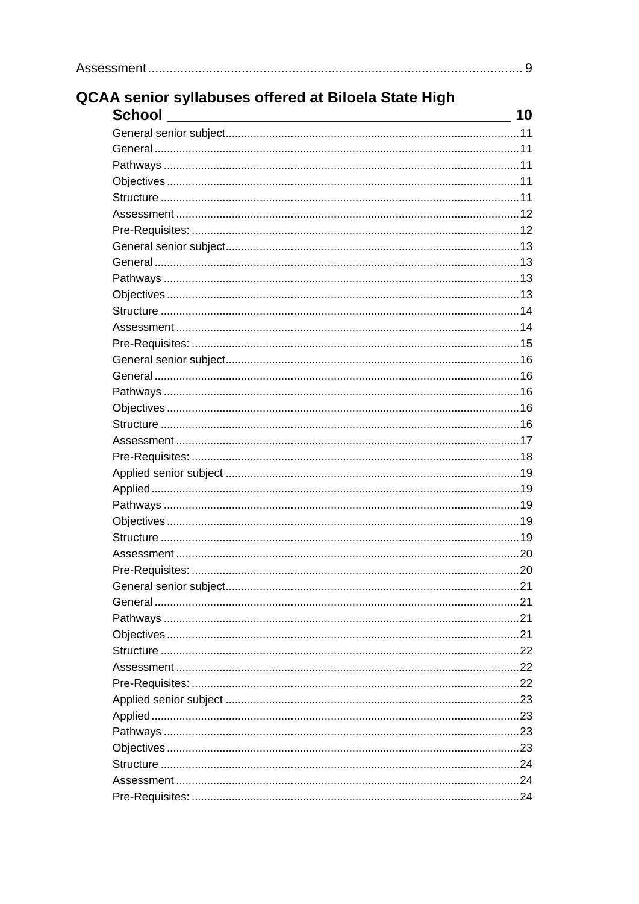Assessment ........................................................................................................ 9

**QCAA senior syllabuses offered at Biloela State High School ........................................................ 10**

- General senior subject ........................................................................................ 11
- General ........................................................................................ 11
- Pathways ........................................................................................ 11
- Objectives ........................................................................................ 11
- Structure ........................................................................................ 11
- Assessment ........................................................................................ 12
- Pre-Requisites: ........................................................................................ 12
- General senior subject ........................................................................................ 13
- General ........................................................................................ 13
- Pathways ........................................................................................ 13
- Objectives ........................................................................................ 13
- Structure ........................................................................................ 14
- Assessment ........................................................................................ 14
- Pre-Requisites: ........................................................................................ 15
- General senior subject ........................................................................................ 16
- General ........................................................................................ 16
- Pathways ........................................................................................ 16
- Objectives ........................................................................................ 16
- Structure ........................................................................................ 16
- Assessment ........................................................................................ 17
- Pre-Requisites: ........................................................................................ 18
- Applied senior subject ........................................................................................ 19
- Applied ........................................................................................ 19
- Pathways ........................................................................................ 19
- Objectives ........................................................................................ 19
- Structure ........................................................................................ 19
- Assessment ........................................................................................ 20
- Pre-Requisites: ........................................................................................ 20
- General senior subject ........................................................................................ 21
- General ........................................................................................ 21
- Pathways ........................................................................................ 21
- Objectives ........................................................................................ 21
- Structure ........................................................................................ 22
- Assessment ........................................................................................ 22
- Pre-Requisites: ........................................................................................ 22
- Applied senior subject ........................................................................................ 23
- Applied ........................................................................................ 23
- Pathways ........................................................................................ 23
- Objectives ........................................................................................ 23
- Structure ........................................................................................ 24
- Assessment ........................................................................................ 24
- Pre-Requisites: ........................................................................................ 24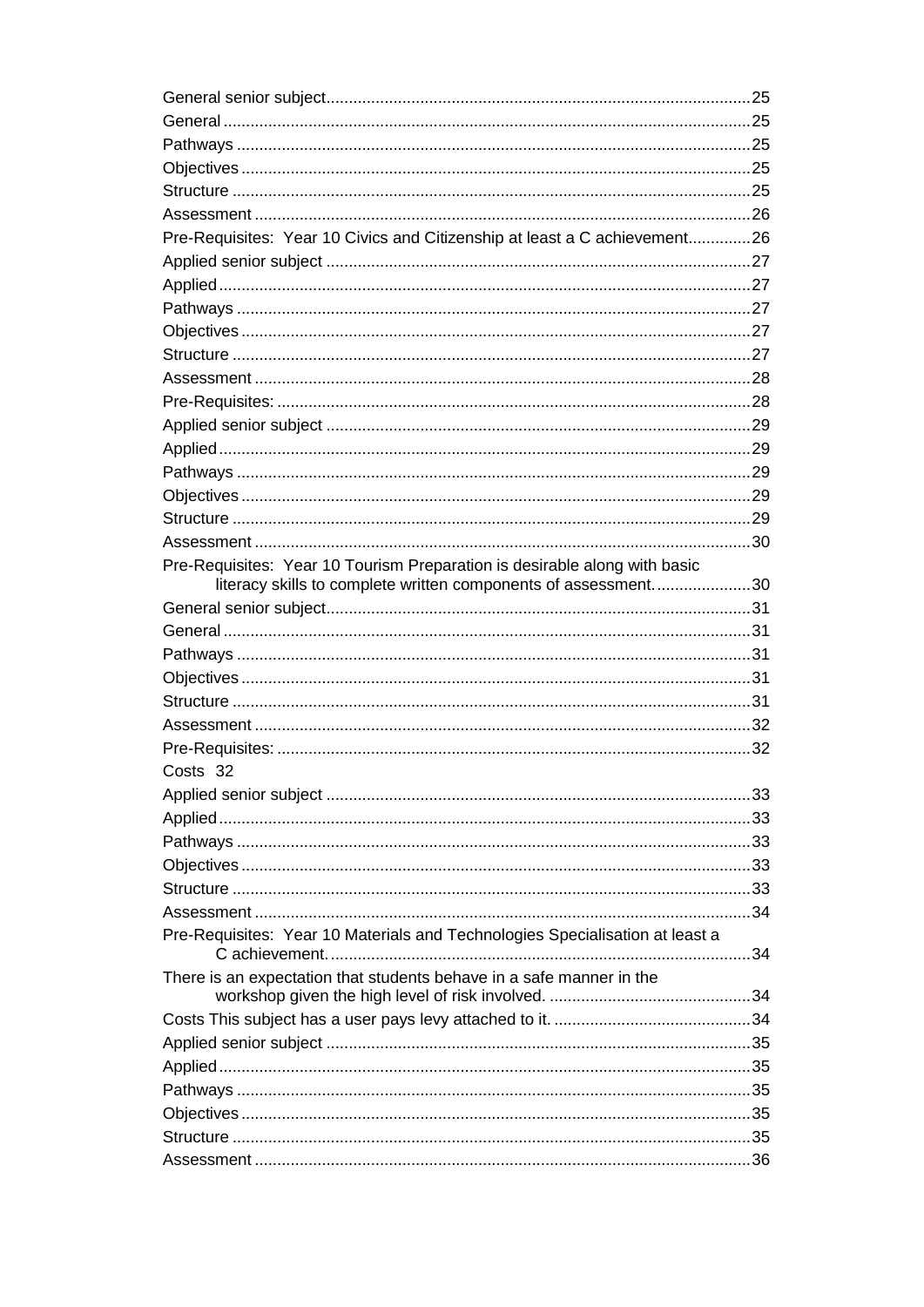General senior subject....25
General....25
Pathways....25
Objectives....25
Structure....25
Assessment....26
Pre-Requisites: Year 10 Civics and Citizenship at least a C achievement....26
Applied senior subject....27
Applied....27
Pathways....27
Objectives....27
Structure....27
Assessment....28
Pre-Requisites:....28
Applied senior subject....29
Applied....29
Pathways....29
Objectives....29
Structure....29
Assessment....30
Pre-Requisites: Year 10 Tourism Preparation is desirable along with basic literacy skills to complete written components of assessment....30
General senior subject....31
General....31
Pathways....31
Objectives....31
Structure....31
Assessment....32
Pre-Requisites:....32
Costs 32
Applied senior subject....33
Applied....33
Pathways....33
Objectives....33
Structure....33
Assessment....34
Pre-Requisites: Year 10 Materials and Technologies Specialisation at least a C achievement....34
There is an expectation that students behave in a safe manner in the workshop given the high level of risk involved....34
Costs This subject has a user pays levy attached to it....34
Applied senior subject....35
Applied....35
Pathways....35
Objectives....35
Structure....35
Assessment....36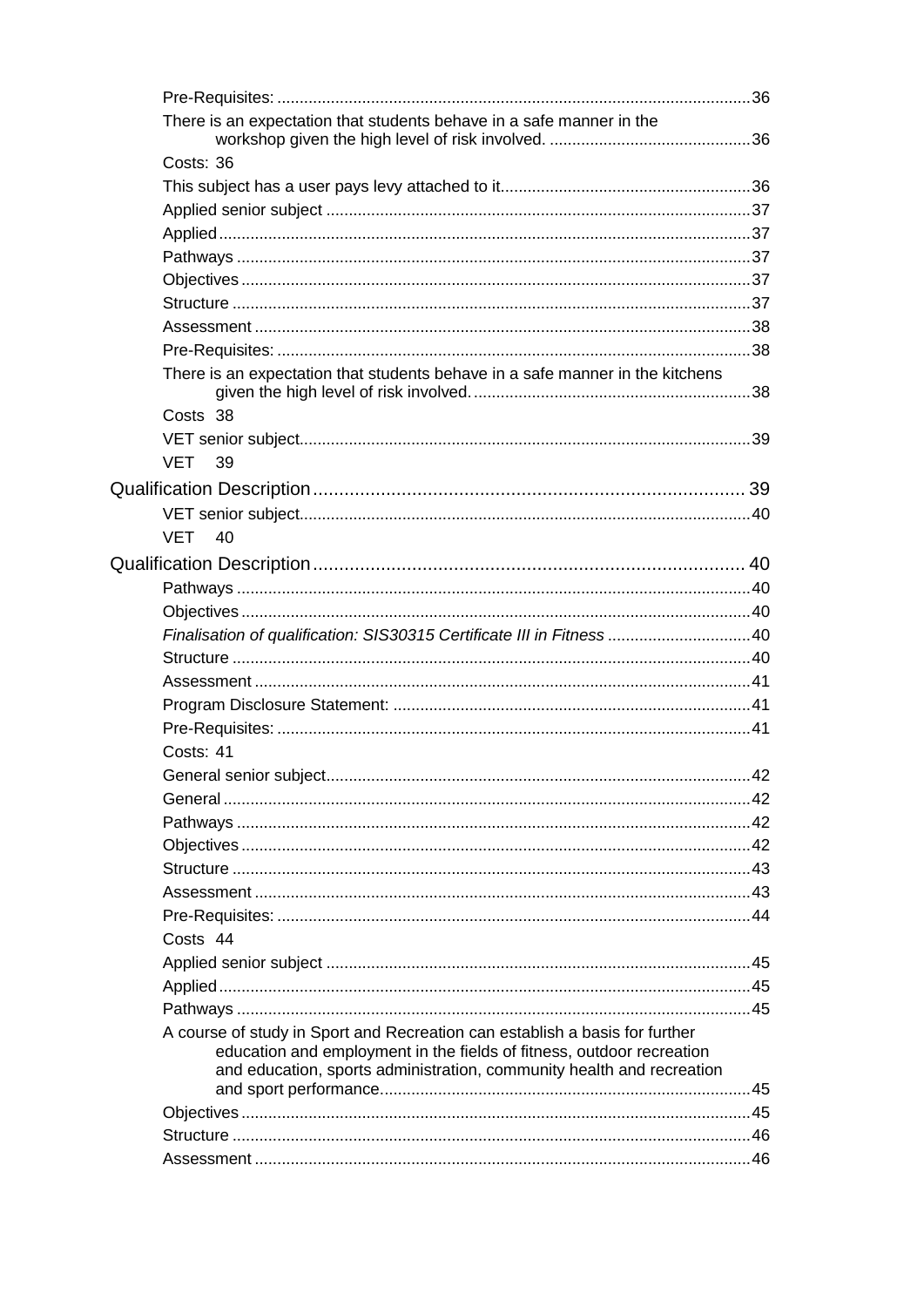Pre-Requisites: ........................................................................................................36

There is an expectation that students behave in a safe manner in the workshop given the high level of risk involved. ............................................36

Costs: 36

This subject has a user pays levy attached to it........................................................36

Applied senior subject .............................................................................................37

Applied.....................................................................................................................37

Pathways .................................................................................................................37

Objectives ................................................................................................................37

Structure ..................................................................................................................37

Assessment .............................................................................................................38

Pre-Requisites: ........................................................................................................38

There is an expectation that students behave in a safe manner in the kitchens given the high level of risk involved. .............................................................38

Costs 38

VET senior subject...................................................................................................39

VET 39

Qualification Description .................................................................................. 39

VET senior subject...................................................................................................40

VET 40

Qualification Description .................................................................................. 40

Pathways .................................................................................................................40

Objectives ................................................................................................................40

*Finalisation of qualification: SIS30315 Certificate III in Fitness* ................................40

Structure ..................................................................................................................40

Assessment .............................................................................................................41

Program Disclosure Statement: ...............................................................................41

Pre-Requisites: ........................................................................................................41

Costs: 41

General senior subject.............................................................................................42

General ....................................................................................................................42

Pathways .................................................................................................................42

Objectives ................................................................................................................42

Structure ..................................................................................................................43

Assessment .............................................................................................................43

Pre-Requisites: ........................................................................................................44

Costs 44

Applied senior subject .............................................................................................45

Applied.....................................................................................................................45

Pathways .................................................................................................................45

A course of study in Sport and Recreation can establish a basis for further education and employment in the fields of fitness, outdoor recreation and education, sports administration, community health and recreation and sport performance..................................................................................45

Objectives ................................................................................................................45

Structure ..................................................................................................................46

Assessment .............................................................................................................46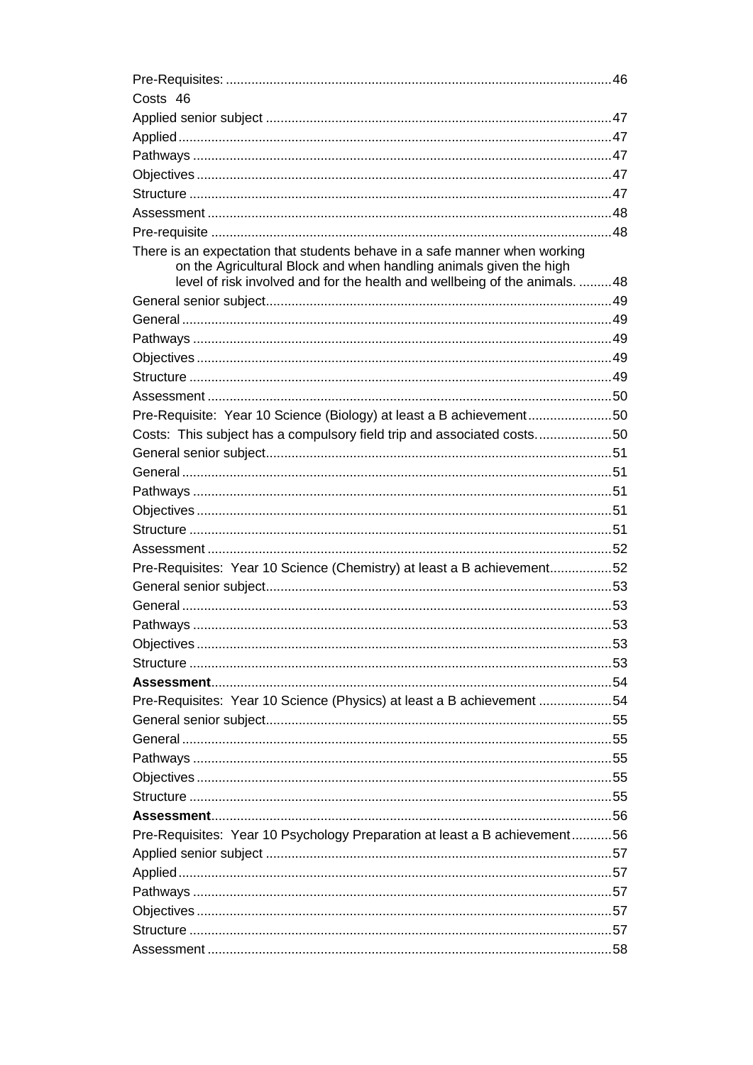Pre-Requisites: ........................................................................................................46
Costs 46
Applied senior subject ..............................................................................................47
Applied.......................................................................................................................47
Pathways ...................................................................................................................47
Objectives ..................................................................................................................47
Structure ....................................................................................................................47
Assessment ...............................................................................................................48
Pre-requisite ..............................................................................................................48
There is an expectation that students behave in a safe manner when working on the Agricultural Block and when handling animals given the high level of risk involved and for the health and wellbeing of the animals. .........48
General senior subject...............................................................................................49
General......................................................................................................................49
Pathways ...................................................................................................................49
Objectives ..................................................................................................................49
Structure ....................................................................................................................49
Assessment ...............................................................................................................50
Pre-Requisite: Year 10 Science (Biology) at least a B achievement.......................50
Costs: This subject has a compulsory field trip and associated costs.....................50
General senior subject...............................................................................................51
General......................................................................................................................51
Pathways ...................................................................................................................51
Objectives ..................................................................................................................51
Structure ....................................................................................................................51
Assessment ...............................................................................................................52
Pre-Requisites: Year 10 Science (Chemistry) at least a B achievement.................52
General senior subject...............................................................................................53
General......................................................................................................................53
Pathways ...................................................................................................................53
Objectives ..................................................................................................................53
Structure ....................................................................................................................53
**Assessment**..............................................................................................................54
Pre-Requisites: Year 10 Science (Physics) at least a B achievement ....................54
General senior subject...............................................................................................55
General......................................................................................................................55
Pathways ...................................................................................................................55
Objectives ..................................................................................................................55
Structure ....................................................................................................................55
**Assessment**..............................................................................................................56
Pre-Requisites: Year 10 Psychology Preparation at least a B achievement...........56
Applied senior subject ..............................................................................................57
Applied.......................................................................................................................57
Pathways ...................................................................................................................57
Objectives ..................................................................................................................57
Structure ....................................................................................................................57
Assessment ...............................................................................................................58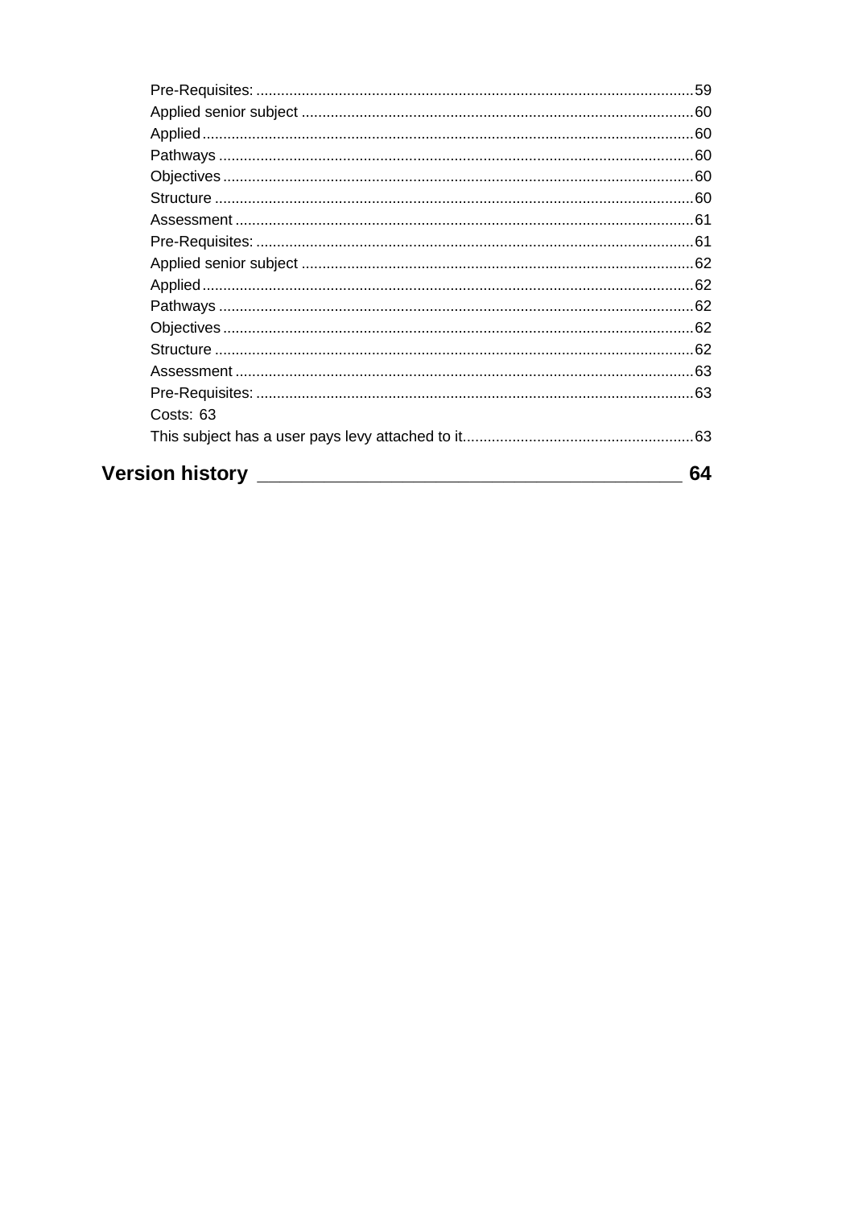Pre-Requisites: ........................................................................................................59
Applied senior subject .............................................................................................60
Applied.....................................................................................................................60
Pathways .................................................................................................................60
Objectives ................................................................................................................60
Structure ..................................................................................................................60
Assessment .............................................................................................................61
Pre-Requisites: ........................................................................................................61
Applied senior subject .............................................................................................62
Applied.....................................................................................................................62
Pathways .................................................................................................................62
Objectives ................................................................................................................62
Structure ..................................................................................................................62
Assessment .............................................................................................................63
Pre-Requisites: ........................................................................................................63
Costs: 63
This subject has a user pays levy attached to it.......................................................63

**Version history ____________________________________________ 64**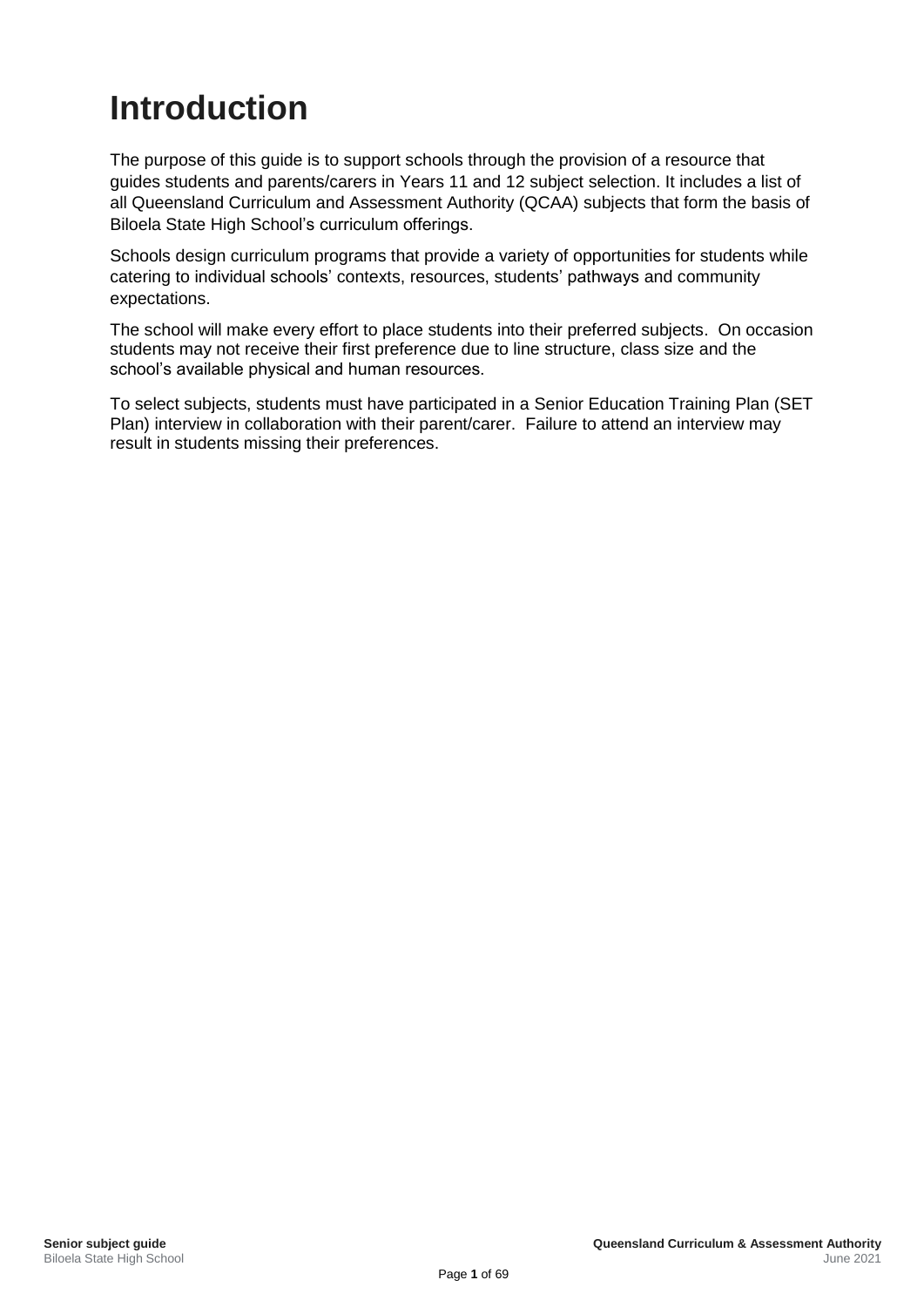# Introduction

The purpose of this guide is to support schools through the provision of a resource that guides students and parents/carers in Years 11 and 12 subject selection. It includes a list of all Queensland Curriculum and Assessment Authority (QCAA) subjects that form the basis of Biloela State High School's curriculum offerings.

Schools design curriculum programs that provide a variety of opportunities for students while catering to individual schools' contexts, resources, students' pathways and community expectations.

The school will make every effort to place students into their preferred subjects. On occasion students may not receive their first preference due to line structure, class size and the school's available physical and human resources.

To select subjects, students must have participated in a Senior Education Training Plan (SET Plan) interview in collaboration with their parent/carer. Failure to attend an interview may result in students missing their preferences.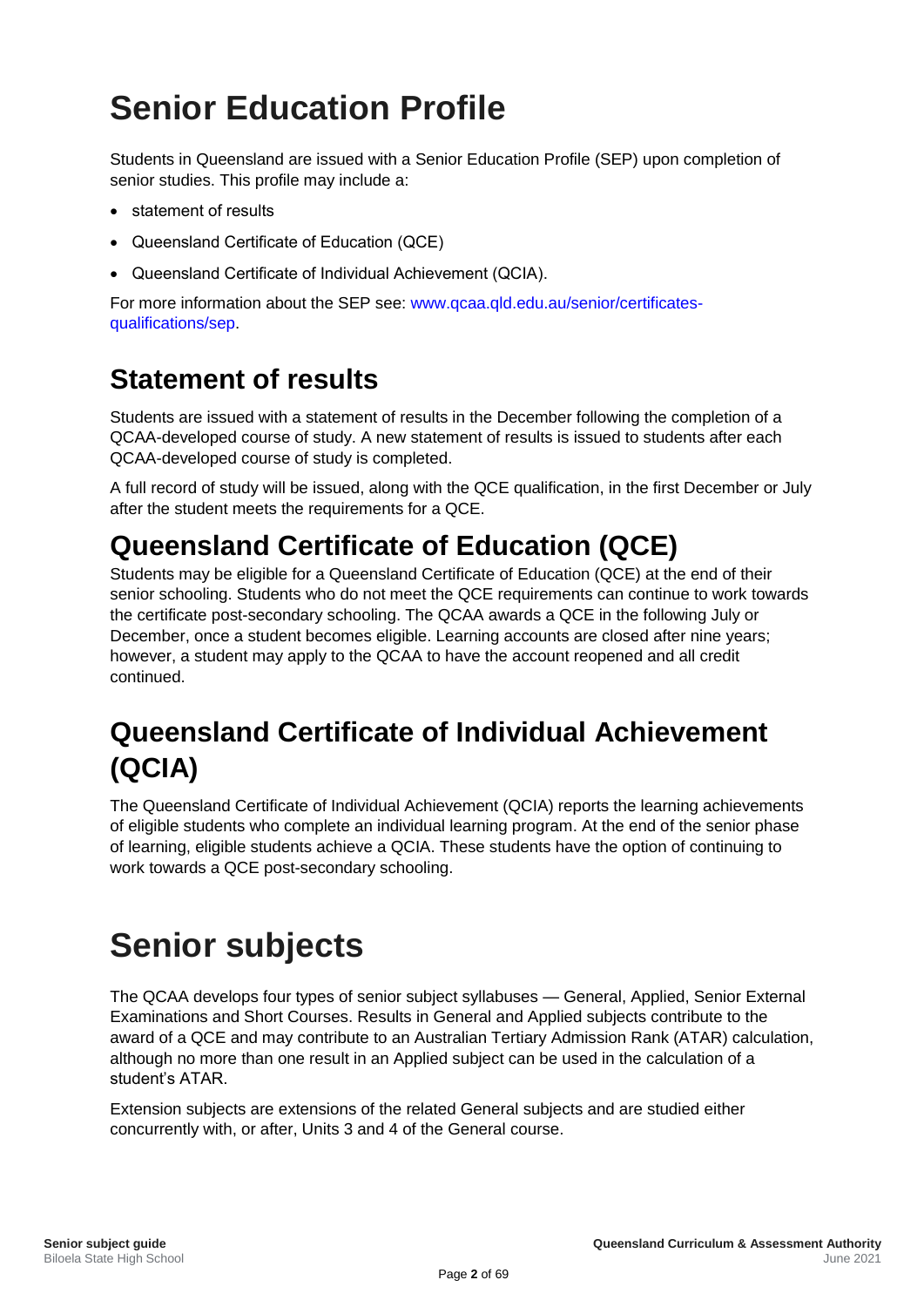# Senior Education Profile

Students in Queensland are issued with a Senior Education Profile (SEP) upon completion of senior studies. This profile may include a:

- statement of results
- Queensland Certificate of Education (QCE)
- Queensland Certificate of Individual Achievement (QCIA).

For more information about the SEP see: www.qcaa.qld.edu.au/senior/certificates-qualifications/sep.

## Statement of results

Students are issued with a statement of results in the December following the completion of a QCAA-developed course of study. A new statement of results is issued to students after each QCAA-developed course of study is completed.

A full record of study will be issued, along with the QCE qualification, in the first December or July after the student meets the requirements for a QCE.

## Queensland Certificate of Education (QCE)

Students may be eligible for a Queensland Certificate of Education (QCE) at the end of their senior schooling. Students who do not meet the QCE requirements can continue to work towards the certificate post-secondary schooling. The QCAA awards a QCE in the following July or December, once a student becomes eligible. Learning accounts are closed after nine years; however, a student may apply to the QCAA to have the account reopened and all credit continued.

## Queensland Certificate of Individual Achievement (QCIA)

The Queensland Certificate of Individual Achievement (QCIA) reports the learning achievements of eligible students who complete an individual learning program. At the end of the senior phase of learning, eligible students achieve a QCIA. These students have the option of continuing to work towards a QCE post-secondary schooling.

# Senior subjects

The QCAA develops four types of senior subject syllabuses — General, Applied, Senior External Examinations and Short Courses. Results in General and Applied subjects contribute to the award of a QCE and may contribute to an Australian Tertiary Admission Rank (ATAR) calculation, although no more than one result in an Applied subject can be used in the calculation of a student's ATAR.

Extension subjects are extensions of the related General subjects and are studied either concurrently with, or after, Units 3 and 4 of the General course.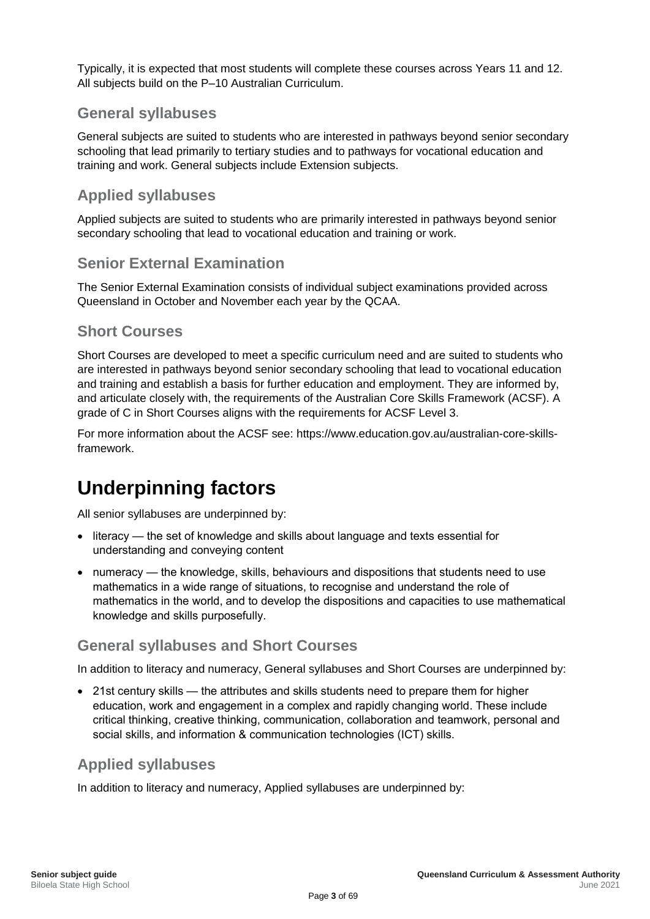Typically, it is expected that most students will complete these courses across Years 11 and 12. All subjects build on the P–10 Australian Curriculum.

### General syllabuses

General subjects are suited to students who are interested in pathways beyond senior secondary schooling that lead primarily to tertiary studies and to pathways for vocational education and training and work. General subjects include Extension subjects.

### Applied syllabuses

Applied subjects are suited to students who are primarily interested in pathways beyond senior secondary schooling that lead to vocational education and training or work.

### Senior External Examination

The Senior External Examination consists of individual subject examinations provided across Queensland in October and November each year by the QCAA.

### Short Courses

Short Courses are developed to meet a specific curriculum need and are suited to students who are interested in pathways beyond senior secondary schooling that lead to vocational education and training and establish a basis for further education and employment. They are informed by, and articulate closely with, the requirements of the Australian Core Skills Framework (ACSF). A grade of C in Short Courses aligns with the requirements for ACSF Level 3.

For more information about the ACSF see: https://www.education.gov.au/australian-core-skills-framework.

## Underpinning factors

All senior syllabuses are underpinned by:

- literacy — the set of knowledge and skills about language and texts essential for understanding and conveying content
- numeracy — the knowledge, skills, behaviours and dispositions that students need to use mathematics in a wide range of situations, to recognise and understand the role of mathematics in the world, and to develop the dispositions and capacities to use mathematical knowledge and skills purposefully.

### General syllabuses and Short Courses

In addition to literacy and numeracy, General syllabuses and Short Courses are underpinned by:

- 21st century skills — the attributes and skills students need to prepare them for higher education, work and engagement in a complex and rapidly changing world. These include critical thinking, creative thinking, communication, collaboration and teamwork, personal and social skills, and information & communication technologies (ICT) skills.

### Applied syllabuses

In addition to literacy and numeracy, Applied syllabuses are underpinned by: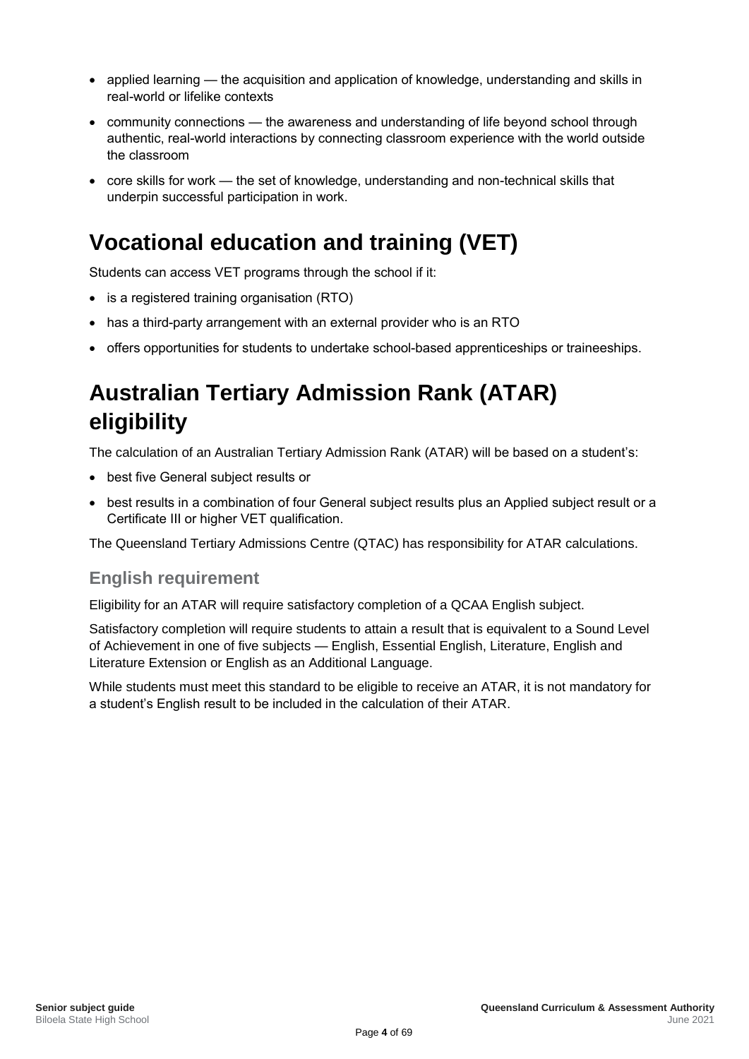- applied learning — the acquisition and application of knowledge, understanding and skills in real-world or lifelike contexts
- community connections — the awareness and understanding of life beyond school through authentic, real-world interactions by connecting classroom experience with the world outside the classroom
- core skills for work — the set of knowledge, understanding and non-technical skills that underpin successful participation in work.

# Vocational education and training (VET)

Students can access VET programs through the school if it:

- is a registered training organisation (RTO)
- has a third-party arrangement with an external provider who is an RTO
- offers opportunities for students to undertake school-based apprenticeships or traineeships.

# Australian Tertiary Admission Rank (ATAR) eligibility

The calculation of an Australian Tertiary Admission Rank (ATAR) will be based on a student's:

- best five General subject results or
- best results in a combination of four General subject results plus an Applied subject result or a Certificate III or higher VET qualification.

The Queensland Tertiary Admissions Centre (QTAC) has responsibility for ATAR calculations.

## English requirement

Eligibility for an ATAR will require satisfactory completion of a QCAA English subject.

Satisfactory completion will require students to attain a result that is equivalent to a Sound Level of Achievement in one of five subjects — English, Essential English, Literature, English and Literature Extension or English as an Additional Language.

While students must meet this standard to be eligible to receive an ATAR, it is not mandatory for a student's English result to be included in the calculation of their ATAR.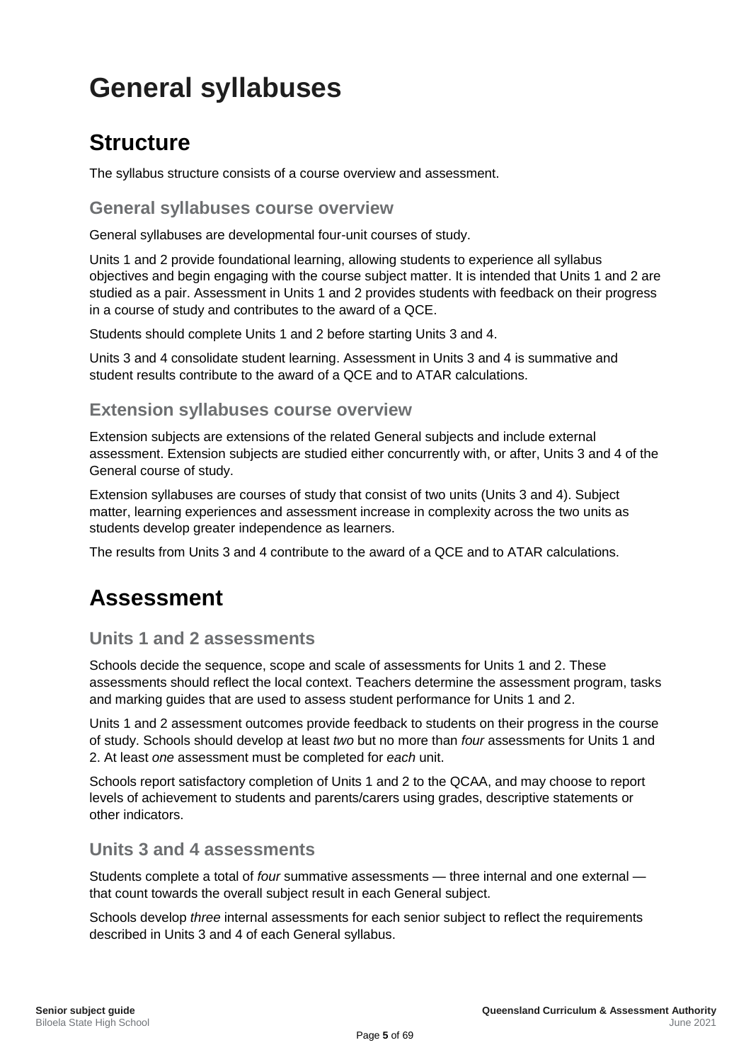# General syllabuses

## Structure

The syllabus structure consists of a course overview and assessment.

### General syllabuses course overview

General syllabuses are developmental four-unit courses of study.

Units 1 and 2 provide foundational learning, allowing students to experience all syllabus objectives and begin engaging with the course subject matter. It is intended that Units 1 and 2 are studied as a pair. Assessment in Units 1 and 2 provides students with feedback on their progress in a course of study and contributes to the award of a QCE.

Students should complete Units 1 and 2 before starting Units 3 and 4.

Units 3 and 4 consolidate student learning. Assessment in Units 3 and 4 is summative and student results contribute to the award of a QCE and to ATAR calculations.

### Extension syllabuses course overview

Extension subjects are extensions of the related General subjects and include external assessment. Extension subjects are studied either concurrently with, or after, Units 3 and 4 of the General course of study.

Extension syllabuses are courses of study that consist of two units (Units 3 and 4). Subject matter, learning experiences and assessment increase in complexity across the two units as students develop greater independence as learners.

The results from Units 3 and 4 contribute to the award of a QCE and to ATAR calculations.

## Assessment

### Units 1 and 2 assessments

Schools decide the sequence, scope and scale of assessments for Units 1 and 2. These assessments should reflect the local context. Teachers determine the assessment program, tasks and marking guides that are used to assess student performance for Units 1 and 2.

Units 1 and 2 assessment outcomes provide feedback to students on their progress in the course of study. Schools should develop at least *two* but no more than *four* assessments for Units 1 and 2. At least *one* assessment must be completed for *each* unit.

Schools report satisfactory completion of Units 1 and 2 to the QCAA, and may choose to report levels of achievement to students and parents/carers using grades, descriptive statements or other indicators.

### Units 3 and 4 assessments

Students complete a total of *four* summative assessments — three internal and one external — that count towards the overall subject result in each General subject.

Schools develop *three* internal assessments for each senior subject to reflect the requirements described in Units 3 and 4 of each General syllabus.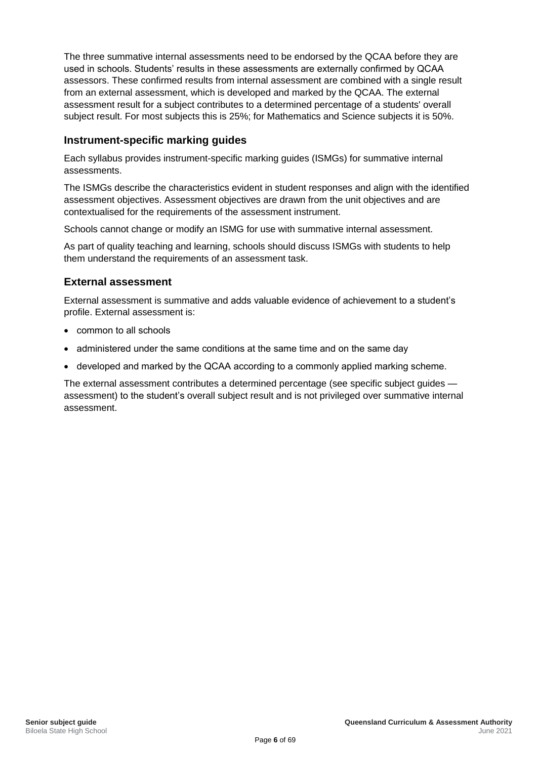The three summative internal assessments need to be endorsed by the QCAA before they are used in schools. Students' results in these assessments are externally confirmed by QCAA assessors. These confirmed results from internal assessment are combined with a single result from an external assessment, which is developed and marked by the QCAA. The external assessment result for a subject contributes to a determined percentage of a students' overall subject result. For most subjects this is 25%; for Mathematics and Science subjects it is 50%.

### Instrument-specific marking guides

Each syllabus provides instrument-specific marking guides (ISMGs) for summative internal assessments.

The ISMGs describe the characteristics evident in student responses and align with the identified assessment objectives. Assessment objectives are drawn from the unit objectives and are contextualised for the requirements of the assessment instrument.

Schools cannot change or modify an ISMG for use with summative internal assessment.

As part of quality teaching and learning, schools should discuss ISMGs with students to help them understand the requirements of an assessment task.

### External assessment

External assessment is summative and adds valuable evidence of achievement to a student's profile. External assessment is:

- common to all schools
- administered under the same conditions at the same time and on the same day
- developed and marked by the QCAA according to a commonly applied marking scheme.

The external assessment contributes a determined percentage (see specific subject guides — assessment) to the student's overall subject result and is not privileged over summative internal assessment.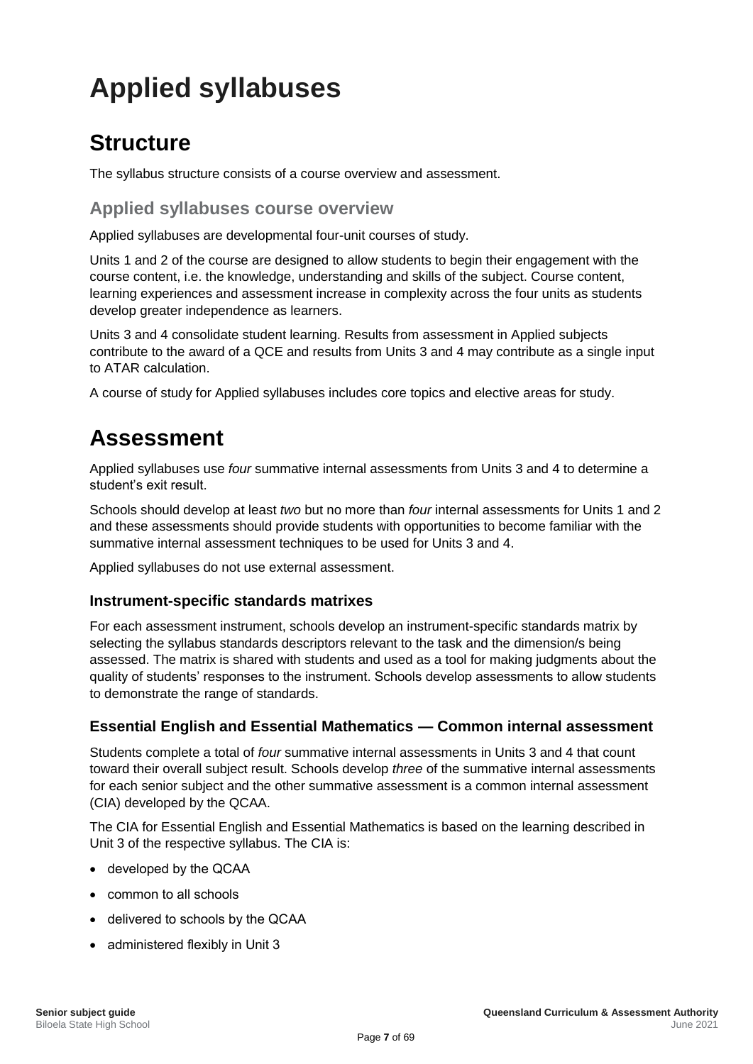# Applied syllabuses

## Structure

The syllabus structure consists of a course overview and assessment.

### Applied syllabuses course overview

Applied syllabuses are developmental four-unit courses of study.

Units 1 and 2 of the course are designed to allow students to begin their engagement with the course content, i.e. the knowledge, understanding and skills of the subject. Course content, learning experiences and assessment increase in complexity across the four units as students develop greater independence as learners.

Units 3 and 4 consolidate student learning. Results from assessment in Applied subjects contribute to the award of a QCE and results from Units 3 and 4 may contribute as a single input to ATAR calculation.

A course of study for Applied syllabuses includes core topics and elective areas for study.

## Assessment

Applied syllabuses use *four* summative internal assessments from Units 3 and 4 to determine a student's exit result.

Schools should develop at least *two* but no more than *four* internal assessments for Units 1 and 2 and these assessments should provide students with opportunities to become familiar with the summative internal assessment techniques to be used for Units 3 and 4.

Applied syllabuses do not use external assessment.

### Instrument-specific standards matrixes

For each assessment instrument, schools develop an instrument-specific standards matrix by selecting the syllabus standards descriptors relevant to the task and the dimension/s being assessed. The matrix is shared with students and used as a tool for making judgments about the quality of students' responses to the instrument. Schools develop assessments to allow students to demonstrate the range of standards.

### Essential English and Essential Mathematics — Common internal assessment

Students complete a total of *four* summative internal assessments in Units 3 and 4 that count toward their overall subject result. Schools develop *three* of the summative internal assessments for each senior subject and the other summative assessment is a common internal assessment (CIA) developed by the QCAA.

The CIA for Essential English and Essential Mathematics is based on the learning described in Unit 3 of the respective syllabus. The CIA is:

- developed by the QCAA
- common to all schools
- delivered to schools by the QCAA
- administered flexibly in Unit 3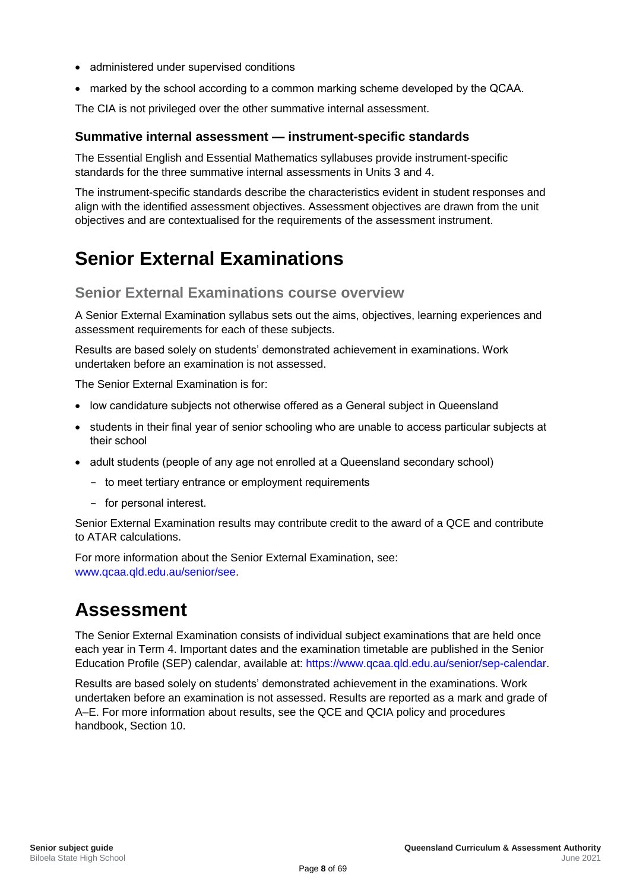- administered under supervised conditions
- marked by the school according to a common marking scheme developed by the QCAA.

The CIA is not privileged over the other summative internal assessment.

### Summative internal assessment — instrument-specific standards

The Essential English and Essential Mathematics syllabuses provide instrument-specific standards for the three summative internal assessments in Units 3 and 4.

The instrument-specific standards describe the characteristics evident in student responses and align with the identified assessment objectives. Assessment objectives are drawn from the unit objectives and are contextualised for the requirements of the assessment instrument.

# Senior External Examinations

## Senior External Examinations course overview

A Senior External Examination syllabus sets out the aims, objectives, learning experiences and assessment requirements for each of these subjects.

Results are based solely on students' demonstrated achievement in examinations. Work undertaken before an examination is not assessed.

The Senior External Examination is for:

- low candidature subjects not otherwise offered as a General subject in Queensland
- students in their final year of senior schooling who are unable to access particular subjects at their school
- adult students (people of any age not enrolled at a Queensland secondary school)
  - to meet tertiary entrance or employment requirements
  - for personal interest.

Senior External Examination results may contribute credit to the award of a QCE and contribute to ATAR calculations.

For more information about the Senior External Examination, see: www.qcaa.qld.edu.au/senior/see.

# Assessment

The Senior External Examination consists of individual subject examinations that are held once each year in Term 4. Important dates and the examination timetable are published in the Senior Education Profile (SEP) calendar, available at: https://www.qcaa.qld.edu.au/senior/sep-calendar.

Results are based solely on students' demonstrated achievement in the examinations. Work undertaken before an examination is not assessed. Results are reported as a mark and grade of A–E. For more information about results, see the QCE and QCIA policy and procedures handbook, Section 10.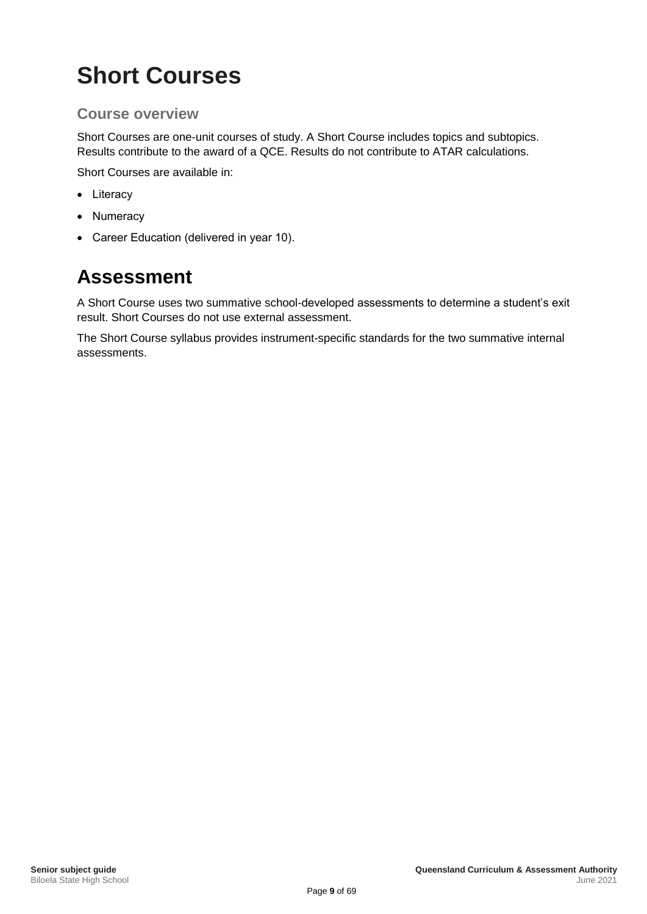# Short Courses

### Course overview

Short Courses are one-unit courses of study. A Short Course includes topics and subtopics. Results contribute to the award of a QCE. Results do not contribute to ATAR calculations.

Short Courses are available in:

- Literacy
- Numeracy
- Career Education (delivered in year 10).

## Assessment

A Short Course uses two summative school-developed assessments to determine a student's exit result. Short Courses do not use external assessment.

The Short Course syllabus provides instrument-specific standards for the two summative internal assessments.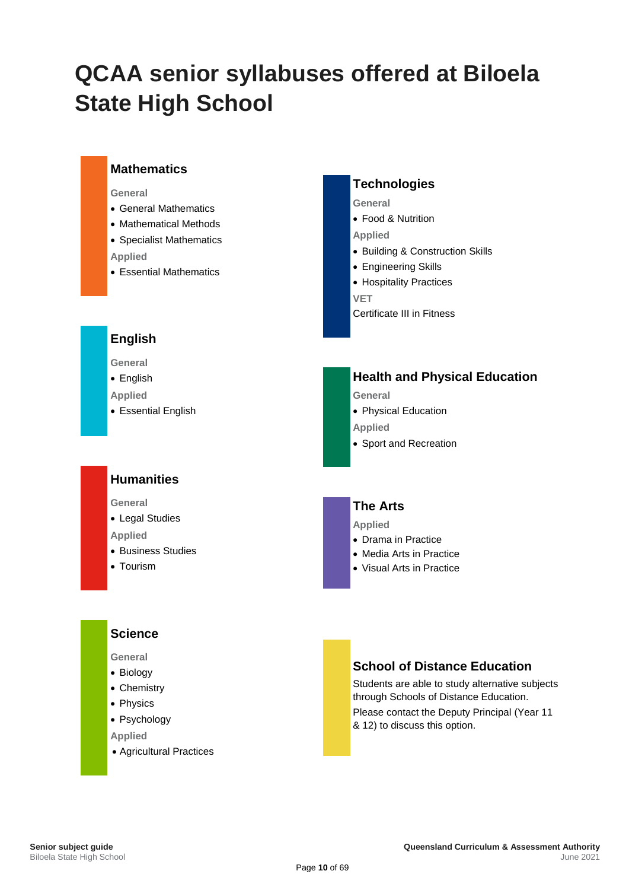# QCAA senior syllabuses offered at Biloela State High School

## Mathematics

**General**

- General Mathematics
- Mathematical Methods
- Specialist Mathematics

**Applied**

- Essential Mathematics

## English

**General**

- English

**Applied**

- Essential English

## Humanities

**General**

- Legal Studies

**Applied**

- Business Studies
- Tourism

## Science

**General**

- Biology
- Chemistry
- Physics
- Psychology

**Applied**

- Agricultural Practices

## Technologies

**General**

- Food & Nutrition

**Applied**

- Building & Construction Skills
- Engineering Skills
- Hospitality Practices

**VET**

Certificate III in Fitness

## Health and Physical Education

**General**

- Physical Education

**Applied**

- Sport and Recreation

## The Arts

**Applied**

- Drama in Practice
- Media Arts in Practice
- Visual Arts in Practice

## School of Distance Education

Students are able to study alternative subjects through Schools of Distance Education.

Please contact the Deputy Principal (Year 11 & 12) to discuss this option.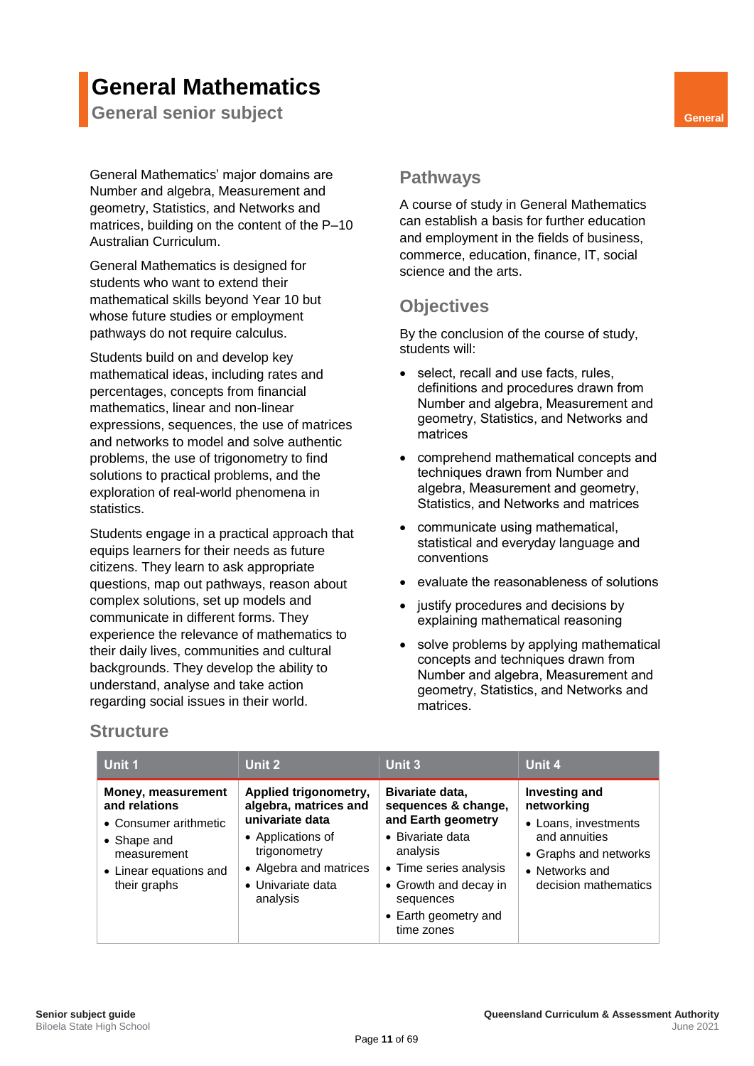# General Mathematics

## General senior subject

General

General Mathematics' major domains are Number and algebra, Measurement and geometry, Statistics, and Networks and matrices, building on the content of the P–10 Australian Curriculum.

General Mathematics is designed for students who want to extend their mathematical skills beyond Year 10 but whose future studies or employment pathways do not require calculus.

Students build on and develop key mathematical ideas, including rates and percentages, concepts from financial mathematics, linear and non-linear expressions, sequences, the use of matrices and networks to model and solve authentic problems, the use of trigonometry to find solutions to practical problems, and the exploration of real-world phenomena in statistics.

Students engage in a practical approach that equips learners for their needs as future citizens. They learn to ask appropriate questions, map out pathways, reason about complex solutions, set up models and communicate in different forms. They experience the relevance of mathematics to their daily lives, communities and cultural backgrounds. They develop the ability to understand, analyse and take action regarding social issues in their world.

## Pathways

A course of study in General Mathematics can establish a basis for further education and employment in the fields of business, commerce, education, finance, IT, social science and the arts.

## Objectives

By the conclusion of the course of study, students will:

- select, recall and use facts, rules, definitions and procedures drawn from Number and algebra, Measurement and geometry, Statistics, and Networks and matrices
- comprehend mathematical concepts and techniques drawn from Number and algebra, Measurement and geometry, Statistics, and Networks and matrices
- communicate using mathematical, statistical and everyday language and conventions
- evaluate the reasonableness of solutions
- justify procedures and decisions by explaining mathematical reasoning
- solve problems by applying mathematical concepts and techniques drawn from Number and algebra, Measurement and geometry, Statistics, and Networks and matrices.

## Structure

| Unit 1 | Unit 2 | Unit 3 | Unit 4 |
|---|---|---|---|
| **Money, measurement and relations**<br>• Consumer arithmetic<br>• Shape and measurement<br>• Linear equations and their graphs | **Applied trigonometry, algebra, matrices and univariate data**<br>• Applications of trigonometry<br>• Algebra and matrices<br>• Univariate data analysis | **Bivariate data, sequences & change, and Earth geometry**<br>• Bivariate data analysis<br>• Time series analysis<br>• Growth and decay in sequences<br>• Earth geometry and time zones | **Investing and networking**<br>• Loans, investments and annuities<br>• Graphs and networks<br>• Networks and decision mathematics |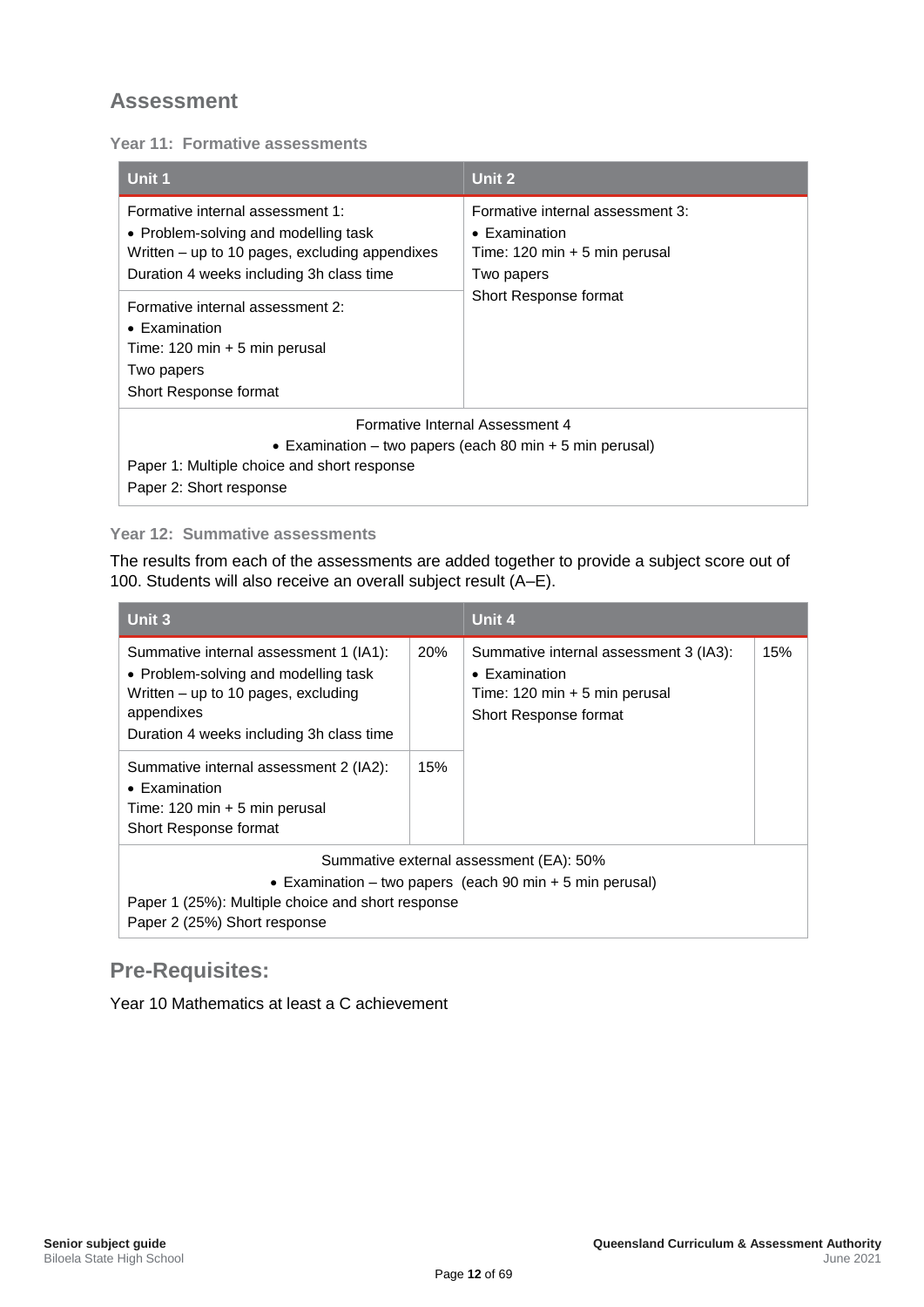## Assessment

### Year 11: Formative assessments

| Unit 1 | Unit 2 |
|---|---|
| Formative internal assessment 1:<br>• Problem-solving and modelling task<br>Written – up to 10 pages, excluding appendixes<br>Duration 4 weeks including 3h class time | Formative internal assessment 3:<br>• Examination<br>Time: 120 min + 5 min perusal<br>Two papers<br>Short Response format |
| Formative internal assessment 2:<br>• Examination<br>Time: 120 min + 5 min perusal<br>Two papers<br>Short Response format | |
| Formative Internal Assessment 4<br>• Examination – two papers (each 80 min + 5 min perusal)<br>Paper 1: Multiple choice and short response<br>Paper 2: Short response | |

### Year 12: Summative assessments

The results from each of the assessments are added together to provide a subject score out of 100. Students will also receive an overall subject result (A–E).

| Unit 3 | | Unit 4 | |
|---|---|---|---|
| Summative internal assessment 1 (IA1):<br>• Problem-solving and modelling task<br>Written – up to 10 pages, excluding appendixes<br>Duration 4 weeks including 3h class time | 20% | Summative internal assessment 3 (IA3):<br>• Examination<br>Time: 120 min + 5 min perusal<br>Short Response format | 15% |
| Summative internal assessment 2 (IA2):<br>• Examination<br>Time: 120 min + 5 min perusal<br>Short Response format | 15% | | |
| Summative external assessment (EA): 50%<br>• Examination – two papers (each 90 min + 5 min perusal)<br>Paper 1 (25%): Multiple choice and short response<br>Paper 2 (25%) Short response | | | |

## Pre-Requisites:

Year 10 Mathematics at least a C achievement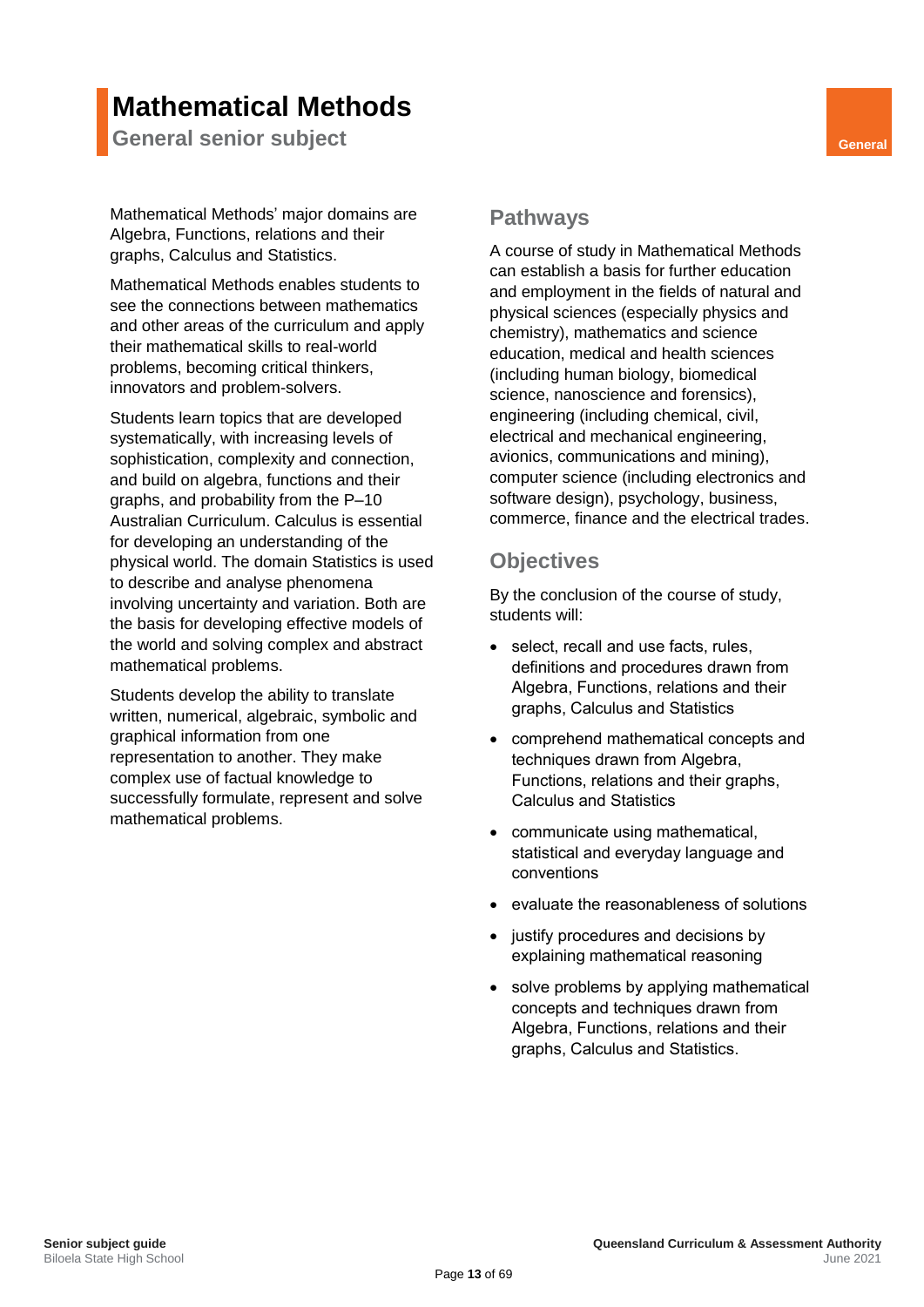# Mathematical Methods

## General senior subject

General

Mathematical Methods' major domains are Algebra, Functions, relations and their graphs, Calculus and Statistics.

Mathematical Methods enables students to see the connections between mathematics and other areas of the curriculum and apply their mathematical skills to real-world problems, becoming critical thinkers, innovators and problem-solvers.

Students learn topics that are developed systematically, with increasing levels of sophistication, complexity and connection, and build on algebra, functions and their graphs, and probability from the P–10 Australian Curriculum. Calculus is essential for developing an understanding of the physical world. The domain Statistics is used to describe and analyse phenomena involving uncertainty and variation. Both are the basis for developing effective models of the world and solving complex and abstract mathematical problems.

Students develop the ability to translate written, numerical, algebraic, symbolic and graphical information from one representation to another. They make complex use of factual knowledge to successfully formulate, represent and solve mathematical problems.

## Pathways

A course of study in Mathematical Methods can establish a basis for further education and employment in the fields of natural and physical sciences (especially physics and chemistry), mathematics and science education, medical and health sciences (including human biology, biomedical science, nanoscience and forensics), engineering (including chemical, civil, electrical and mechanical engineering, avionics, communications and mining), computer science (including electronics and software design), psychology, business, commerce, finance and the electrical trades.

## Objectives

By the conclusion of the course of study, students will:

- select, recall and use facts, rules, definitions and procedures drawn from Algebra, Functions, relations and their graphs, Calculus and Statistics
- comprehend mathematical concepts and techniques drawn from Algebra, Functions, relations and their graphs, Calculus and Statistics
- communicate using mathematical, statistical and everyday language and conventions
- evaluate the reasonableness of solutions
- justify procedures and decisions by explaining mathematical reasoning
- solve problems by applying mathematical concepts and techniques drawn from Algebra, Functions, relations and their graphs, Calculus and Statistics.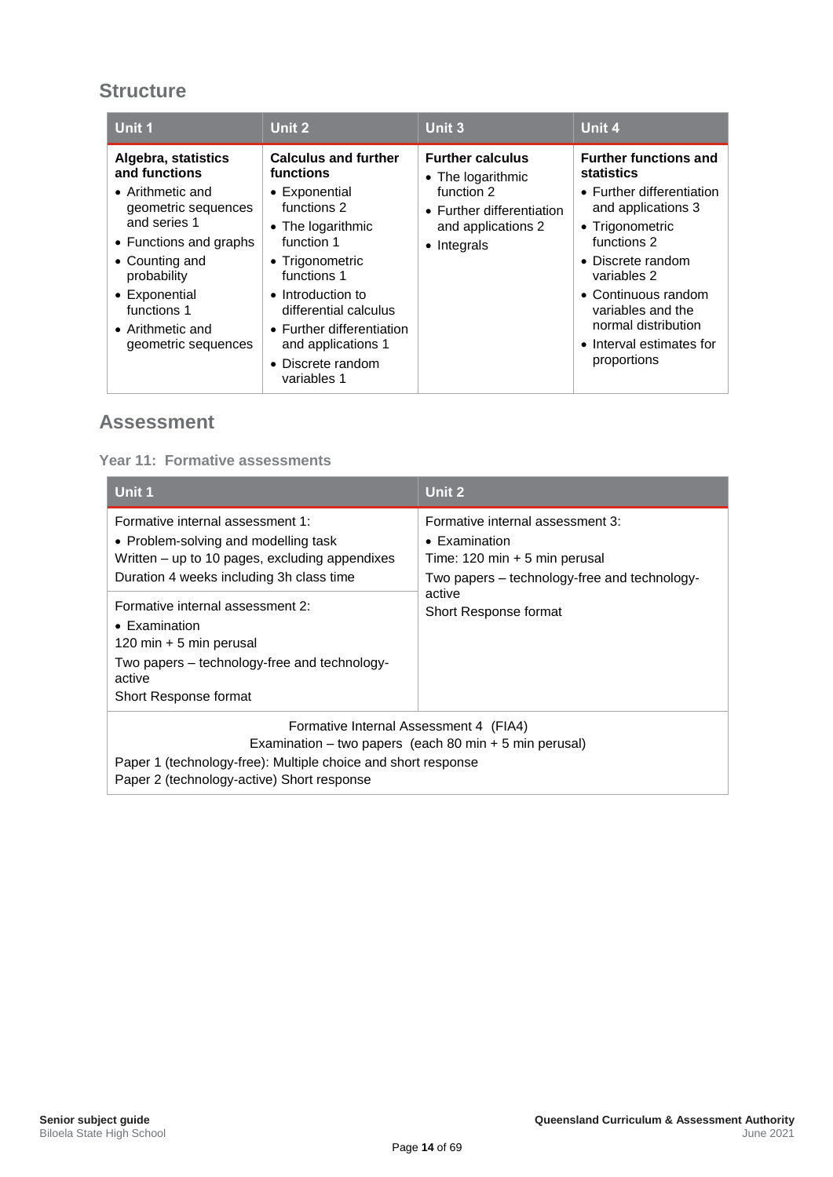## Structure

| Unit 1 | Unit 2 | Unit 3 | Unit 4 |
|---|---|---|---|
| **Algebra, statistics and functions**<br>• Arithmetic and geometric sequences and series 1<br>• Functions and graphs<br>• Counting and probability<br>• Exponential functions 1<br>• Arithmetic and geometric sequences | **Calculus and further functions**<br>• Exponential functions 2<br>• The logarithmic function 1<br>• Trigonometric functions 1<br>• Introduction to differential calculus<br>• Further differentiation and applications 1<br>• Discrete random variables 1 | **Further calculus**<br>• The logarithmic function 2<br>• Further differentiation and applications 2<br>• Integrals | **Further functions and statistics**<br>• Further differentiation and applications 3<br>• Trigonometric functions 2<br>• Discrete random variables 2<br>• Continuous random variables and the normal distribution<br>• Interval estimates for proportions |

## Assessment

### Year 11: Formative assessments

| Unit 1 | Unit 2 |
|---|---|
| Formative internal assessment 1:<br>• Problem-solving and modelling task<br>Written – up to 10 pages, excluding appendixes<br>Duration 4 weeks including 3h class time | Formative internal assessment 3:<br>• Examination<br>Time: 120 min + 5 min perusal<br>Two papers – technology-free and technology-active<br>Short Response format |
| Formative internal assessment 2:<br>• Examination<br>120 min + 5 min perusal<br>Two papers – technology-free and technology-active<br>Short Response format | |
| Formative Internal Assessment 4 (FIA4)<br>Examination – two papers (each 80 min + 5 min perusal)<br>Paper 1 (technology-free): Multiple choice and short response<br>Paper 2 (technology-active) Short response | |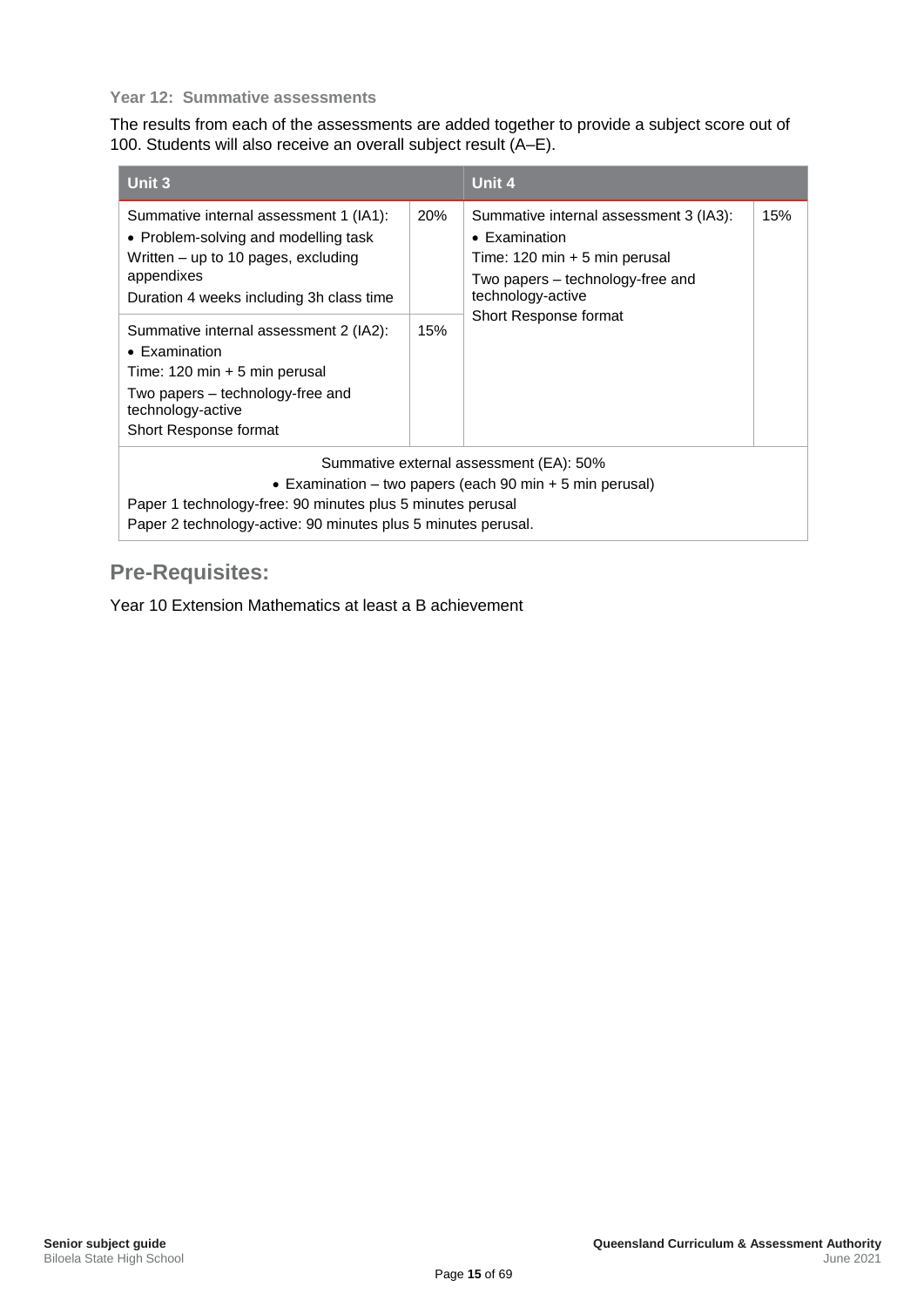### Year 12: Summative assessments

The results from each of the assessments are added together to provide a subject score out of 100. Students will also receive an overall subject result (A–E).

| Unit 3 | | Unit 4 | |
|---|---|---|---|
| Summative internal assessment 1 (IA1):<br>• Problem-solving and modelling task<br>Written – up to 10 pages, excluding appendixes<br>Duration 4 weeks including 3h class time | 20% | Summative internal assessment 3 (IA3):<br>• Examination<br>Time: 120 min + 5 min perusal<br>Two papers – technology-free and technology-active<br>Short Response format | 15% |
| Summative internal assessment 2 (IA2):<br>• Examination<br>Time: 120 min + 5 min perusal<br>Two papers – technology-free and technology-active<br>Short Response format | 15% | | |
| Summative external assessment (EA): 50%<br>• Examination – two papers (each 90 min + 5 min perusal)<br>Paper 1 technology-free: 90 minutes plus 5 minutes perusal<br>Paper 2 technology-active: 90 minutes plus 5 minutes perusal. | | | |

## Pre-Requisites:

Year 10 Extension Mathematics at least a B achievement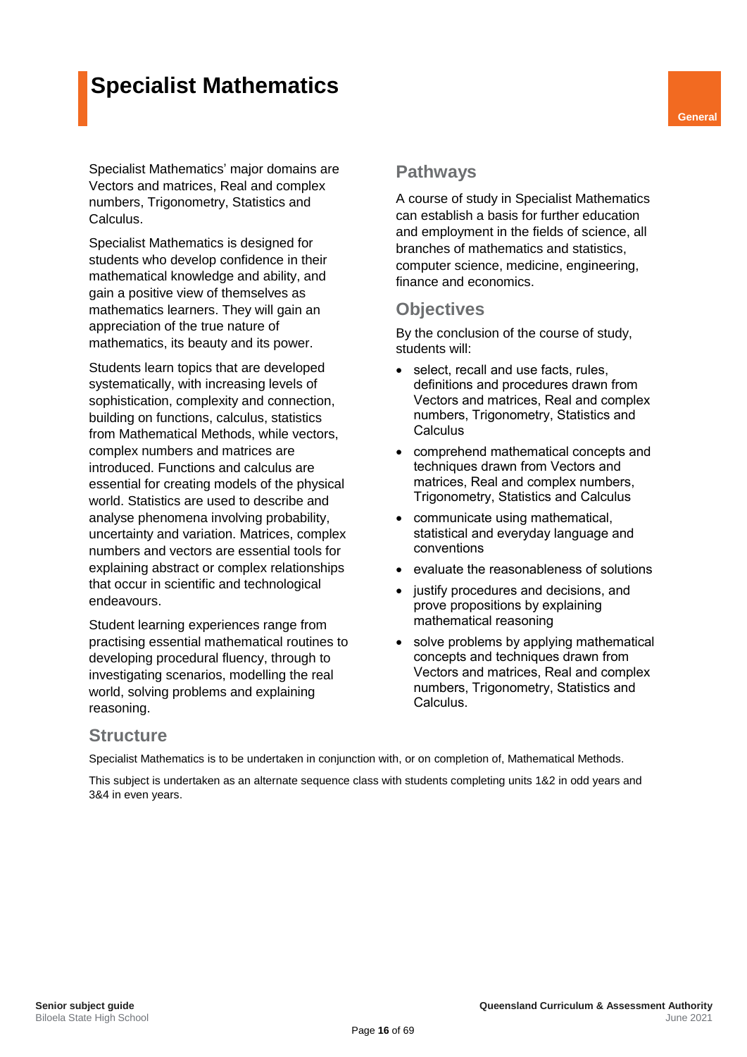# Specialist Mathematics

General

Specialist Mathematics' major domains are Vectors and matrices, Real and complex numbers, Trigonometry, Statistics and Calculus.

Specialist Mathematics is designed for students who develop confidence in their mathematical knowledge and ability, and gain a positive view of themselves as mathematics learners. They will gain an appreciation of the true nature of mathematics, its beauty and its power.

Students learn topics that are developed systematically, with increasing levels of sophistication, complexity and connection, building on functions, calculus, statistics from Mathematical Methods, while vectors, complex numbers and matrices are introduced. Functions and calculus are essential for creating models of the physical world. Statistics are used to describe and analyse phenomena involving probability, uncertainty and variation. Matrices, complex numbers and vectors are essential tools for explaining abstract or complex relationships that occur in scientific and technological endeavours.

Student learning experiences range from practising essential mathematical routines to developing procedural fluency, through to investigating scenarios, modelling the real world, solving problems and explaining reasoning.

## Pathways

A course of study in Specialist Mathematics can establish a basis for further education and employment in the fields of science, all branches of mathematics and statistics, computer science, medicine, engineering, finance and economics.

## Objectives

By the conclusion of the course of study, students will:

- select, recall and use facts, rules, definitions and procedures drawn from Vectors and matrices, Real and complex numbers, Trigonometry, Statistics and Calculus
- comprehend mathematical concepts and techniques drawn from Vectors and matrices, Real and complex numbers, Trigonometry, Statistics and Calculus
- communicate using mathematical, statistical and everyday language and conventions
- evaluate the reasonableness of solutions
- justify procedures and decisions, and prove propositions by explaining mathematical reasoning
- solve problems by applying mathematical concepts and techniques drawn from Vectors and matrices, Real and complex numbers, Trigonometry, Statistics and Calculus.

## Structure

Specialist Mathematics is to be undertaken in conjunction with, or on completion of, Mathematical Methods.

This subject is undertaken as an alternate sequence class with students completing units 1&2 in odd years and 3&4 in even years.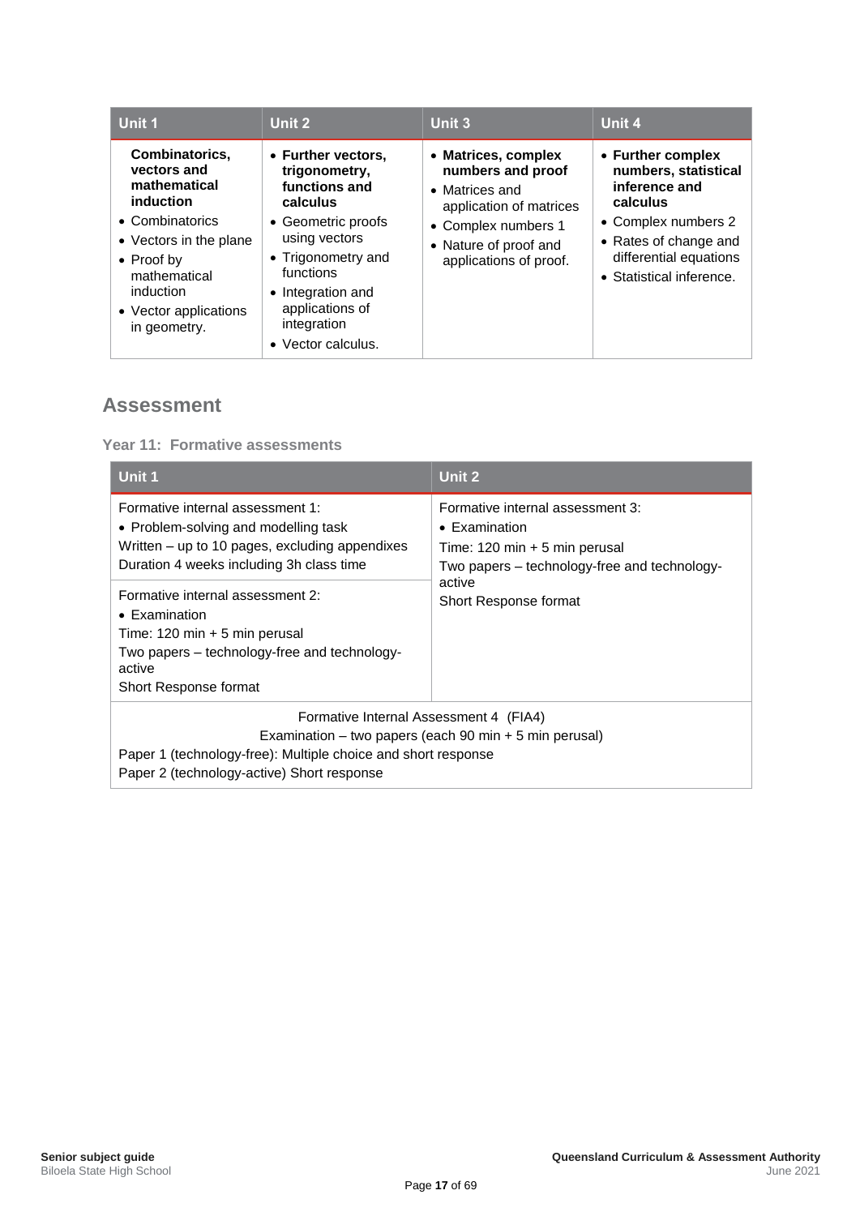| Unit 1 | Unit 2 | Unit 3 | Unit 4 |
|---|---|---|---|
| **Combinatorics, vectors and mathematical induction**<br>• Combinatorics<br>• Vectors in the plane<br>• Proof by mathematical induction<br>• Vector applications in geometry. | • **Further vectors, trigonometry, functions and calculus**<br>• Geometric proofs using vectors<br>• Trigonometry and functions<br>• Integration and applications of integration<br>• Vector calculus. | • **Matrices, complex numbers and proof**<br>• Matrices and application of matrices<br>• Complex numbers 1<br>• Nature of proof and applications of proof. | • **Further complex numbers, statistical inference and calculus**<br>• Complex numbers 2<br>• Rates of change and differential equations<br>• Statistical inference. |

## Assessment

### Year 11: Formative assessments

| Unit 1 | Unit 2 |
|---|---|
| Formative internal assessment 1:<br>• Problem-solving and modelling task<br>Written – up to 10 pages, excluding appendixes<br>Duration 4 weeks including 3h class time | Formative internal assessment 3:<br>• Examination<br>Time: 120 min + 5 min perusal<br>Two papers – technology-free and technology-active<br>Short Response format |
| Formative internal assessment 2:<br>• Examination<br>Time: 120 min + 5 min perusal<br>Two papers – technology-free and technology-active<br>Short Response format | |
| Formative Internal Assessment 4 (FIA4)<br>Examination – two papers (each 90 min + 5 min perusal)<br>Paper 1 (technology-free): Multiple choice and short response<br>Paper 2 (technology-active) Short response | |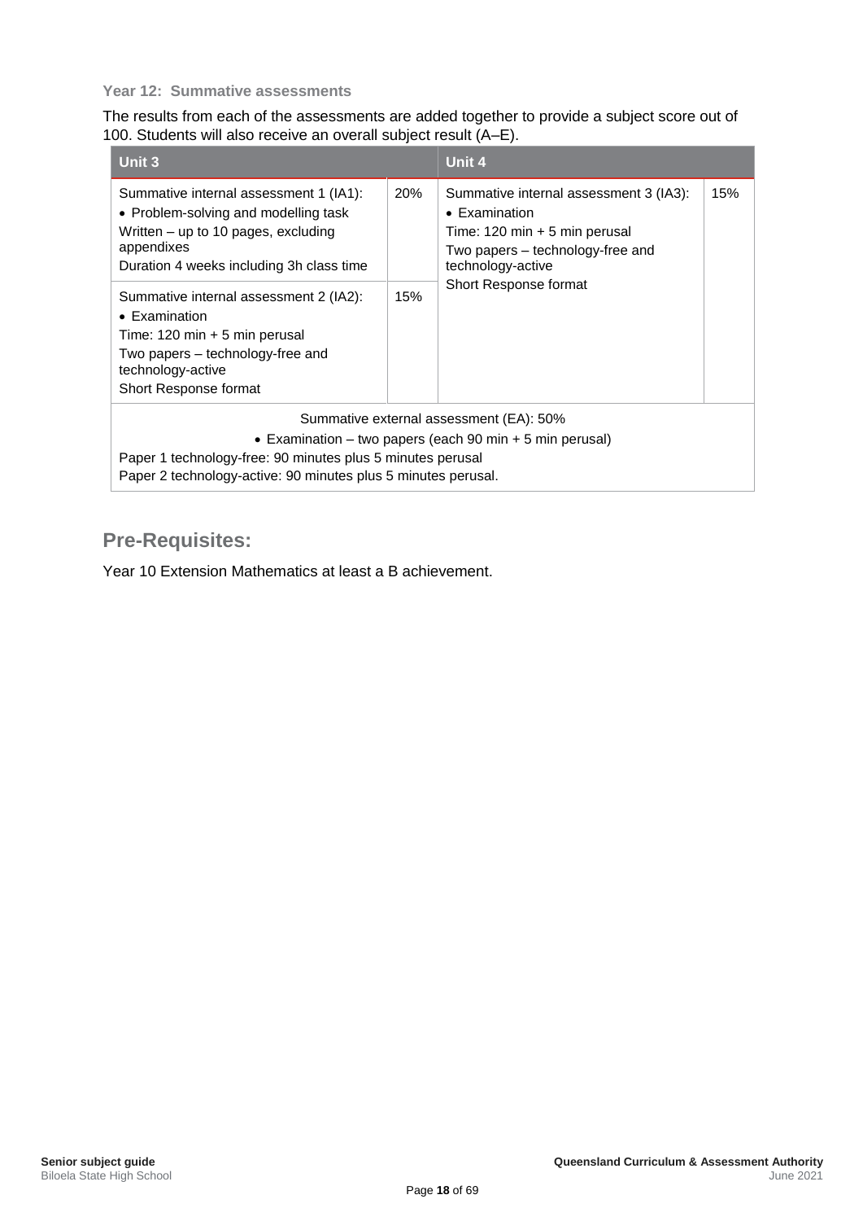### Year 12: Summative assessments

The results from each of the assessments are added together to provide a subject score out of 100. Students will also receive an overall subject result (A–E).

| Unit 3 | | Unit 4 | |
|---|---|---|---|
| Summative internal assessment 1 (IA1):<br>• Problem-solving and modelling task<br>Written – up to 10 pages, excluding appendixes<br>Duration 4 weeks including 3h class time | 20% | Summative internal assessment 3 (IA3):<br>• Examination<br>Time: 120 min + 5 min perusal<br>Two papers – technology-free and technology-active<br>Short Response format | 15% |
| Summative internal assessment 2 (IA2):<br>• Examination<br>Time: 120 min + 5 min perusal<br>Two papers – technology-free and technology-active<br>Short Response format | 15% | | |
| Summative external assessment (EA): 50%<br>• Examination – two papers (each 90 min + 5 min perusal)<br>Paper 1 technology-free: 90 minutes plus 5 minutes perusal<br>Paper 2 technology-active: 90 minutes plus 5 minutes perusal. | | | |

## Pre-Requisites:

Year 10 Extension Mathematics at least a B achievement.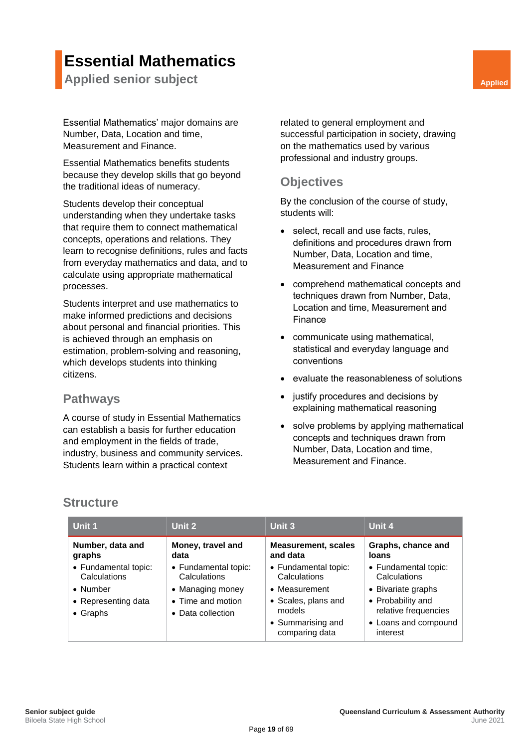# Essential Mathematics

## Applied senior subject

Applied

Essential Mathematics' major domains are Number, Data, Location and time, Measurement and Finance.

Essential Mathematics benefits students because they develop skills that go beyond the traditional ideas of numeracy.

Students develop their conceptual understanding when they undertake tasks that require them to connect mathematical concepts, operations and relations. They learn to recognise definitions, rules and facts from everyday mathematics and data, and to calculate using appropriate mathematical processes.

Students interpret and use mathematics to make informed predictions and decisions about personal and financial priorities. This is achieved through an emphasis on estimation, problem-solving and reasoning, which develops students into thinking citizens.

### Pathways

A course of study in Essential Mathematics can establish a basis for further education and employment in the fields of trade, industry, business and community services. Students learn within a practical context related to general employment and successful participation in society, drawing on the mathematics used by various professional and industry groups.

### Objectives

By the conclusion of the course of study, students will:

- select, recall and use facts, rules, definitions and procedures drawn from Number, Data, Location and time, Measurement and Finance
- comprehend mathematical concepts and techniques drawn from Number, Data, Location and time, Measurement and Finance
- communicate using mathematical, statistical and everyday language and conventions
- evaluate the reasonableness of solutions
- justify procedures and decisions by explaining mathematical reasoning
- solve problems by applying mathematical concepts and techniques drawn from Number, Data, Location and time, Measurement and Finance.

### Structure

| Unit 1 | Unit 2 | Unit 3 | Unit 4 |
|---|---|---|---|
| **Number, data and graphs**<br>• Fundamental topic: Calculations<br>• Number<br>• Representing data<br>• Graphs | **Money, travel and data**<br>• Fundamental topic: Calculations<br>• Managing money<br>• Time and motion<br>• Data collection | **Measurement, scales and data**<br>• Fundamental topic: Calculations<br>• Measurement<br>• Scales, plans and models<br>• Summarising and comparing data | **Graphs, chance and loans**<br>• Fundamental topic: Calculations<br>• Bivariate graphs<br>• Probability and relative frequencies<br>• Loans and compound interest |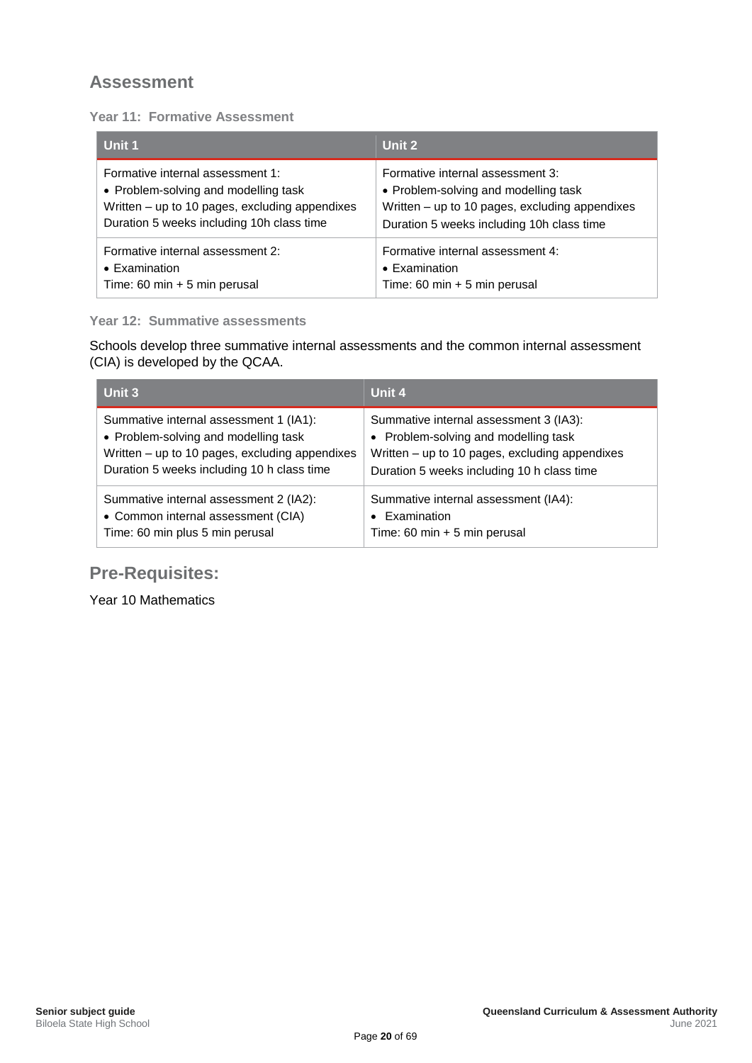## Assessment

### Year 11: Formative Assessment

| Unit 1 | Unit 2 |
|---|---|
| Formative internal assessment 1:<br>• Problem-solving and modelling task<br>Written – up to 10 pages, excluding appendixes<br>Duration 5 weeks including 10h class time | Formative internal assessment 3:<br>• Problem-solving and modelling task<br>Written – up to 10 pages, excluding appendixes<br>Duration 5 weeks including 10h class time |
| Formative internal assessment 2:<br>• Examination<br>Time: 60 min + 5 min perusal | Formative internal assessment 4:<br>• Examination<br>Time: 60 min + 5 min perusal |

### Year 12: Summative assessments

Schools develop three summative internal assessments and the common internal assessment (CIA) is developed by the QCAA.

| Unit 3 | Unit 4 |
|---|---|
| Summative internal assessment 1 (IA1):<br>• Problem-solving and modelling task<br>Written – up to 10 pages, excluding appendixes<br>Duration 5 weeks including 10 h class time | Summative internal assessment 3 (IA3):<br>• Problem-solving and modelling task<br>Written – up to 10 pages, excluding appendixes<br>Duration 5 weeks including 10 h class time |
| Summative internal assessment 2 (IA2):<br>• Common internal assessment (CIA)<br>Time: 60 min plus 5 min perusal | Summative internal assessment (IA4):<br>• Examination<br>Time: 60 min + 5 min perusal |

## Pre-Requisites:

Year 10 Mathematics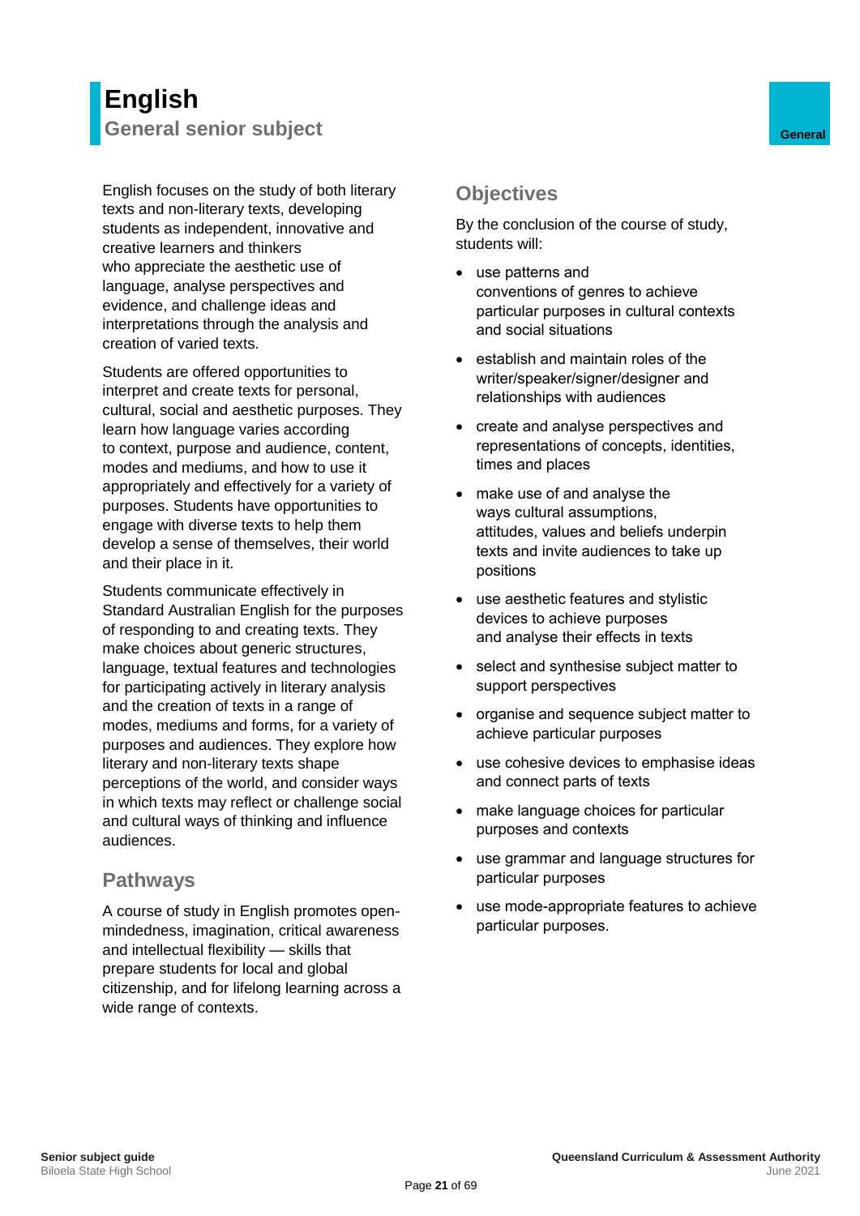# English

## General senior subject

General

English focuses on the study of both literary texts and non-literary texts, developing students as independent, innovative and creative learners and thinkers who appreciate the aesthetic use of language, analyse perspectives and evidence, and challenge ideas and interpretations through the analysis and creation of varied texts.

Students are offered opportunities to interpret and create texts for personal, cultural, social and aesthetic purposes. They learn how language varies according to context, purpose and audience, content, modes and mediums, and how to use it appropriately and effectively for a variety of purposes. Students have opportunities to engage with diverse texts to help them develop a sense of themselves, their world and their place in it.

Students communicate effectively in Standard Australian English for the purposes of responding to and creating texts. They make choices about generic structures, language, textual features and technologies for participating actively in literary analysis and the creation of texts in a range of modes, mediums and forms, for a variety of purposes and audiences. They explore how literary and non-literary texts shape perceptions of the world, and consider ways in which texts may reflect or challenge social and cultural ways of thinking and influence audiences.

### Pathways

A course of study in English promotes open-mindedness, imagination, critical awareness and intellectual flexibility — skills that prepare students for local and global citizenship, and for lifelong learning across a wide range of contexts.

### Objectives

By the conclusion of the course of study, students will:

- use patterns and conventions of genres to achieve particular purposes in cultural contexts and social situations
- establish and maintain roles of the writer/speaker/signer/designer and relationships with audiences
- create and analyse perspectives and representations of concepts, identities, times and places
- make use of and analyse the ways cultural assumptions, attitudes, values and beliefs underpin texts and invite audiences to take up positions
- use aesthetic features and stylistic devices to achieve purposes and analyse their effects in texts
- select and synthesise subject matter to support perspectives
- organise and sequence subject matter to achieve particular purposes
- use cohesive devices to emphasise ideas and connect parts of texts
- make language choices for particular purposes and contexts
- use grammar and language structures for particular purposes
- use mode-appropriate features to achieve particular purposes.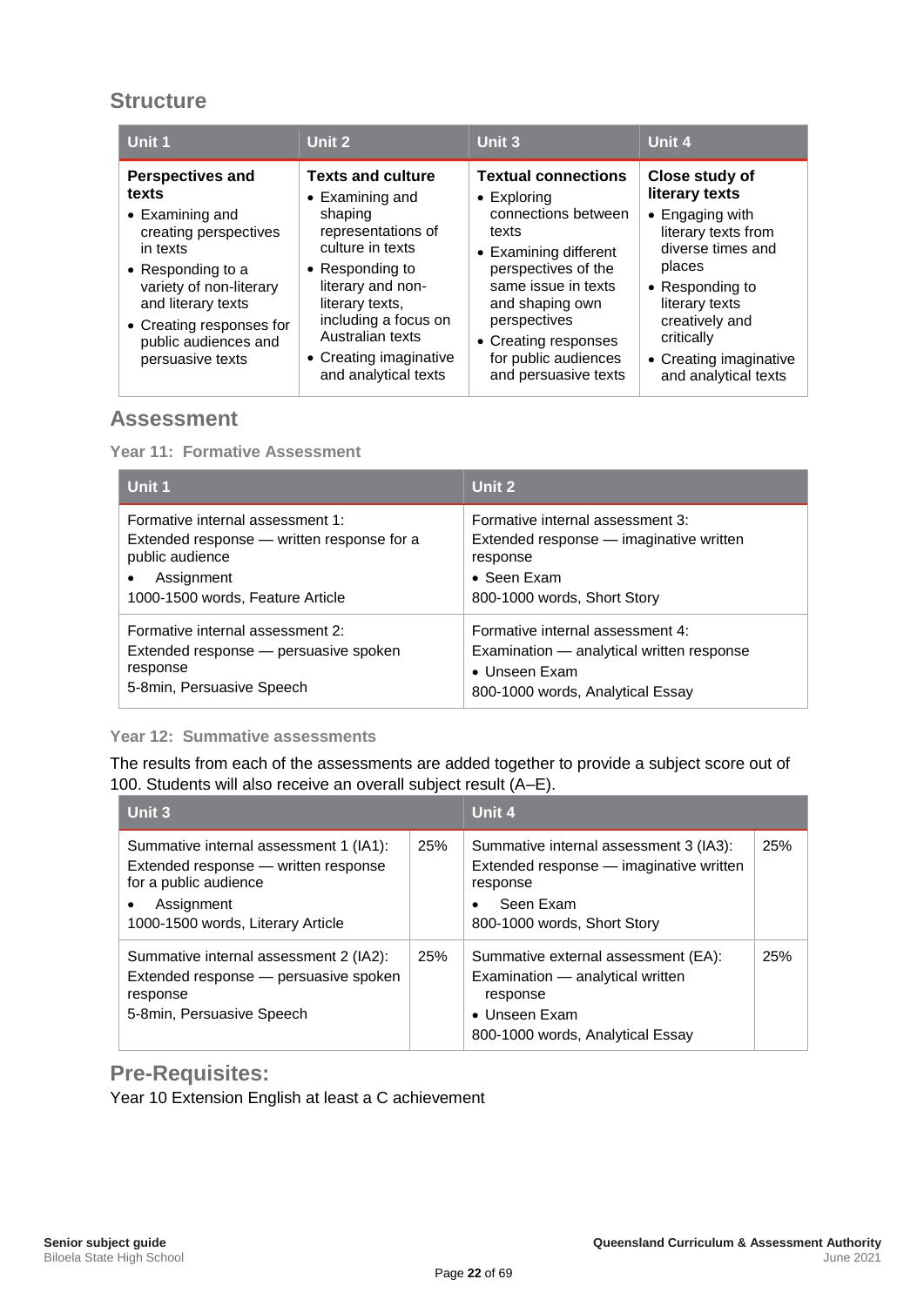## Structure

| Unit 1 | Unit 2 | Unit 3 | Unit 4 |
|---|---|---|---|
| **Perspectives and texts**<br>• Examining and creating perspectives in texts<br>• Responding to a variety of non-literary and literary texts<br>• Creating responses for public audiences and persuasive texts | **Texts and culture**<br>• Examining and shaping representations of culture in texts<br>• Responding to literary and non-literary texts, including a focus on Australian texts<br>• Creating imaginative and analytical texts | **Textual connections**<br>• Exploring connections between texts<br>• Examining different perspectives of the same issue in texts and shaping own perspectives<br>• Creating responses for public audiences and persuasive texts | **Close study of literary texts**<br>• Engaging with literary texts from diverse times and places<br>• Responding to literary texts creatively and critically<br>• Creating imaginative and analytical texts |

## Assessment

### Year 11: Formative Assessment

| Unit 1 | Unit 2 |
|---|---|
| Formative internal assessment 1:<br>Extended response — written response for a public audience<br>• Assignment<br>1000-1500 words, Feature Article | Formative internal assessment 3:<br>Extended response — imaginative written response<br>• Seen Exam<br>800-1000 words, Short Story |
| Formative internal assessment 2:<br>Extended response — persuasive spoken response<br>5-8min, Persuasive Speech | Formative internal assessment 4:<br>Examination — analytical written response<br>• Unseen Exam<br>800-1000 words, Analytical Essay |

### Year 12: Summative assessments

The results from each of the assessments are added together to provide a subject score out of 100. Students will also receive an overall subject result (A–E).

| Unit 3 | | Unit 4 | |
|---|---|---|---|
| Summative internal assessment 1 (IA1):<br>Extended response — written response for a public audience<br>• Assignment<br>1000-1500 words, Literary Article | 25% | Summative internal assessment 3 (IA3):<br>Extended response — imaginative written response<br>• Seen Exam<br>800-1000 words, Short Story | 25% |
| Summative internal assessment 2 (IA2):<br>Extended response — persuasive spoken response<br>5-8min, Persuasive Speech | 25% | Summative external assessment (EA):<br>Examination — analytical written response<br>• Unseen Exam<br>800-1000 words, Analytical Essay | 25% |

## Pre-Requisites:

Year 10 Extension English at least a C achievement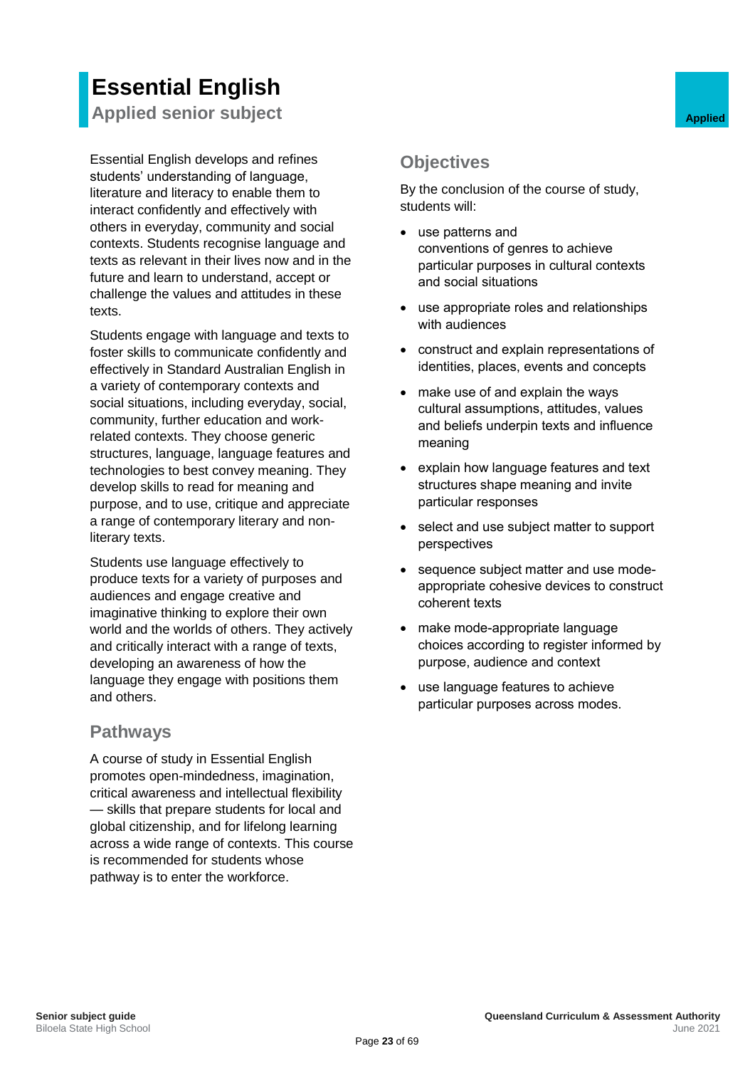# Essential English

## Applied senior subject

Applied

Essential English develops and refines students' understanding of language, literature and literacy to enable them to interact confidently and effectively with others in everyday, community and social contexts. Students recognise language and texts as relevant in their lives now and in the future and learn to understand, accept or challenge the values and attitudes in these texts.

Students engage with language and texts to foster skills to communicate confidently and effectively in Standard Australian English in a variety of contemporary contexts and social situations, including everyday, social, community, further education and work-related contexts. They choose generic structures, language, language features and technologies to best convey meaning. They develop skills to read for meaning and purpose, and to use, critique and appreciate a range of contemporary literary and non-literary texts.

Students use language effectively to produce texts for a variety of purposes and audiences and engage creative and imaginative thinking to explore their own world and the worlds of others. They actively and critically interact with a range of texts, developing an awareness of how the language they engage with positions them and others.

### Pathways

A course of study in Essential English promotes open-mindedness, imagination, critical awareness and intellectual flexibility — skills that prepare students for local and global citizenship, and for lifelong learning across a wide range of contexts. This course is recommended for students whose pathway is to enter the workforce.

### Objectives

By the conclusion of the course of study, students will:

- use patterns and conventions of genres to achieve particular purposes in cultural contexts and social situations
- use appropriate roles and relationships with audiences
- construct and explain representations of identities, places, events and concepts
- make use of and explain the ways cultural assumptions, attitudes, values and beliefs underpin texts and influence meaning
- explain how language features and text structures shape meaning and invite particular responses
- select and use subject matter to support perspectives
- sequence subject matter and use mode-appropriate cohesive devices to construct coherent texts
- make mode-appropriate language choices according to register informed by purpose, audience and context
- use language features to achieve particular purposes across modes.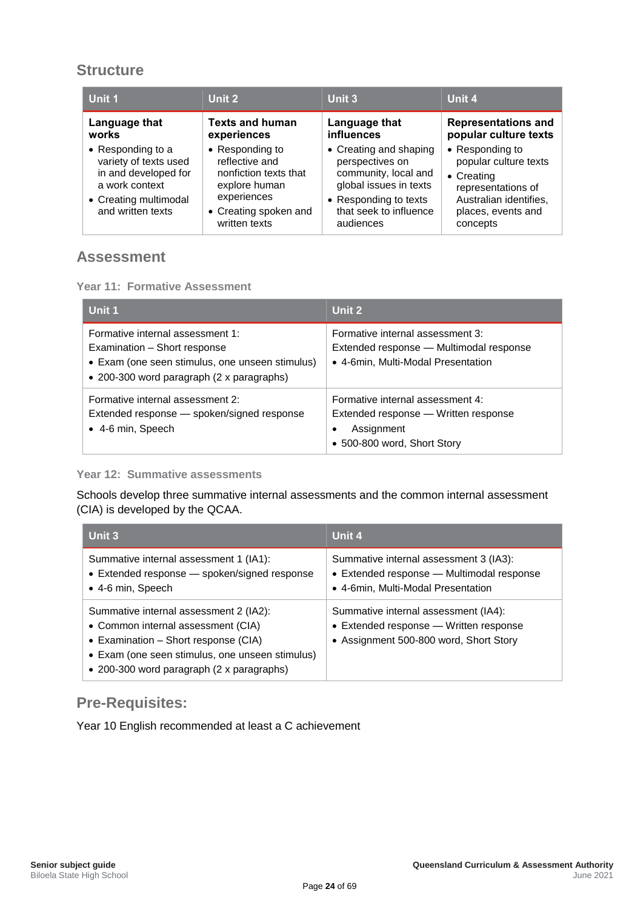## Structure

| Unit 1 | Unit 2 | Unit 3 | Unit 4 |
|---|---|---|---|
| **Language that works**<br>• Responding to a variety of texts used in and developed for a work context<br>• Creating multimodal and written texts | **Texts and human experiences**<br>• Responding to reflective and nonfiction texts that explore human experiences<br>• Creating spoken and written texts | **Language that influences**<br>• Creating and shaping perspectives on community, local and global issues in texts<br>• Responding to texts that seek to influence audiences | **Representations and popular culture texts**<br>• Responding to popular culture texts<br>• Creating representations of Australian identifies, places, events and concepts |

## Assessment

### Year 11: Formative Assessment

| Unit 1 | Unit 2 |
|---|---|
| Formative internal assessment 1:<br>Examination – Short response<br>• Exam (one seen stimulus, one unseen stimulus)<br>• 200-300 word paragraph (2 x paragraphs) | Formative internal assessment 3:<br>Extended response — Multimodal response<br>• 4-6min, Multi-Modal Presentation |
| Formative internal assessment 2:<br>Extended response — spoken/signed response<br>• 4-6 min, Speech | Formative internal assessment 4:<br>Extended response — Written response<br>• Assignment<br>• 500-800 word, Short Story |

### Year 12: Summative assessments

Schools develop three summative internal assessments and the common internal assessment (CIA) is developed by the QCAA.

| Unit 3 | Unit 4 |
|---|---|
| Summative internal assessment 1 (IA1):<br>• Extended response — spoken/signed response<br>• 4-6 min, Speech | Summative internal assessment 3 (IA3):<br>• Extended response — Multimodal response<br>• 4-6min, Multi-Modal Presentation |
| Summative internal assessment 2 (IA2):<br>• Common internal assessment (CIA)<br>• Examination – Short response (CIA)<br>• Exam (one seen stimulus, one unseen stimulus)<br>• 200-300 word paragraph (2 x paragraphs) | Summative internal assessment (IA4):<br>• Extended response — Written response<br>• Assignment 500-800 word, Short Story |

## Pre-Requisites:

Year 10 English recommended at least a C achievement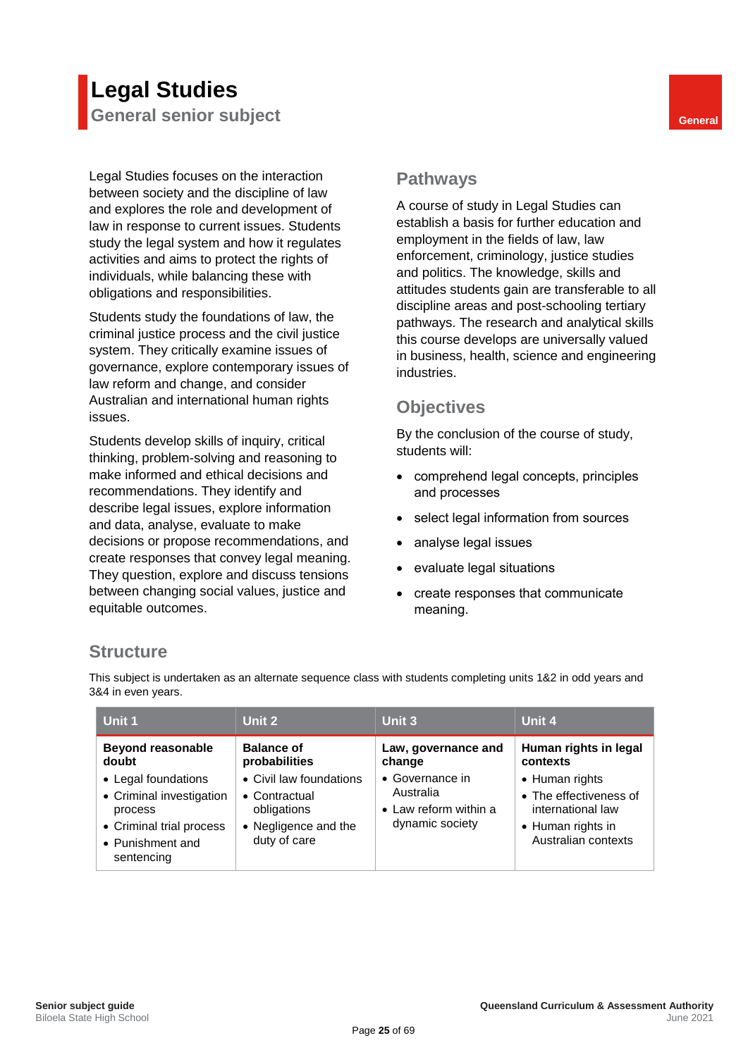# Legal Studies

## General senior subject

General

Legal Studies focuses on the interaction between society and the discipline of law and explores the role and development of law in response to current issues. Students study the legal system and how it regulates activities and aims to protect the rights of individuals, while balancing these with obligations and responsibilities.

Students study the foundations of law, the criminal justice process and the civil justice system. They critically examine issues of governance, explore contemporary issues of law reform and change, and consider Australian and international human rights issues.

Students develop skills of inquiry, critical thinking, problem-solving and reasoning to make informed and ethical decisions and recommendations. They identify and describe legal issues, explore information and data, analyse, evaluate to make decisions or propose recommendations, and create responses that convey legal meaning. They question, explore and discuss tensions between changing social values, justice and equitable outcomes.

## Pathways

A course of study in Legal Studies can establish a basis for further education and employment in the fields of law, law enforcement, criminology, justice studies and politics. The knowledge, skills and attitudes students gain are transferable to all discipline areas and post-schooling tertiary pathways. The research and analytical skills this course develops are universally valued in business, health, science and engineering industries.

## Objectives

By the conclusion of the course of study, students will:

- comprehend legal concepts, principles and processes
- select legal information from sources
- analyse legal issues
- evaluate legal situations
- create responses that communicate meaning.

## Structure

This subject is undertaken as an alternate sequence class with students completing units 1&2 in odd years and 3&4 in even years.

| Unit 1 | Unit 2 | Unit 3 | Unit 4 |
|---|---|---|---|
| **Beyond reasonable doubt**<br>• Legal foundations<br>• Criminal investigation process<br>• Criminal trial process<br>• Punishment and sentencing | **Balance of probabilities**<br>• Civil law foundations<br>• Contractual obligations<br>• Negligence and the duty of care | **Law, governance and change**<br>• Governance in Australia<br>• Law reform within a dynamic society | **Human rights in legal contexts**<br>• Human rights<br>• The effectiveness of international law<br>• Human rights in Australian contexts |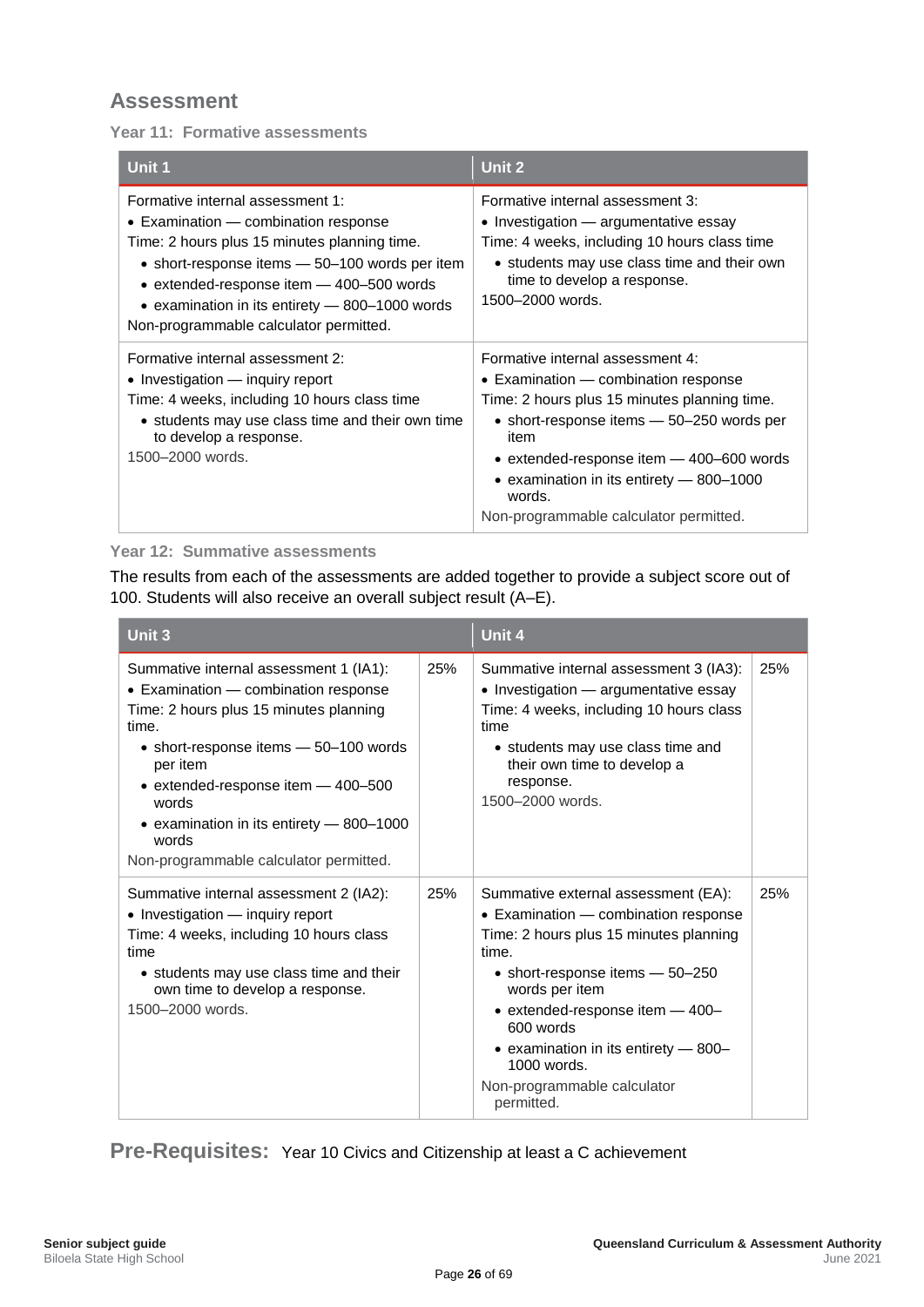## Assessment

### Year 11: Formative assessments

| Unit 1 | Unit 2 |
|---|---|
| Formative internal assessment 1:<br>• Examination — combination response<br>Time: 2 hours plus 15 minutes planning time.<br>• short-response items — 50–100 words per item<br>• extended-response item — 400–500 words<br>• examination in its entirety — 800–1000 words<br>Non-programmable calculator permitted. | Formative internal assessment 3:<br>• Investigation — argumentative essay<br>Time: 4 weeks, including 10 hours class time<br>• students may use class time and their own time to develop a response.<br>1500–2000 words. |
| Formative internal assessment 2:<br>• Investigation — inquiry report<br>Time: 4 weeks, including 10 hours class time<br>• students may use class time and their own time to develop a response.<br>1500–2000 words. | Formative internal assessment 4:<br>• Examination — combination response<br>Time: 2 hours plus 15 minutes planning time.<br>• short-response items — 50–250 words per item<br>• extended-response item — 400–600 words<br>• examination in its entirety — 800–1000 words.<br>Non-programmable calculator permitted. |

### Year 12: Summative assessments

The results from each of the assessments are added together to provide a subject score out of 100. Students will also receive an overall subject result (A–E).

| Unit 3 | | Unit 4 | |
|---|---|---|---|
| Summative internal assessment 1 (IA1):<br>• Examination — combination response<br>Time: 2 hours plus 15 minutes planning time.<br>• short-response items — 50–100 words per item<br>• extended-response item — 400–500 words<br>• examination in its entirety — 800–1000 words<br>Non-programmable calculator permitted. | 25% | Summative internal assessment 3 (IA3):<br>• Investigation — argumentative essay<br>Time: 4 weeks, including 10 hours class time<br>• students may use class time and their own time to develop a response.<br>1500–2000 words. | 25% |
| Summative internal assessment 2 (IA2):<br>• Investigation — inquiry report<br>Time: 4 weeks, including 10 hours class time<br>• students may use class time and their own time to develop a response.<br>1500–2000 words. | 25% | Summative external assessment (EA):<br>• Examination — combination response<br>Time: 2 hours plus 15 minutes planning time.<br>• short-response items — 50–250 words per item<br>• extended-response item — 400–600 words<br>• examination in its entirety — 800–1000 words.<br>Non-programmable calculator permitted. | 25% |

**Pre-Requisites:** Year 10 Civics and Citizenship at least a C achievement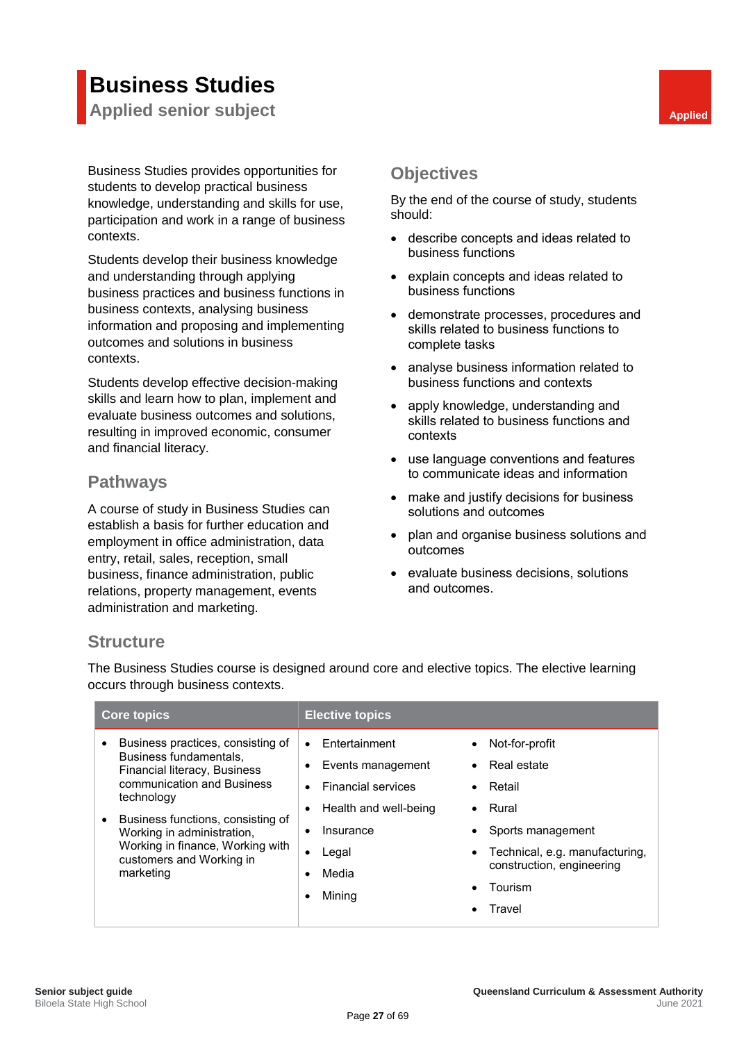# Business Studies

## Applied senior subject

Applied

Business Studies provides opportunities for students to develop practical business knowledge, understanding and skills for use, participation and work in a range of business contexts.

Students develop their business knowledge and understanding through applying business practices and business functions in business contexts, analysing business information and proposing and implementing outcomes and solutions in business contexts.

Students develop effective decision-making skills and learn how to plan, implement and evaluate business outcomes and solutions, resulting in improved economic, consumer and financial literacy.

### Pathways

A course of study in Business Studies can establish a basis for further education and employment in office administration, data entry, retail, sales, reception, small business, finance administration, public relations, property management, events administration and marketing.

### Objectives

By the end of the course of study, students should:

- describe concepts and ideas related to business functions
- explain concepts and ideas related to business functions
- demonstrate processes, procedures and skills related to business functions to complete tasks
- analyse business information related to business functions and contexts
- apply knowledge, understanding and skills related to business functions and contexts
- use language conventions and features to communicate ideas and information
- make and justify decisions for business solutions and outcomes
- plan and organise business solutions and outcomes
- evaluate business decisions, solutions and outcomes.

### Structure

The Business Studies course is designed around core and elective topics. The elective learning occurs through business contexts.

| Core topics | Elective topics | |
|---|---|---|
| • Business practices, consisting of Business fundamentals, Financial literacy, Business communication and Business technology<br>• Business functions, consisting of Working in administration, Working in finance, Working with customers and Working in marketing | • Entertainment<br>• Events management<br>• Financial services<br>• Health and well-being<br>• Insurance<br>• Legal<br>• Media<br>• Mining | • Not-for-profit<br>• Real estate<br>• Retail<br>• Rural<br>• Sports management<br>• Technical, e.g. manufacturing, construction, engineering<br>• Tourism<br>• Travel |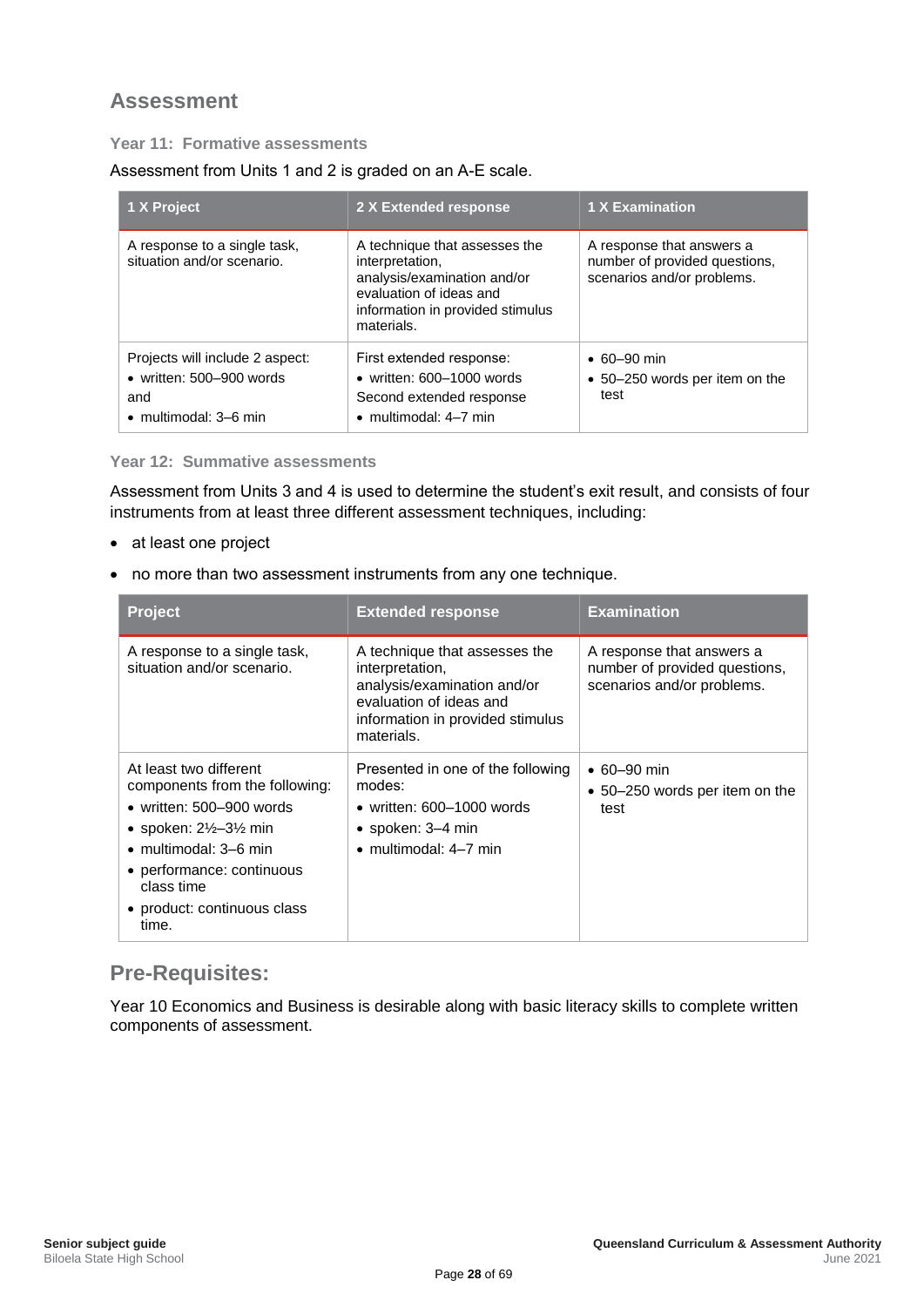## Assessment

### Year 11: Formative assessments

Assessment from Units 1 and 2 is graded on an A-E scale.

| 1 X Project | 2 X Extended response | 1 X Examination |
| --- | --- | --- |
| A response to a single task, situation and/or scenario. | A technique that assesses the interpretation, analysis/examination and/or evaluation of ideas and information in provided stimulus materials. | A response that answers a number of provided questions, scenarios and/or problems. |
| Projects will include 2 aspect:<br>• written: 500–900 words<br>and<br>• multimodal: 3–6 min | First extended response:<br>• written: 600–1000 words<br>Second extended response<br>• multimodal: 4–7 min | • 60–90 min<br>• 50–250 words per item on the test |

### Year 12: Summative assessments

Assessment from Units 3 and 4 is used to determine the student's exit result, and consists of four instruments from at least three different assessment techniques, including:

- at least one project
- no more than two assessment instruments from any one technique.

| Project | Extended response | Examination |
| --- | --- | --- |
| A response to a single task, situation and/or scenario. | A technique that assesses the interpretation, analysis/examination and/or evaluation of ideas and information in provided stimulus materials. | A response that answers a number of provided questions, scenarios and/or problems. |
| At least two different components from the following:<br>• written: 500–900 words<br>• spoken: 2½–3½ min<br>• multimodal: 3–6 min<br>• performance: continuous class time<br>• product: continuous class time. | Presented in one of the following modes:<br>• written: 600–1000 words<br>• spoken: 3–4 min<br>• multimodal: 4–7 min | • 60–90 min<br>• 50–250 words per item on the test |

## Pre-Requisites:

Year 10 Economics and Business is desirable along with basic literacy skills to complete written components of assessment.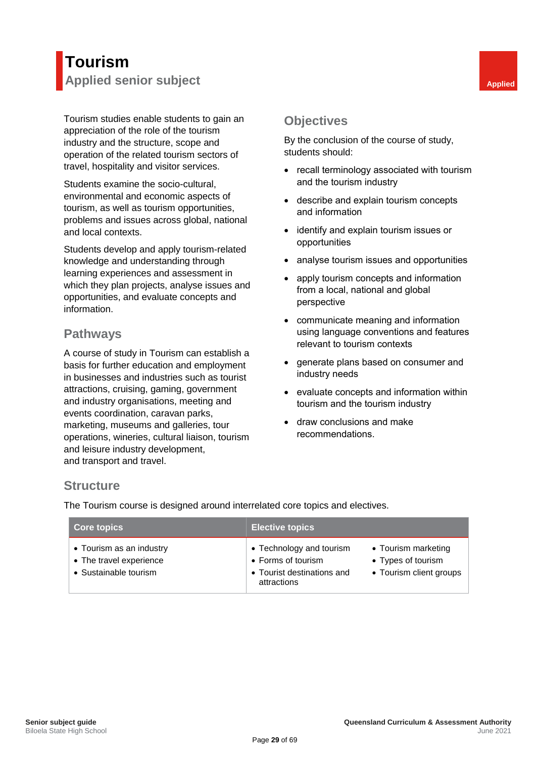# Tourism

## Applied senior subject

Applied

Tourism studies enable students to gain an appreciation of the role of the tourism industry and the structure, scope and operation of the related tourism sectors of travel, hospitality and visitor services.

Students examine the socio-cultural, environmental and economic aspects of tourism, as well as tourism opportunities, problems and issues across global, national and local contexts.

Students develop and apply tourism-related knowledge and understanding through learning experiences and assessment in which they plan projects, analyse issues and opportunities, and evaluate concepts and information.

### Pathways

A course of study in Tourism can establish a basis for further education and employment in businesses and industries such as tourist attractions, cruising, gaming, government and industry organisations, meeting and events coordination, caravan parks, marketing, museums and galleries, tour operations, wineries, cultural liaison, tourism and leisure industry development, and transport and travel.

### Objectives

By the conclusion of the course of study, students should:

- recall terminology associated with tourism and the tourism industry
- describe and explain tourism concepts and information
- identify and explain tourism issues or opportunities
- analyse tourism issues and opportunities
- apply tourism concepts and information from a local, national and global perspective
- communicate meaning and information using language conventions and features relevant to tourism contexts
- generate plans based on consumer and industry needs
- evaluate concepts and information within tourism and the tourism industry
- draw conclusions and make recommendations.

### Structure

The Tourism course is designed around interrelated core topics and electives.

| Core topics | Elective topics | |
|---|---|---|
| • Tourism as an industry<br>• The travel experience<br>• Sustainable tourism | • Technology and tourism<br>• Forms of tourism<br>• Tourist destinations and attractions | • Tourism marketing<br>• Types of tourism<br>• Tourism client groups |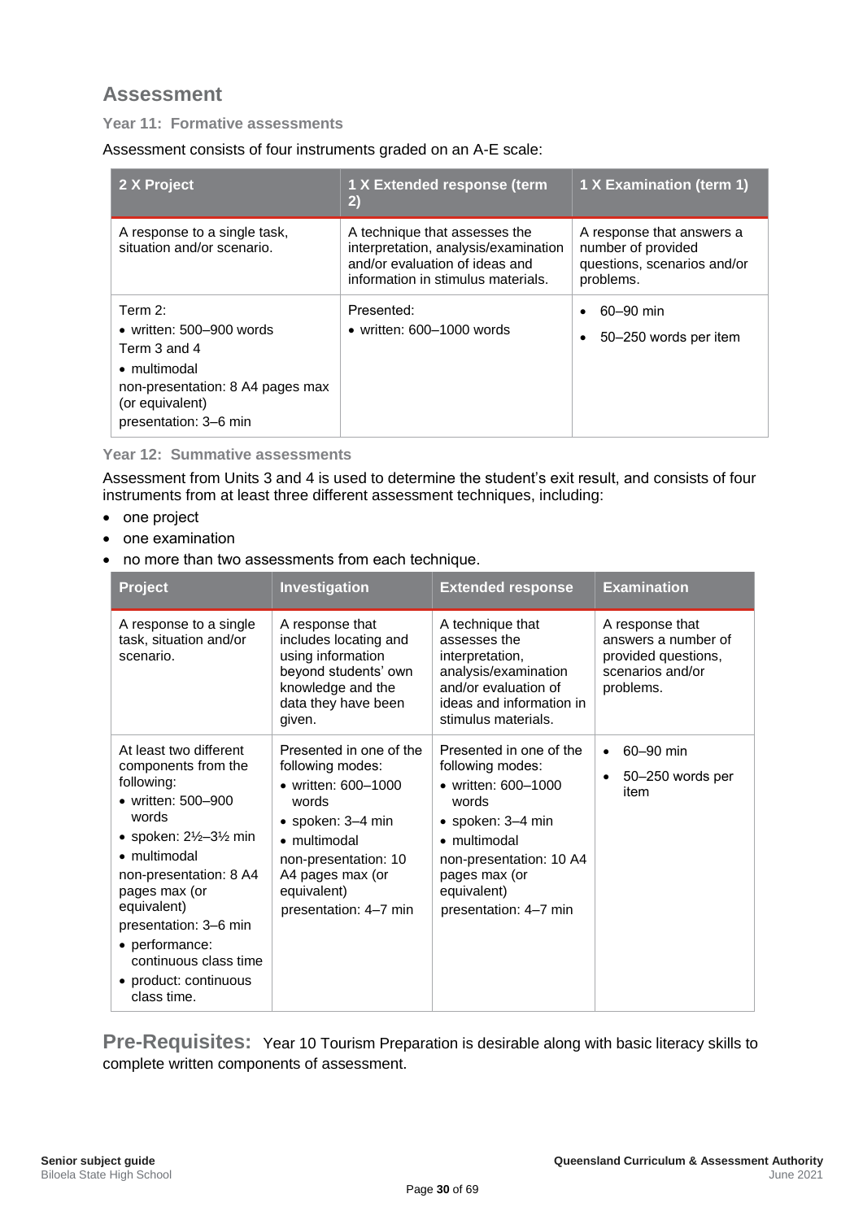## Assessment

### Year 11: Formative assessments

Assessment consists of four instruments graded on an A-E scale:

| 2 X Project | 1 X Extended response (term 2) | 1 X Examination (term 1) |
|---|---|---|
| A response to a single task, situation and/or scenario. | A technique that assesses the interpretation, analysis/examination and/or evaluation of ideas and information in stimulus materials. | A response that answers a number of provided questions, scenarios and/or problems. |
| Term 2:<br>• written: 500–900 words<br>Term 3 and 4<br>• multimodal<br>non-presentation: 8 A4 pages max (or equivalent)<br>presentation: 3–6 min | Presented:<br>• written: 600–1000 words | • 60–90 min<br>• 50–250 words per item |

### Year 12: Summative assessments

Assessment from Units 3 and 4 is used to determine the student's exit result, and consists of four instruments from at least three different assessment techniques, including:

- one project
- one examination
- no more than two assessments from each technique.

| Project | Investigation | Extended response | Examination |
|---|---|---|---|
| A response to a single task, situation and/or scenario. | A response that includes locating and using information beyond students' own knowledge and the data they have been given. | A technique that assesses the interpretation, analysis/examination and/or evaluation of ideas and information in stimulus materials. | A response that answers a number of provided questions, scenarios and/or problems. |
| At least two different components from the following:<br>• written: 500–900 words<br>• spoken: 2½–3½ min<br>• multimodal<br>non-presentation: 8 A4 pages max (or equivalent)<br>presentation: 3–6 min<br>• performance: continuous class time<br>• product: continuous class time. | Presented in one of the following modes:<br>• written: 600–1000 words<br>• spoken: 3–4 min<br>• multimodal<br>non-presentation: 10 A4 pages max (or equivalent)<br>presentation: 4–7 min | Presented in one of the following modes:<br>• written: 600–1000 words<br>• spoken: 3–4 min<br>• multimodal<br>non-presentation: 10 A4 pages max (or equivalent)<br>presentation: 4–7 min | • 60–90 min<br>• 50–250 words per item |

**Pre-Requisites:** Year 10 Tourism Preparation is desirable along with basic literacy skills to complete written components of assessment.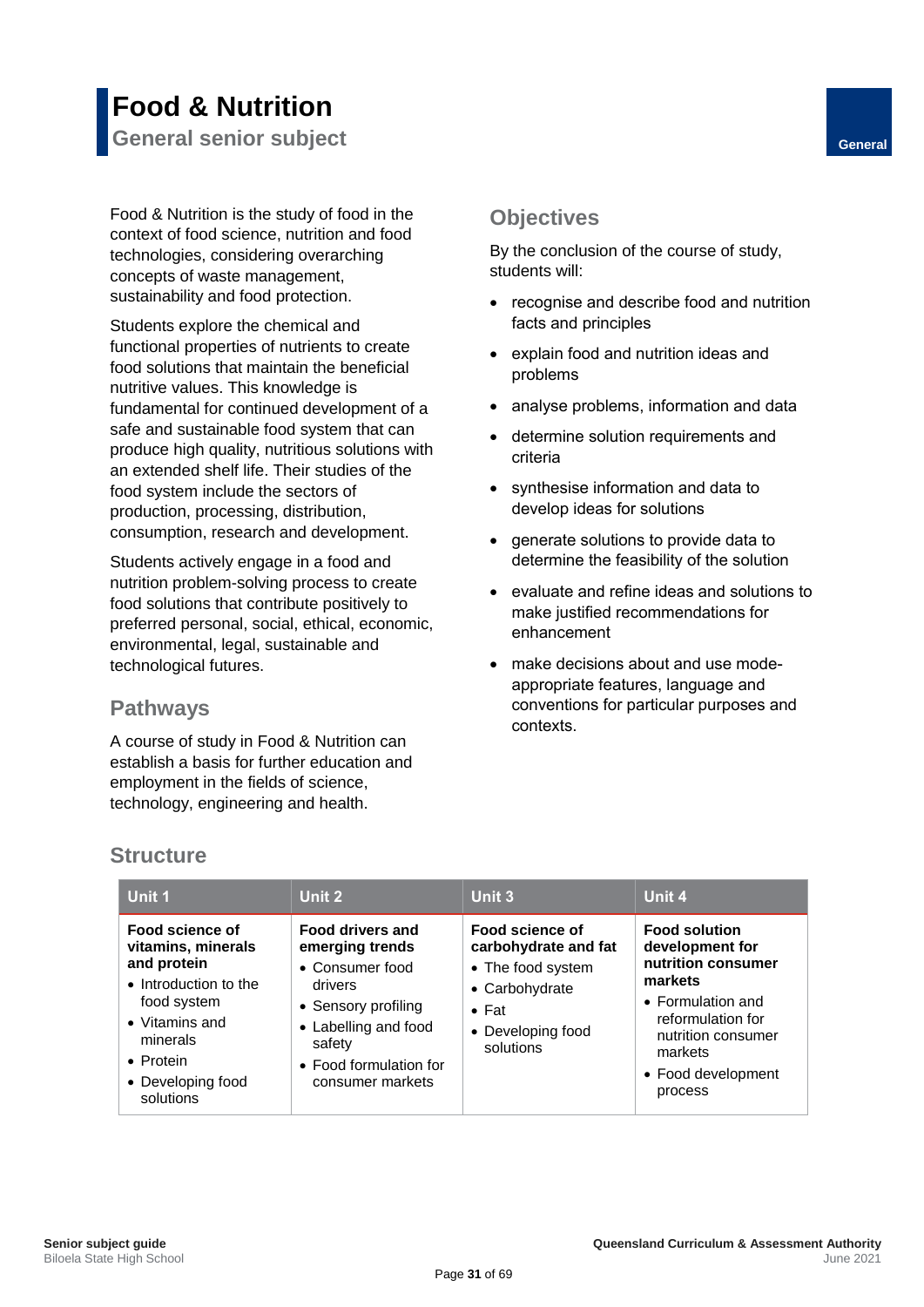# Food & Nutrition

## General senior subject

General

Food & Nutrition is the study of food in the context of food science, nutrition and food technologies, considering overarching concepts of waste management, sustainability and food protection.

Students explore the chemical and functional properties of nutrients to create food solutions that maintain the beneficial nutritive values. This knowledge is fundamental for continued development of a safe and sustainable food system that can produce high quality, nutritious solutions with an extended shelf life. Their studies of the food system include the sectors of production, processing, distribution, consumption, research and development.

Students actively engage in a food and nutrition problem-solving process to create food solutions that contribute positively to preferred personal, social, ethical, economic, environmental, legal, sustainable and technological futures.

### Pathways

A course of study in Food & Nutrition can establish a basis for further education and employment in the fields of science, technology, engineering and health.

### Objectives

By the conclusion of the course of study, students will:

- recognise and describe food and nutrition facts and principles
- explain food and nutrition ideas and problems
- analyse problems, information and data
- determine solution requirements and criteria
- synthesise information and data to develop ideas for solutions
- generate solutions to provide data to determine the feasibility of the solution
- evaluate and refine ideas and solutions to make justified recommendations for enhancement
- make decisions about and use mode-appropriate features, language and conventions for particular purposes and contexts.

### Structure

| Unit 1 | Unit 2 | Unit 3 | Unit 4 |
|---|---|---|---|
| **Food science of vitamins, minerals and protein**<br>• Introduction to the food system<br>• Vitamins and minerals<br>• Protein<br>• Developing food solutions | **Food drivers and emerging trends**<br>• Consumer food drivers<br>• Sensory profiling<br>• Labelling and food safety<br>• Food formulation for consumer markets | **Food science of carbohydrate and fat**<br>• The food system<br>• Carbohydrate<br>• Fat<br>• Developing food solutions | **Food solution development for nutrition consumer markets**<br>• Formulation and reformulation for nutrition consumer markets<br>• Food development process |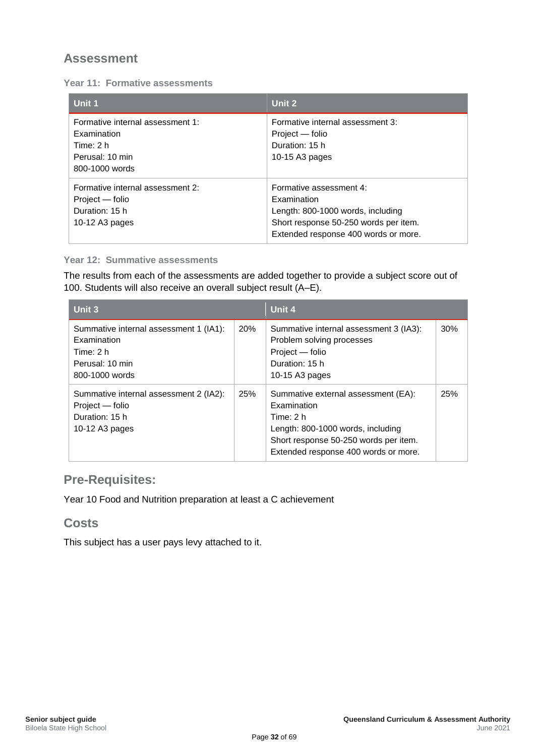## Assessment

### Year 11: Formative assessments

| Unit 1 | Unit 2 |
|---|---|
| Formative internal assessment 1:<br>Examination<br>Time: 2 h<br>Perusal: 10 min<br>800-1000 words | Formative internal assessment 3:<br>Project — folio<br>Duration: 15 h<br>10-15 A3 pages |
| Formative internal assessment 2:<br>Project — folio<br>Duration: 15 h<br>10-12 A3 pages | Formative assessment 4:<br>Examination<br>Length: 800-1000 words, including<br>Short response 50-250 words per item.<br>Extended response 400 words or more. |

### Year 12: Summative assessments

The results from each of the assessments are added together to provide a subject score out of 100. Students will also receive an overall subject result (A–E).

| Unit 3 | | Unit 4 | |
|---|---|---|---|
| Summative internal assessment 1 (IA1):<br>Examination<br>Time: 2 h<br>Perusal: 10 min<br>800-1000 words | 20% | Summative internal assessment 3 (IA3):<br>Problem solving processes<br>Project — folio<br>Duration: 15 h<br>10-15 A3 pages | 30% |
| Summative internal assessment 2 (IA2):<br>Project — folio<br>Duration: 15 h<br>10-12 A3 pages | 25% | Summative external assessment (EA):<br>Examination<br>Time: 2 h<br>Length: 800-1000 words, including<br>Short response 50-250 words per item.<br>Extended response 400 words or more. | 25% |

## Pre-Requisites:

Year 10 Food and Nutrition preparation at least a C achievement

## Costs

This subject has a user pays levy attached to it.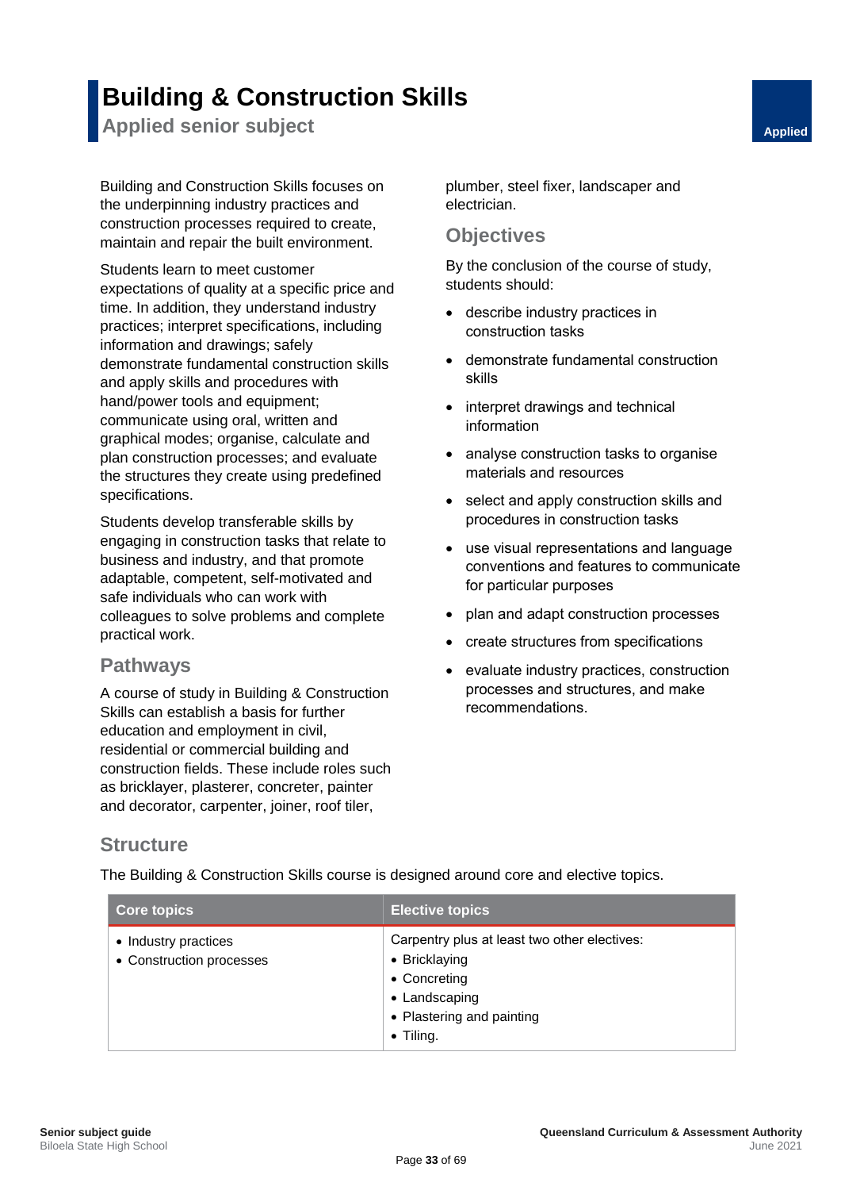# Building & Construction Skills

## Applied senior subject

Applied

Building and Construction Skills focuses on the underpinning industry practices and construction processes required to create, maintain and repair the built environment.

Students learn to meet customer expectations of quality at a specific price and time. In addition, they understand industry practices; interpret specifications, including information and drawings; safely demonstrate fundamental construction skills and apply skills and procedures with hand/power tools and equipment; communicate using oral, written and graphical modes; organise, calculate and plan construction processes; and evaluate the structures they create using predefined specifications.

Students develop transferable skills by engaging in construction tasks that relate to business and industry, and that promote adaptable, competent, self-motivated and safe individuals who can work with colleagues to solve problems and complete practical work.

### Pathways

A course of study in Building & Construction Skills can establish a basis for further education and employment in civil, residential or commercial building and construction fields. These include roles such as bricklayer, plasterer, concreter, painter and decorator, carpenter, joiner, roof tiler, plumber, steel fixer, landscaper and electrician.

### Objectives

By the conclusion of the course of study, students should:

- describe industry practices in construction tasks
- demonstrate fundamental construction skills
- interpret drawings and technical information
- analyse construction tasks to organise materials and resources
- select and apply construction skills and procedures in construction tasks
- use visual representations and language conventions and features to communicate for particular purposes
- plan and adapt construction processes
- create structures from specifications
- evaluate industry practices, construction processes and structures, and make recommendations.

### Structure

The Building & Construction Skills course is designed around core and elective topics.

| Core topics | Elective topics |
|---|---|
| • Industry practices<br>• Construction processes | Carpentry plus at least two other electives:<br>• Bricklaying<br>• Concreting<br>• Landscaping<br>• Plastering and painting<br>• Tiling. |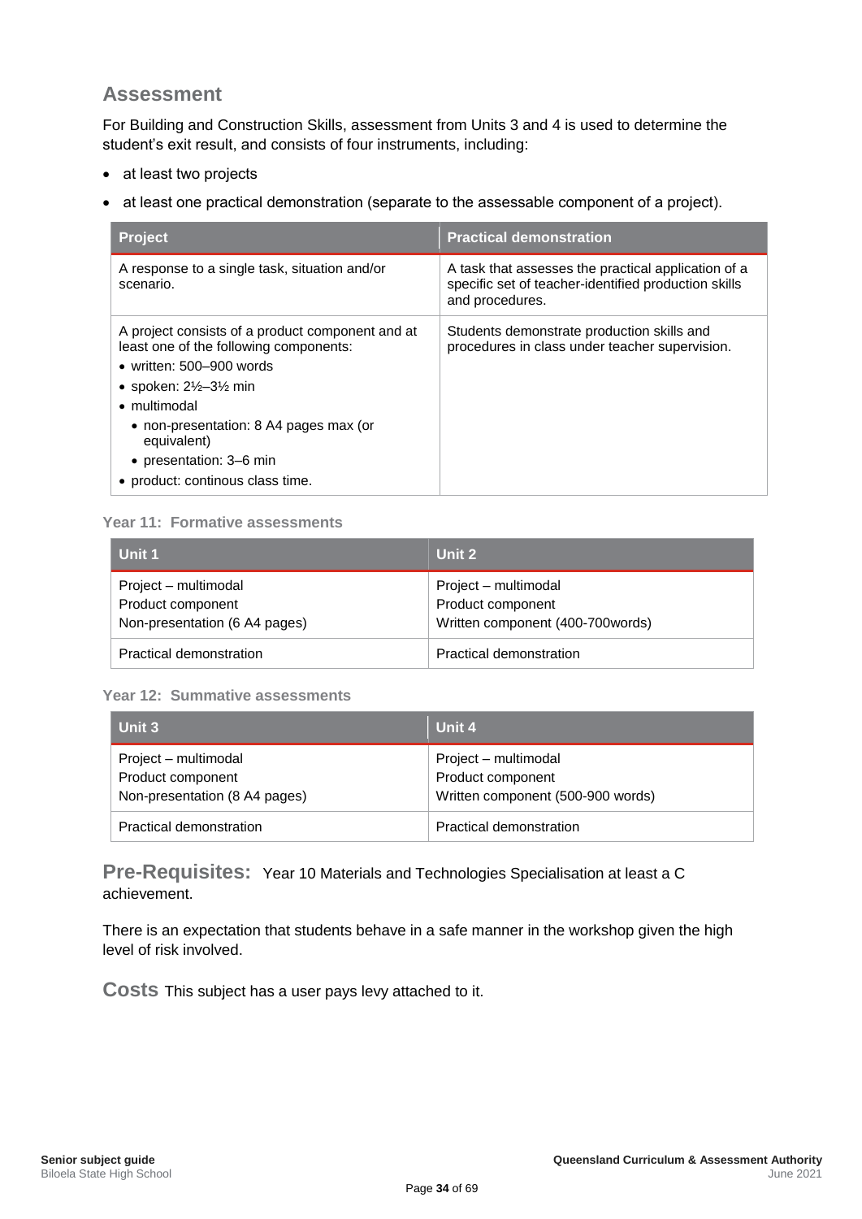## Assessment

For Building and Construction Skills, assessment from Units 3 and 4 is used to determine the student's exit result, and consists of four instruments, including:

- at least two projects
- at least one practical demonstration (separate to the assessable component of a project).

| Project | Practical demonstration |
|---|---|
| A response to a single task, situation and/or scenario. | A task that assesses the practical application of a specific set of teacher-identified production skills and procedures. |
| A project consists of a product component and at least one of the following components:<br>• written: 500–900 words<br>• spoken: 2½–3½ min<br>• multimodal<br>  • non-presentation: 8 A4 pages max (or equivalent)<br>  • presentation: 3–6 min<br>• product: continous class time. | Students demonstrate production skills and procedures in class under teacher supervision. |

**Year 11: Formative assessments**

| Unit 1 | Unit 2 |
|---|---|
| Project – multimodal<br>Product component<br>Non-presentation (6 A4 pages) | Project – multimodal<br>Product component<br>Written component (400-700words) |
| Practical demonstration | Practical demonstration |

**Year 12: Summative assessments**

| Unit 3 | Unit 4 |
|---|---|
| Project – multimodal<br>Product component<br>Non-presentation (8 A4 pages) | Project – multimodal<br>Product component<br>Written component (500-900 words) |
| Practical demonstration | Practical demonstration |

**Pre-Requisites:** Year 10 Materials and Technologies Specialisation at least a C achievement.

There is an expectation that students behave in a safe manner in the workshop given the high level of risk involved.

**Costs** This subject has a user pays levy attached to it.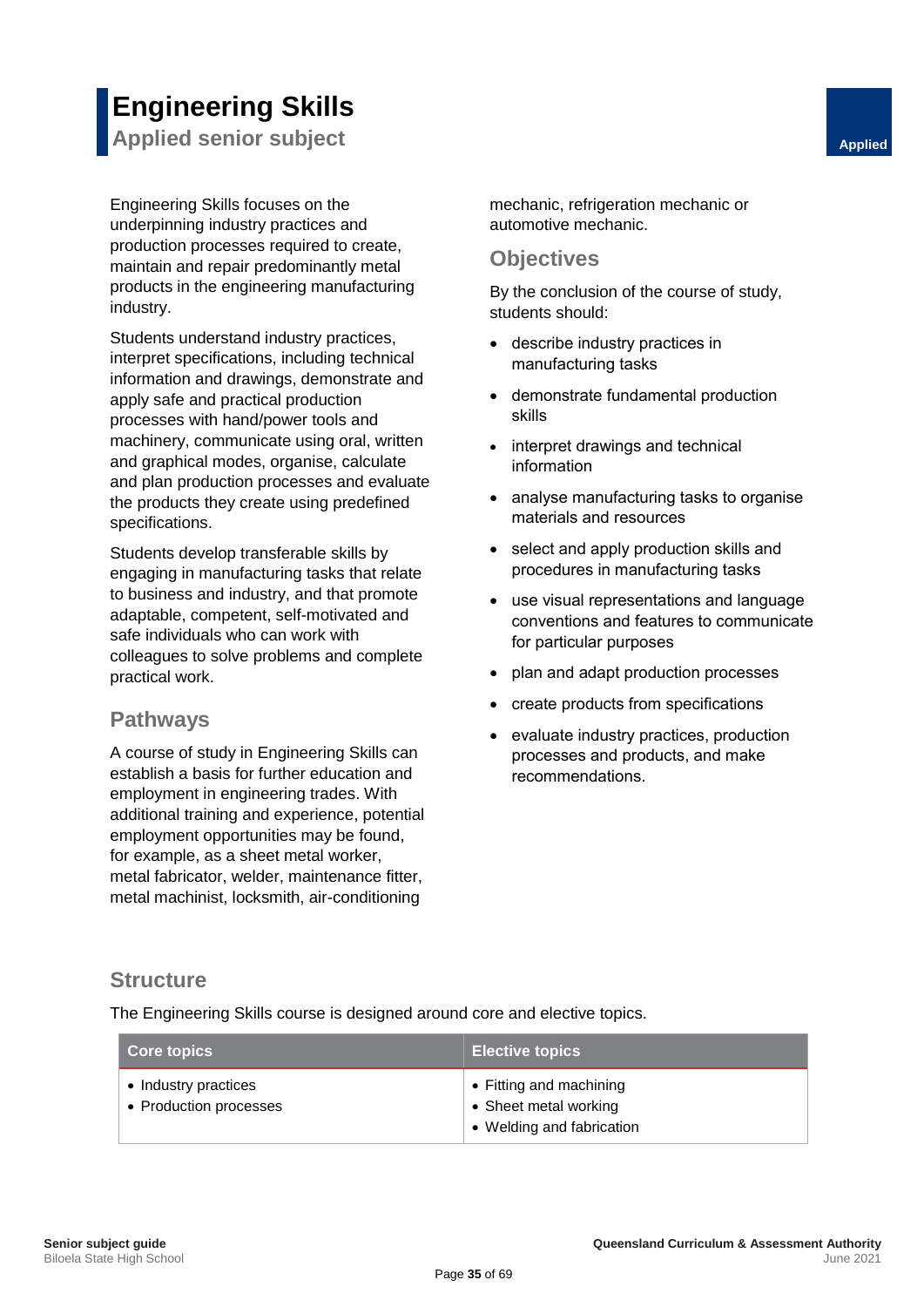# Engineering Skills

**Applied senior subject**

Applied

Engineering Skills focuses on the underpinning industry practices and production processes required to create, maintain and repair predominantly metal products in the engineering manufacturing industry.

Students understand industry practices, interpret specifications, including technical information and drawings, demonstrate and apply safe and practical production processes with hand/power tools and machinery, communicate using oral, written and graphical modes, organise, calculate and plan production processes and evaluate the products they create using predefined specifications.

Students develop transferable skills by engaging in manufacturing tasks that relate to business and industry, and that promote adaptable, competent, self-motivated and safe individuals who can work with colleagues to solve problems and complete practical work.

## Pathways

A course of study in Engineering Skills can establish a basis for further education and employment in engineering trades. With additional training and experience, potential employment opportunities may be found, for example, as a sheet metal worker, metal fabricator, welder, maintenance fitter, metal machinist, locksmith, air-conditioning mechanic, refrigeration mechanic or automotive mechanic.

## Objectives

By the conclusion of the course of study, students should:

- describe industry practices in manufacturing tasks
- demonstrate fundamental production skills
- interpret drawings and technical information
- analyse manufacturing tasks to organise materials and resources
- select and apply production skills and procedures in manufacturing tasks
- use visual representations and language conventions and features to communicate for particular purposes
- plan and adapt production processes
- create products from specifications
- evaluate industry practices, production processes and products, and make recommendations.

## Structure

The Engineering Skills course is designed around core and elective topics.

| Core topics | Elective topics |
|---|---|
| • Industry practices<br>• Production processes | • Fitting and machining<br>• Sheet metal working<br>• Welding and fabrication |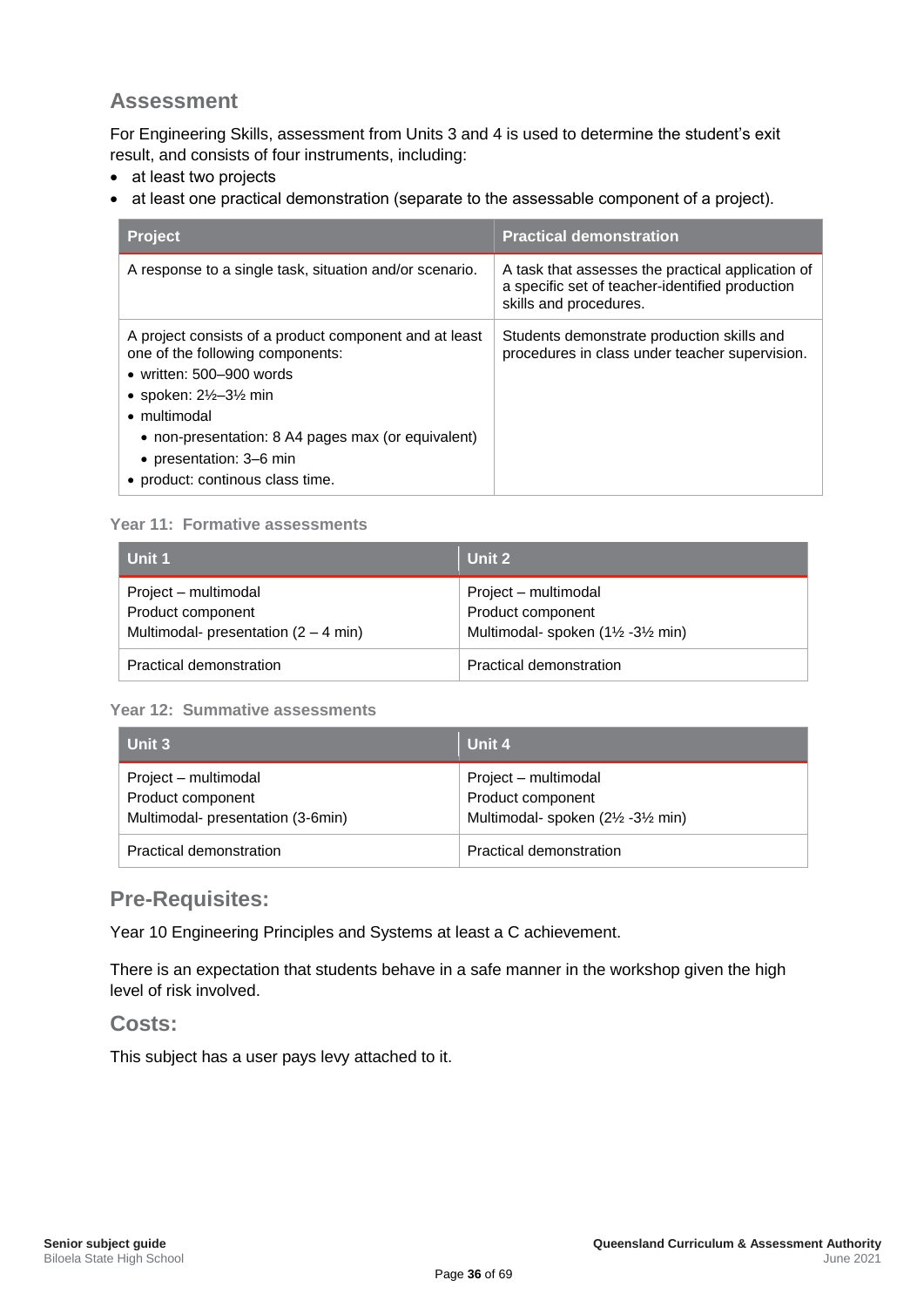## Assessment

For Engineering Skills, assessment from Units 3 and 4 is used to determine the student's exit result, and consists of four instruments, including:

- at least two projects
- at least one practical demonstration (separate to the assessable component of a project).

| Project | Practical demonstration |
| --- | --- |
| A response to a single task, situation and/or scenario. | A task that assesses the practical application of a specific set of teacher-identified production skills and procedures. |
| A project consists of a product component and at least one of the following components:<br>• written: 500–900 words<br>• spoken: 2½–3½ min<br>• multimodal<br>  • non-presentation: 8 A4 pages max (or equivalent)<br>  • presentation: 3–6 min<br>• product: continous class time. | Students demonstrate production skills and procedures in class under teacher supervision. |

**Year 11: Formative assessments**

| Unit 1 | Unit 2 |
| --- | --- |
| Project – multimodal<br>Product component<br>Multimodal- presentation (2 – 4 min) | Project – multimodal<br>Product component<br>Multimodal- spoken (1½ -3½ min) |
| Practical demonstration | Practical demonstration |

**Year 12: Summative assessments**

| Unit 3 | Unit 4 |
| --- | --- |
| Project – multimodal<br>Product component<br>Multimodal- presentation (3-6min) | Project – multimodal<br>Product component<br>Multimodal- spoken (2½ -3½ min) |
| Practical demonstration | Practical demonstration |

## Pre-Requisites:

Year 10 Engineering Principles and Systems at least a C achievement.

There is an expectation that students behave in a safe manner in the workshop given the high level of risk involved.

## Costs:

This subject has a user pays levy attached to it.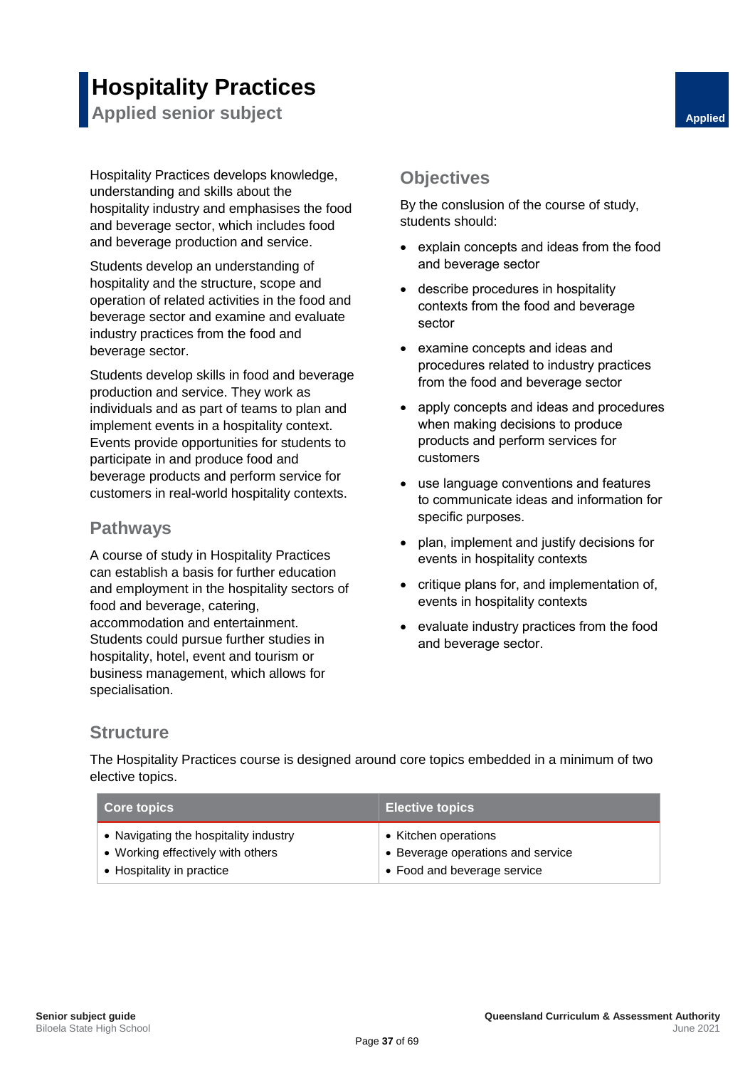# Hospitality Practices

## Applied senior subject

Applied

Hospitality Practices develops knowledge, understanding and skills about the hospitality industry and emphasises the food and beverage sector, which includes food and beverage production and service.

Students develop an understanding of hospitality and the structure, scope and operation of related activities in the food and beverage sector and examine and evaluate industry practices from the food and beverage sector.

Students develop skills in food and beverage production and service. They work as individuals and as part of teams to plan and implement events in a hospitality context. Events provide opportunities for students to participate in and produce food and beverage products and perform service for customers in real-world hospitality contexts.

### Pathways

A course of study in Hospitality Practices can establish a basis for further education and employment in the hospitality sectors of food and beverage, catering, accommodation and entertainment. Students could pursue further studies in hospitality, hotel, event and tourism or business management, which allows for specialisation.

### Objectives

By the conslusion of the course of study, students should:

- explain concepts and ideas from the food and beverage sector
- describe procedures in hospitality contexts from the food and beverage sector
- examine concepts and ideas and procedures related to industry practices from the food and beverage sector
- apply concepts and ideas and procedures when making decisions to produce products and perform services for customers
- use language conventions and features to communicate ideas and information for specific purposes.
- plan, implement and justify decisions for events in hospitality contexts
- critique plans for, and implementation of, events in hospitality contexts
- evaluate industry practices from the food and beverage sector.

### Structure

The Hospitality Practices course is designed around core topics embedded in a minimum of two elective topics.

| Core topics | Elective topics |
|---|---|
| • Navigating the hospitality industry<br>• Working effectively with others<br>• Hospitality in practice | • Kitchen operations<br>• Beverage operations and service<br>• Food and beverage service |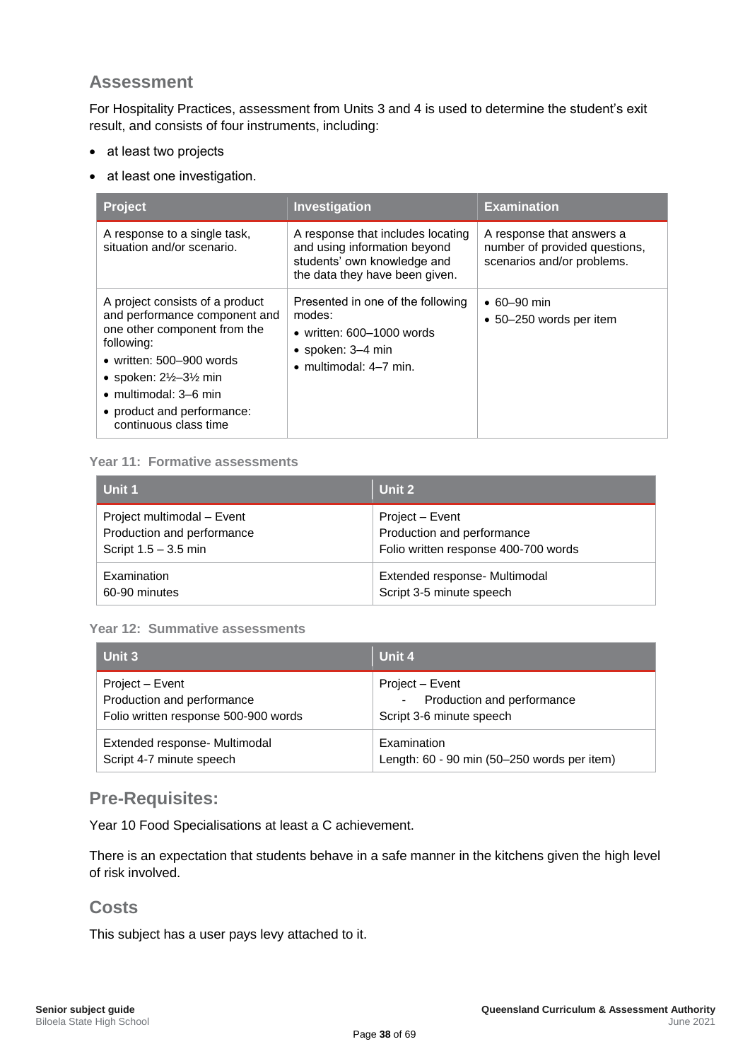## Assessment

For Hospitality Practices, assessment from Units 3 and 4 is used to determine the student's exit result, and consists of four instruments, including:

- at least two projects
- at least one investigation.

| Project | Investigation | Examination |
|---|---|---|
| A response to a single task, situation and/or scenario. | A response that includes locating and using information beyond students' own knowledge and the data they have been given. | A response that answers a number of provided questions, scenarios and/or problems. |
| A project consists of a product and performance component and one other component from the following:<br>• written: 500–900 words<br>• spoken: 2½–3½ min<br>• multimodal: 3–6 min<br>• product and performance: continuous class time | Presented in one of the following modes:<br>• written: 600–1000 words<br>• spoken: 3–4 min<br>• multimodal: 4–7 min. | • 60–90 min<br>• 50–250 words per item |

#### Year 11: Formative assessments

| Unit 1 | Unit 2 |
|---|---|
| Project multimodal – Event<br>Production and performance<br>Script 1.5 – 3.5 min | Project – Event<br>Production and performance<br>Folio written response 400-700 words |
| Examination<br>60-90 minutes | Extended response- Multimodal<br>Script 3-5 minute speech |

#### Year 12: Summative assessments

| Unit 3 | Unit 4 |
|---|---|
| Project – Event<br>Production and performance<br>Folio written response 500-900 words | Project – Event<br>- Production and performance<br>Script 3-6 minute speech |
| Extended response- Multimodal<br>Script 4-7 minute speech | Examination<br>Length: 60 - 90 min (50–250 words per item) |

## Pre-Requisites:

Year 10 Food Specialisations at least a C achievement.

There is an expectation that students behave in a safe manner in the kitchens given the high level of risk involved.

## Costs

This subject has a user pays levy attached to it.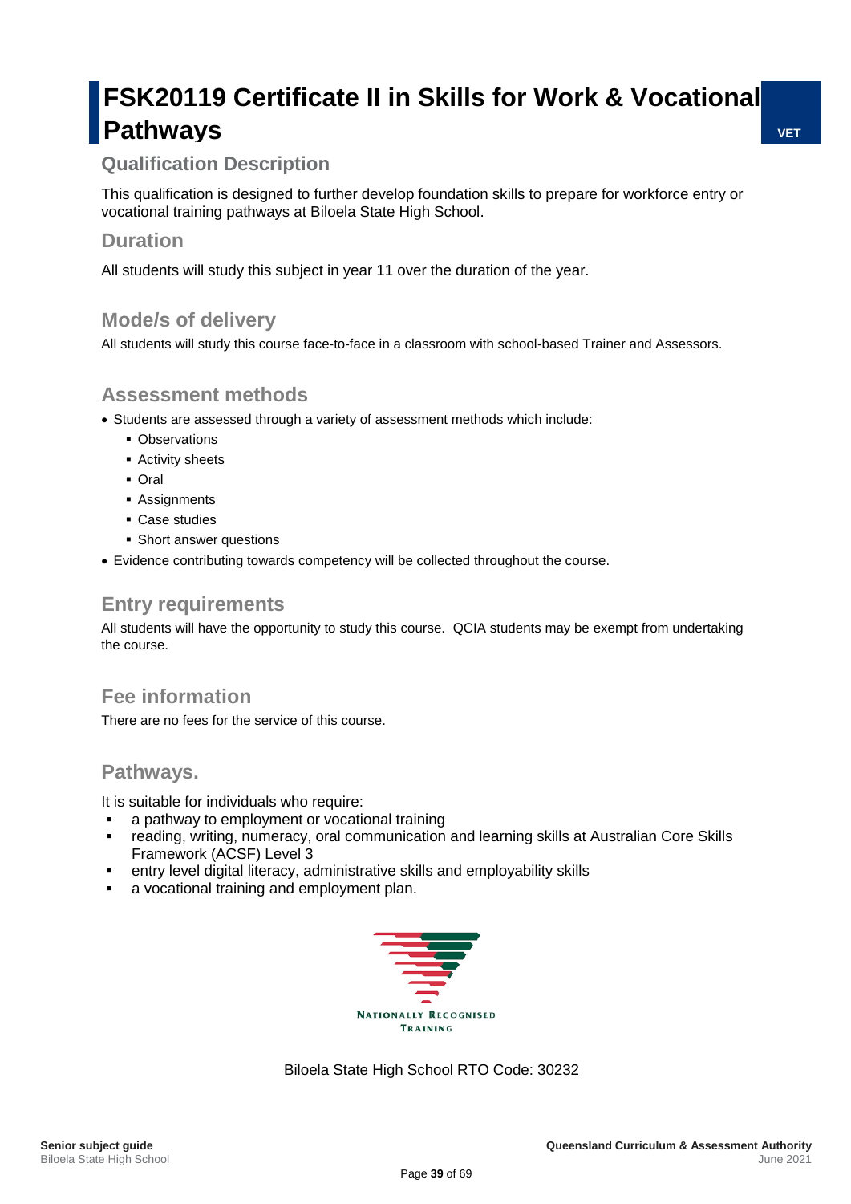# FSK20119 Certificate II in Skills for Work & Vocational Pathways

VET

## Qualification Description

This qualification is designed to further develop foundation skills to prepare for workforce entry or vocational training pathways at Biloela State High School.

## Duration

All students will study this subject in year 11 over the duration of the year.

## Mode/s of delivery

All students will study this course face-to-face in a classroom with school-based Trainer and Assessors.

## Assessment methods

- Students are assessed through a variety of assessment methods which include:
  - Observations
  - Activity sheets
  - Oral
  - Assignments
  - Case studies
  - Short answer questions
- Evidence contributing towards competency will be collected throughout the course.

## Entry requirements

All students will have the opportunity to study this course. QCIA students may be exempt from undertaking the course.

## Fee information

There are no fees for the service of this course.

## Pathways.

It is suitable for individuals who require:

- a pathway to employment or vocational training
- reading, writing, numeracy, oral communication and learning skills at Australian Core Skills Framework (ACSF) Level 3
- entry level digital literacy, administrative skills and employability skills
- a vocational training and employment plan.

NATIONALLY RECOGNISED TRAINING

Biloela State High School RTO Code: 30232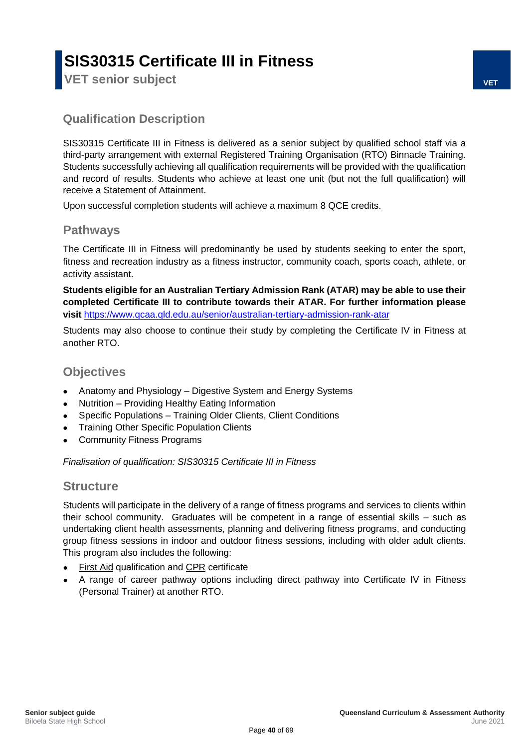# SIS30315 Certificate III in Fitness

**VET senior subject**

VET

## Qualification Description

SIS30315 Certificate III in Fitness is delivered as a senior subject by qualified school staff via a third-party arrangement with external Registered Training Organisation (RTO) Binnacle Training. Students successfully achieving all qualification requirements will be provided with the qualification and record of results. Students who achieve at least one unit (but not the full qualification) will receive a Statement of Attainment.

Upon successful completion students will achieve a maximum 8 QCE credits.

## Pathways

The Certificate III in Fitness will predominantly be used by students seeking to enter the sport, fitness and recreation industry as a fitness instructor, community coach, sports coach, athlete, or activity assistant.

**Students eligible for an Australian Tertiary Admission Rank (ATAR) may be able to use their completed Certificate III to contribute towards their ATAR. For further information please visit** https://www.qcaa.qld.edu.au/senior/australian-tertiary-admission-rank-atar

Students may also choose to continue their study by completing the Certificate IV in Fitness at another RTO.

## Objectives

- Anatomy and Physiology – Digestive System and Energy Systems
- Nutrition – Providing Healthy Eating Information
- Specific Populations – Training Older Clients, Client Conditions
- Training Other Specific Population Clients
- Community Fitness Programs

*Finalisation of qualification: SIS30315 Certificate III in Fitness*

## Structure

Students will participate in the delivery of a range of fitness programs and services to clients within their school community. Graduates will be competent in a range of essential skills – such as undertaking client health assessments, planning and delivering fitness programs, and conducting group fitness sessions in indoor and outdoor fitness sessions, including with older adult clients. This program also includes the following:

- First Aid qualification and CPR certificate
- A range of career pathway options including direct pathway into Certificate IV in Fitness (Personal Trainer) at another RTO.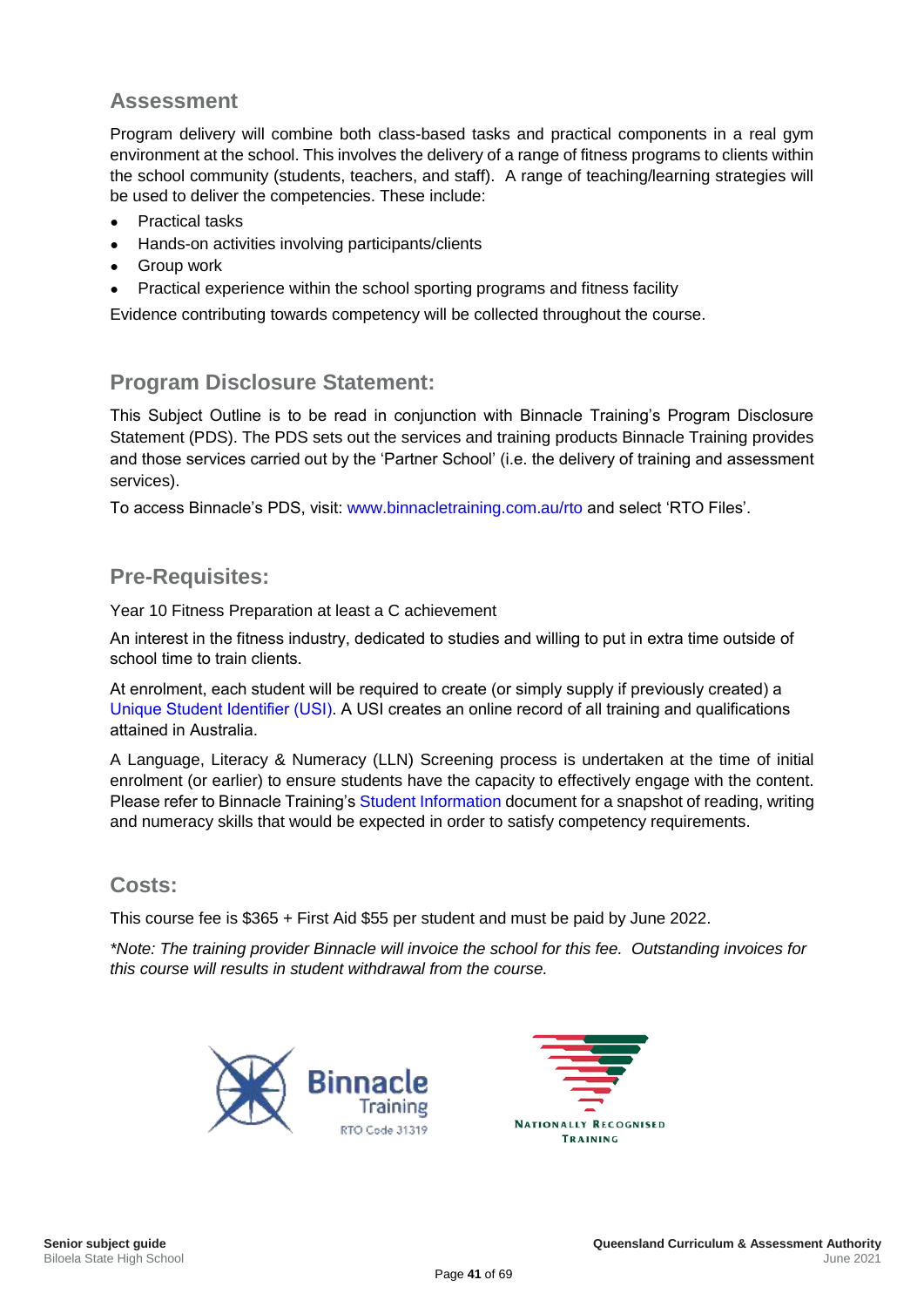## Assessment

Program delivery will combine both class-based tasks and practical components in a real gym environment at the school. This involves the delivery of a range of fitness programs to clients within the school community (students, teachers, and staff). A range of teaching/learning strategies will be used to deliver the competencies. These include:

- Practical tasks
- Hands-on activities involving participants/clients
- Group work
- Practical experience within the school sporting programs and fitness facility

Evidence contributing towards competency will be collected throughout the course.

## Program Disclosure Statement:

This Subject Outline is to be read in conjunction with Binnacle Training's Program Disclosure Statement (PDS). The PDS sets out the services and training products Binnacle Training provides and those services carried out by the 'Partner School' (i.e. the delivery of training and assessment services).

To access Binnacle's PDS, visit: www.binnacletraining.com.au/rto and select 'RTO Files'.

## Pre-Requisites:

Year 10 Fitness Preparation at least a C achievement

An interest in the fitness industry, dedicated to studies and willing to put in extra time outside of school time to train clients.

At enrolment, each student will be required to create (or simply supply if previously created) a Unique Student Identifier (USI). A USI creates an online record of all training and qualifications attained in Australia.

A Language, Literacy & Numeracy (LLN) Screening process is undertaken at the time of initial enrolment (or earlier) to ensure students have the capacity to effectively engage with the content. Please refer to Binnacle Training's Student Information document for a snapshot of reading, writing and numeracy skills that would be expected in order to satisfy competency requirements.

## Costs:

This course fee is $365 + First Aid $55 per student and must be paid by June 2022.

*\*Note: The training provider Binnacle will invoice the school for this fee. Outstanding invoices for this course will results in student withdrawal from the course.*

Binnacle Training
RTO Code 31319

Nationally Recognised Training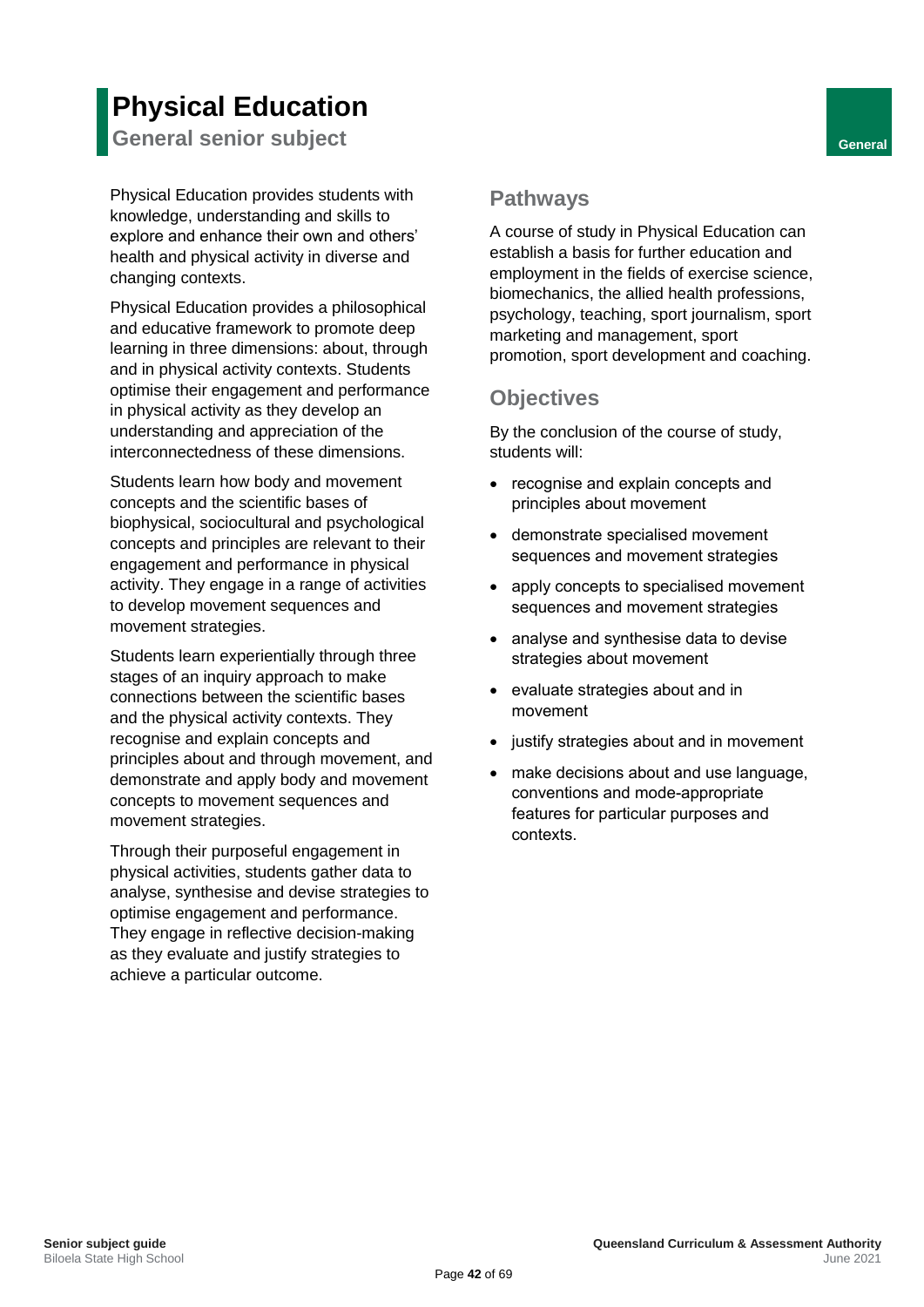# Physical Education

**General senior subject**

General

Physical Education provides students with knowledge, understanding and skills to explore and enhance their own and others' health and physical activity in diverse and changing contexts.

Physical Education provides a philosophical and educative framework to promote deep learning in three dimensions: about, through and in physical activity contexts. Students optimise their engagement and performance in physical activity as they develop an understanding and appreciation of the interconnectedness of these dimensions.

Students learn how body and movement concepts and the scientific bases of biophysical, sociocultural and psychological concepts and principles are relevant to their engagement and performance in physical activity. They engage in a range of activities to develop movement sequences and movement strategies.

Students learn experientially through three stages of an inquiry approach to make connections between the scientific bases and the physical activity contexts. They recognise and explain concepts and principles about and through movement, and demonstrate and apply body and movement concepts to movement sequences and movement strategies.

Through their purposeful engagement in physical activities, students gather data to analyse, synthesise and devise strategies to optimise engagement and performance. They engage in reflective decision-making as they evaluate and justify strategies to achieve a particular outcome.

## Pathways

A course of study in Physical Education can establish a basis for further education and employment in the fields of exercise science, biomechanics, the allied health professions, psychology, teaching, sport journalism, sport marketing and management, sport promotion, sport development and coaching.

## Objectives

By the conclusion of the course of study, students will:

- recognise and explain concepts and principles about movement
- demonstrate specialised movement sequences and movement strategies
- apply concepts to specialised movement sequences and movement strategies
- analyse and synthesise data to devise strategies about movement
- evaluate strategies about and in movement
- justify strategies about and in movement
- make decisions about and use language, conventions and mode-appropriate features for particular purposes and contexts.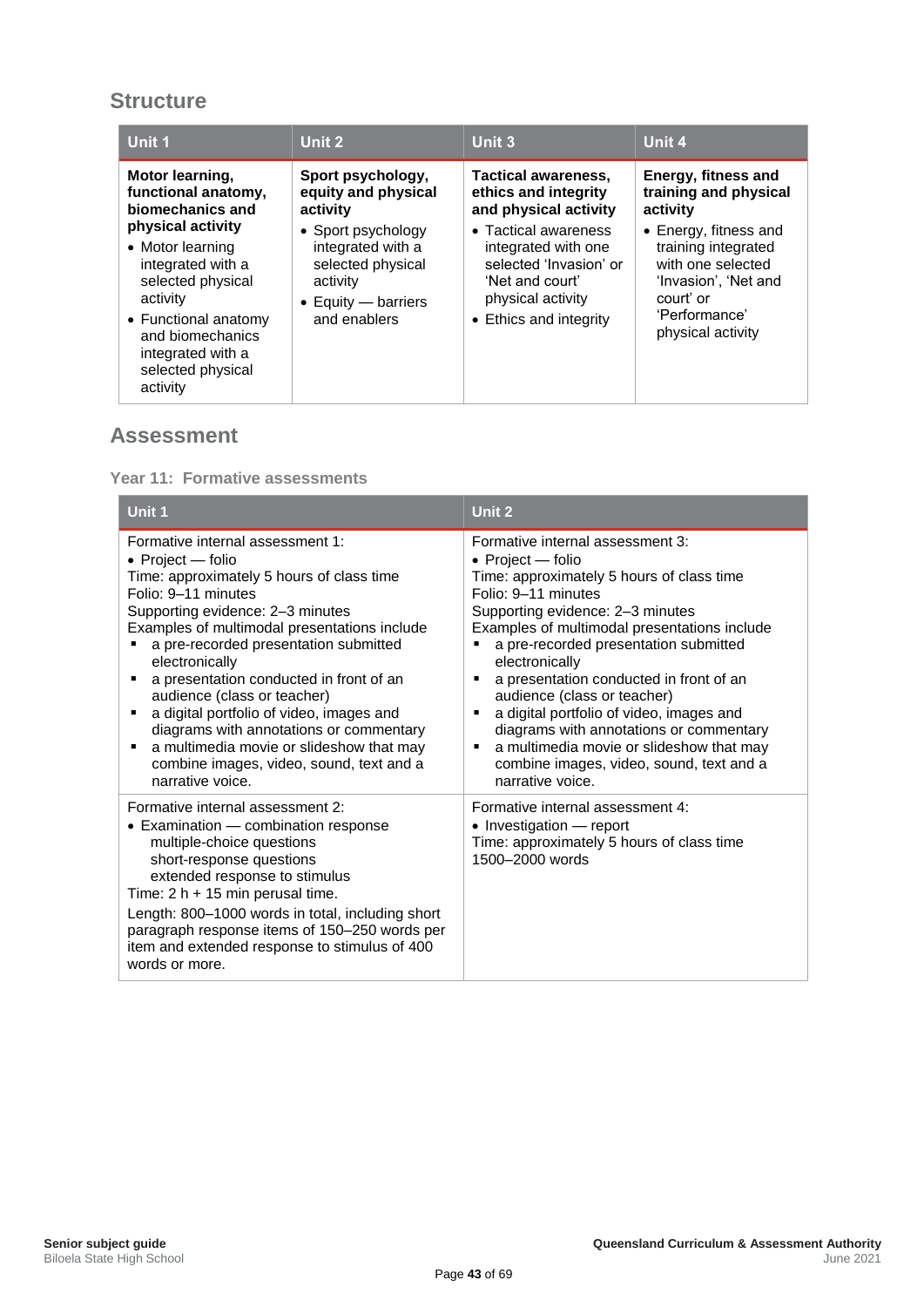## Structure

| Unit 1 | Unit 2 | Unit 3 | Unit 4 |
|---|---|---|---|
| **Motor learning, functional anatomy, biomechanics and physical activity**<br>• Motor learning integrated with a selected physical activity<br>• Functional anatomy and biomechanics integrated with a selected physical activity | **Sport psychology, equity and physical activity**<br>• Sport psychology integrated with a selected physical activity<br>• Equity — barriers and enablers | **Tactical awareness, ethics and integrity and physical activity**<br>• Tactical awareness integrated with one selected 'Invasion' or 'Net and court' physical activity<br>• Ethics and integrity | **Energy, fitness and training and physical activity**<br>• Energy, fitness and training integrated with one selected 'Invasion', 'Net and court' or 'Performance' physical activity |

## Assessment

### Year 11: Formative assessments

| Unit 1 | Unit 2 |
|---|---|
| Formative internal assessment 1:<br>• Project — folio<br>Time: approximately 5 hours of class time<br>Folio: 9–11 minutes<br>Supporting evidence: 2–3 minutes<br>Examples of multimodal presentations include<br>▪ a pre-recorded presentation submitted electronically<br>▪ a presentation conducted in front of an audience (class or teacher)<br>▪ a digital portfolio of video, images and diagrams with annotations or commentary<br>▪ a multimedia movie or slideshow that may combine images, video, sound, text and a narrative voice. | Formative internal assessment 3:<br>• Project — folio<br>Time: approximately 5 hours of class time<br>Folio: 9–11 minutes<br>Supporting evidence: 2–3 minutes<br>Examples of multimodal presentations include<br>▪ a pre-recorded presentation submitted electronically<br>▪ a presentation conducted in front of an audience (class or teacher)<br>▪ a digital portfolio of video, images and diagrams with annotations or commentary<br>▪ a multimedia movie or slideshow that may combine images, video, sound, text and a narrative voice. |
| Formative internal assessment 2:<br>• Examination — combination response multiple-choice questions short-response questions extended response to stimulus<br>Time: 2 h + 15 min perusal time.<br>Length: 800–1000 words in total, including short paragraph response items of 150–250 words per item and extended response to stimulus of 400 words or more. | Formative internal assessment 4:<br>• Investigation — report<br>Time: approximately 5 hours of class time<br>1500–2000 words |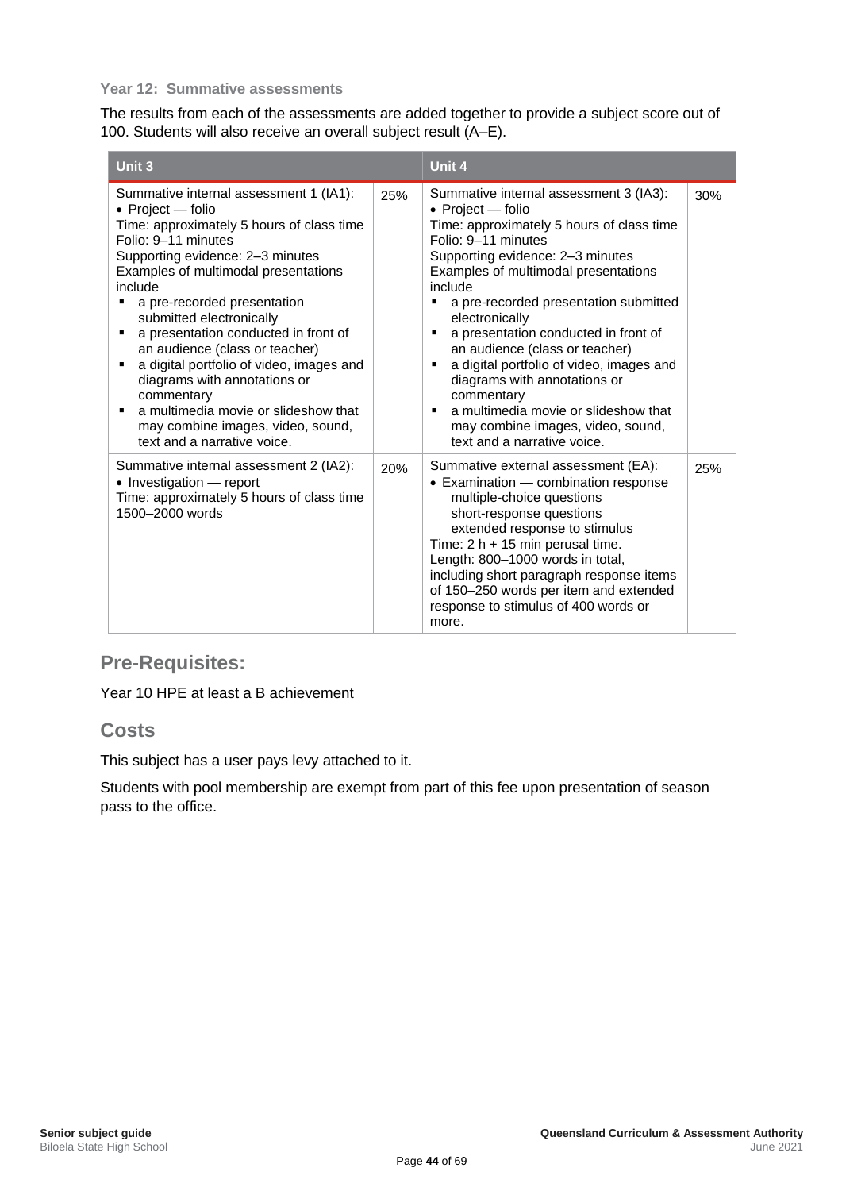### Year 12: Summative assessments

The results from each of the assessments are added together to provide a subject score out of 100. Students will also receive an overall subject result (A–E).

| Unit 3 | | Unit 4 | |
|---|---|---|---|
| Summative internal assessment 1 (IA1):<br>• Project — folio<br>Time: approximately 5 hours of class time<br>Folio: 9–11 minutes<br>Supporting evidence: 2–3 minutes<br>Examples of multimodal presentations include<br>▪ a pre-recorded presentation submitted electronically<br>▪ a presentation conducted in front of an audience (class or teacher)<br>▪ a digital portfolio of video, images and diagrams with annotations or commentary<br>▪ a multimedia movie or slideshow that may combine images, video, sound, text and a narrative voice. | 25% | Summative internal assessment 3 (IA3):<br>• Project — folio<br>Time: approximately 5 hours of class time<br>Folio: 9–11 minutes<br>Supporting evidence: 2–3 minutes<br>Examples of multimodal presentations include<br>▪ a pre-recorded presentation submitted electronically<br>▪ a presentation conducted in front of an audience (class or teacher)<br>▪ a digital portfolio of video, images and diagrams with annotations or commentary<br>▪ a multimedia movie or slideshow that may combine images, video, sound, text and a narrative voice. | 30% |
| Summative internal assessment 2 (IA2):<br>• Investigation — report<br>Time: approximately 5 hours of class time<br>1500–2000 words | 20% | Summative external assessment (EA):<br>• Examination — combination response multiple-choice questions short-response questions extended response to stimulus<br>Time: 2 h + 15 min perusal time.<br>Length: 800–1000 words in total, including short paragraph response items of 150–250 words per item and extended response to stimulus of 400 words or more. | 25% |

## Pre-Requisites:

Year 10 HPE at least a B achievement

## Costs

This subject has a user pays levy attached to it.

Students with pool membership are exempt from part of this fee upon presentation of season pass to the office.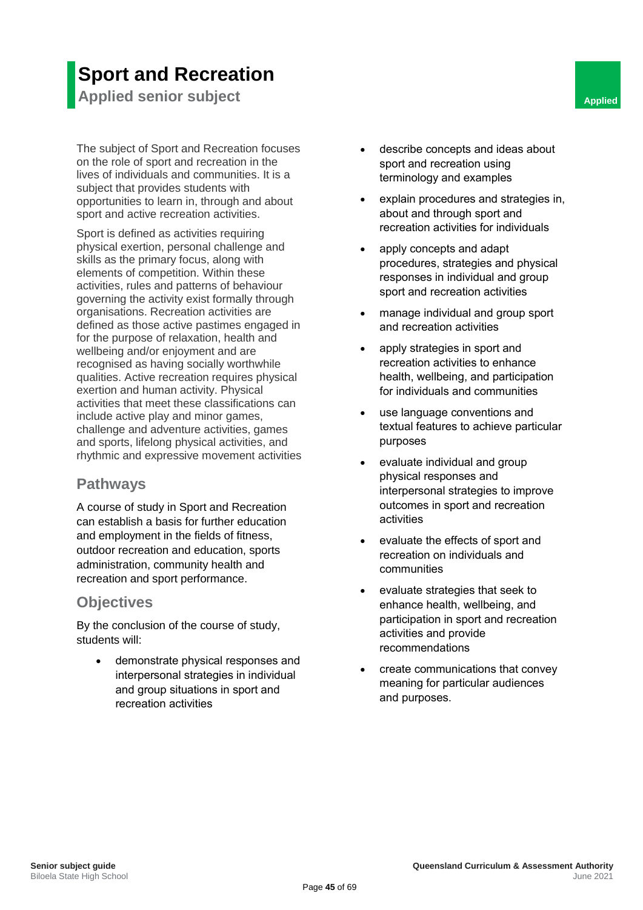# Sport and Recreation

## Applied senior subject

Applied

The subject of Sport and Recreation focuses on the role of sport and recreation in the lives of individuals and communities. It is a subject that provides students with opportunities to learn in, through and about sport and active recreation activities.

Sport is defined as activities requiring physical exertion, personal challenge and skills as the primary focus, along with elements of competition. Within these activities, rules and patterns of behaviour governing the activity exist formally through organisations. Recreation activities are defined as those active pastimes engaged in for the purpose of relaxation, health and wellbeing and/or enjoyment and are recognised as having socially worthwhile qualities. Active recreation requires physical exertion and human activity. Physical activities that meet these classifications can include active play and minor games, challenge and adventure activities, games and sports, lifelong physical activities, and rhythmic and expressive movement activities

### Pathways

A course of study in Sport and Recreation can establish a basis for further education and employment in the fields of fitness, outdoor recreation and education, sports administration, community health and recreation and sport performance.

### Objectives

By the conclusion of the course of study, students will:

- demonstrate physical responses and interpersonal strategies in individual and group situations in sport and recreation activities
- describe concepts and ideas about sport and recreation using terminology and examples
- explain procedures and strategies in, about and through sport and recreation activities for individuals
- apply concepts and adapt procedures, strategies and physical responses in individual and group sport and recreation activities
- manage individual and group sport and recreation activities
- apply strategies in sport and recreation activities to enhance health, wellbeing, and participation for individuals and communities
- use language conventions and textual features to achieve particular purposes
- evaluate individual and group physical responses and interpersonal strategies to improve outcomes in sport and recreation activities
- evaluate the effects of sport and recreation on individuals and communities
- evaluate strategies that seek to enhance health, wellbeing, and participation in sport and recreation activities and provide recommendations
- create communications that convey meaning for particular audiences and purposes.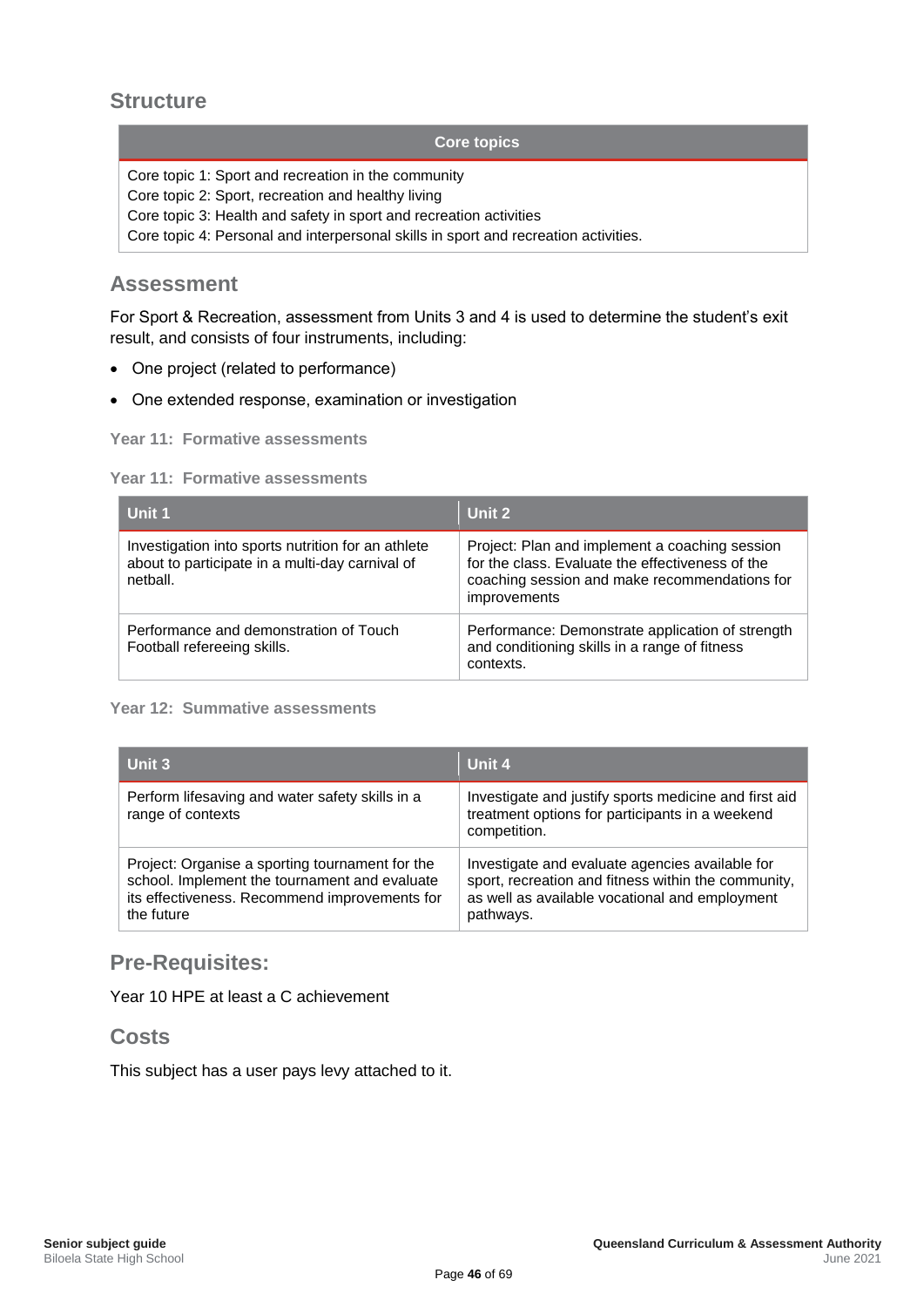## Structure

| Core topics |
| --- |
| Core topic 1: Sport and recreation in the community<br>Core topic 2: Sport, recreation and healthy living<br>Core topic 3: Health and safety in sport and recreation activities<br>Core topic 4: Personal and interpersonal skills in sport and recreation activities. |

## Assessment

For Sport & Recreation, assessment from Units 3 and 4 is used to determine the student's exit result, and consists of four instruments, including:

- One project (related to performance)
- One extended response, examination or investigation

**Year 11: Formative assessments**

**Year 11: Formative assessments**

| Unit 1 | Unit 2 |
| --- | --- |
| Investigation into sports nutrition for an athlete about to participate in a multi-day carnival of netball. | Project: Plan and implement a coaching session for the class. Evaluate the effectiveness of the coaching session and make recommendations for improvements |
| Performance and demonstration of Touch Football refereeing skills. | Performance: Demonstrate application of strength and conditioning skills in a range of fitness contexts. |

**Year 12: Summative assessments**

| Unit 3 | Unit 4 |
| --- | --- |
| Perform lifesaving and water safety skills in a range of contexts | Investigate and justify sports medicine and first aid treatment options for participants in a weekend competition. |
| Project: Organise a sporting tournament for the school. Implement the tournament and evaluate its effectiveness. Recommend improvements for the future | Investigate and evaluate agencies available for sport, recreation and fitness within the community, as well as available vocational and employment pathways. |

## Pre-Requisites:

Year 10 HPE at least a C achievement

## Costs

This subject has a user pays levy attached to it.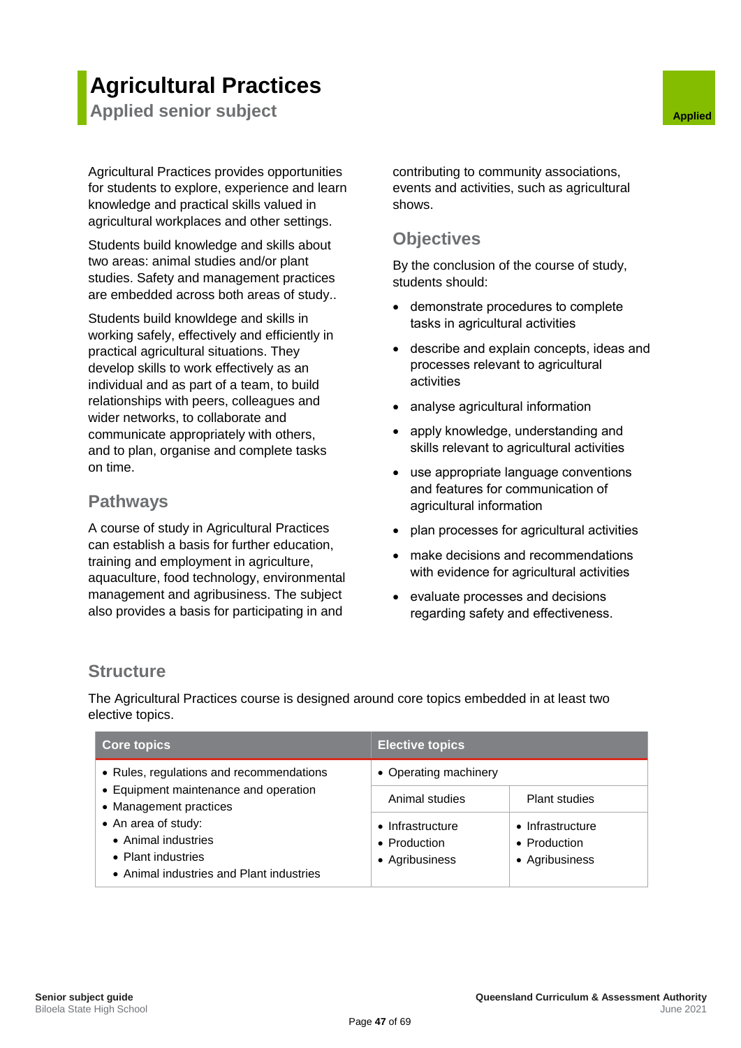# Agricultural Practices

## Applied senior subject

Applied

Agricultural Practices provides opportunities for students to explore, experience and learn knowledge and practical skills valued in agricultural workplaces and other settings.

Students build knowledge and skills about two areas: animal studies and/or plant studies. Safety and management practices are embedded across both areas of study..

Students build knowldege and skills in working safely, effectively and efficiently in practical agricultural situations. They develop skills to work effectively as an individual and as part of a team, to build relationships with peers, colleagues and wider networks, to collaborate and communicate appropriately with others, and to plan, organise and complete tasks on time.

### Pathways

A course of study in Agricultural Practices can establish a basis for further education, training and employment in agriculture, aquaculture, food technology, environmental management and agribusiness. The subject also provides a basis for participating in and contributing to community associations, events and activities, such as agricultural shows.

### Objectives

By the conclusion of the course of study, students should:

- demonstrate procedures to complete tasks in agricultural activities
- describe and explain concepts, ideas and processes relevant to agricultural activities
- analyse agricultural information
- apply knowledge, understanding and skills relevant to agricultural activities
- use appropriate language conventions and features for communication of agricultural information
- plan processes for agricultural activities
- make decisions and recommendations with evidence for agricultural activities
- evaluate processes and decisions regarding safety and effectiveness.

### Structure

The Agricultural Practices course is designed around core topics embedded in at least two elective topics.

| Core topics | Elective topics | |
|---|---|---|
| • Rules, regulations and recommendations<br>• Equipment maintenance and operation<br>• Management practices<br>• An area of study:<br>&nbsp;&nbsp;• Animal industries<br>&nbsp;&nbsp;• Plant industries<br>&nbsp;&nbsp;• Animal industries and Plant industries | • Operating machinery | |
| | Animal studies | Plant studies |
| | • Infrastructure<br>• Production<br>• Agribusiness | • Infrastructure<br>• Production<br>• Agribusiness |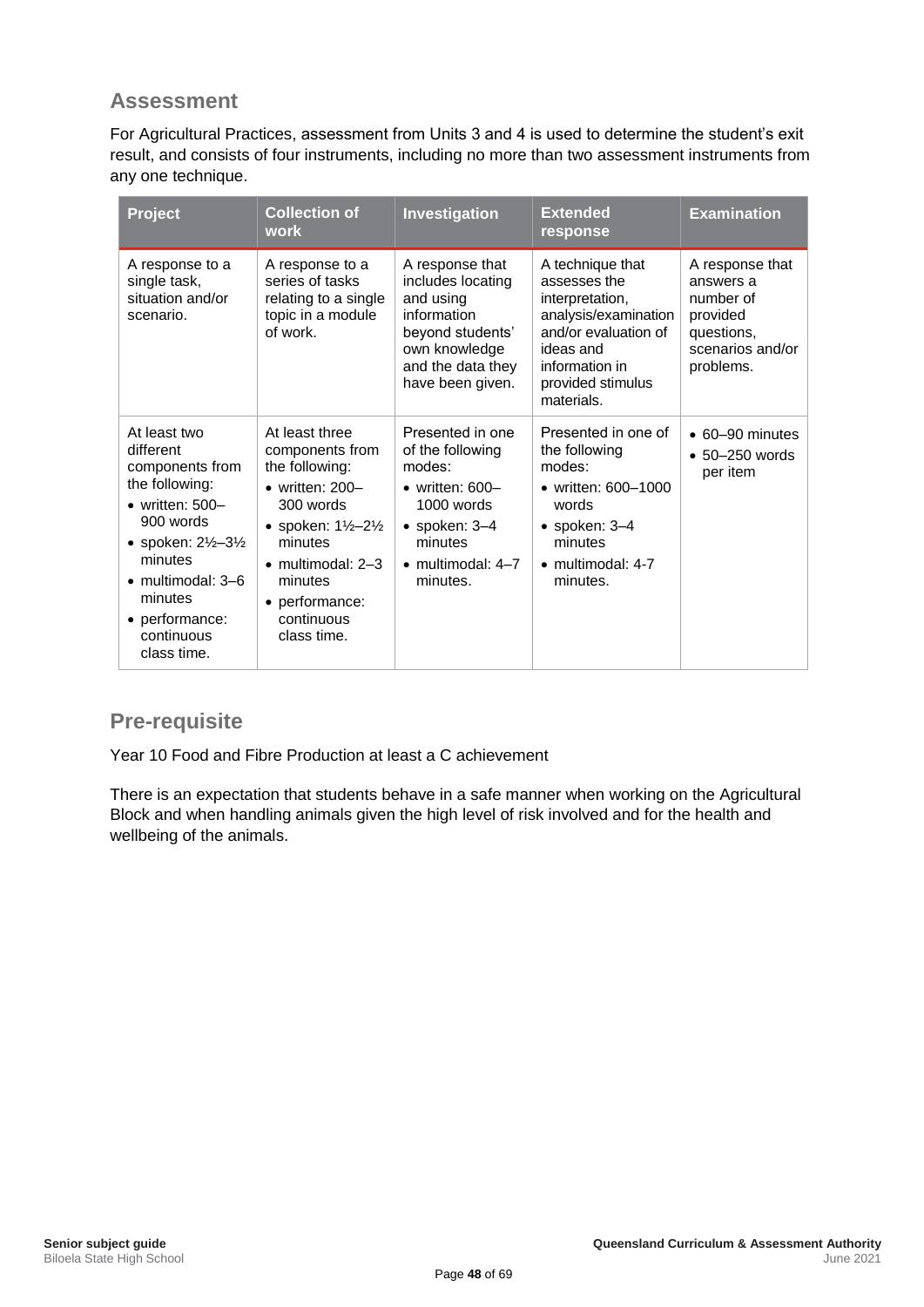## Assessment

For Agricultural Practices, assessment from Units 3 and 4 is used to determine the student's exit result, and consists of four instruments, including no more than two assessment instruments from any one technique.

| Project | Collection of work | Investigation | Extended response | Examination |
|---|---|---|---|---|
| A response to a single task, situation and/or scenario. | A response to a series of tasks relating to a single topic in a module of work. | A response that includes locating and using information beyond students' own knowledge and the data they have been given. | A technique that assesses the interpretation, analysis/examination and/or evaluation of ideas and information in provided stimulus materials. | A response that answers a number of provided questions, scenarios and/or problems. |
| At least two different components from the following: <br>• written: 500–900 words <br>• spoken: 2½–3½ minutes <br>• multimodal: 3–6 minutes <br>• performance: continuous class time. | At least three components from the following: <br>• written: 200–300 words <br>• spoken: 1½–2½ minutes <br>• multimodal: 2–3 minutes <br>• performance: continuous class time. | Presented in one of the following modes: <br>• written: 600–1000 words <br>• spoken: 3–4 minutes <br>• multimodal: 4–7 minutes. | Presented in one of the following modes: <br>• written: 600–1000 words <br>• spoken: 3–4 minutes <br>• multimodal: 4-7 minutes. | • 60–90 minutes <br>• 50–250 words per item |

## Pre-requisite

Year 10 Food and Fibre Production at least a C achievement

There is an expectation that students behave in a safe manner when working on the Agricultural Block and when handling animals given the high level of risk involved and for the health and wellbeing of the animals.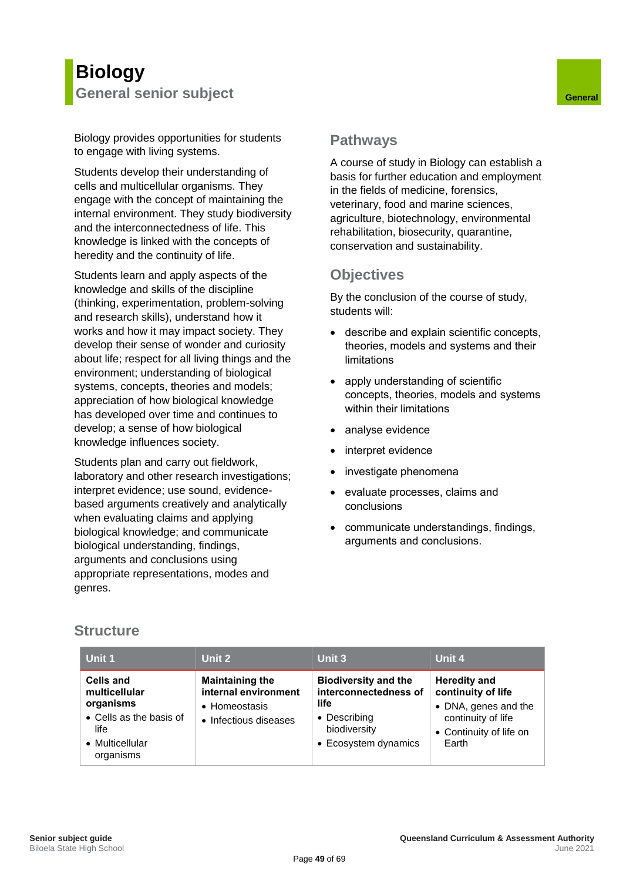# Biology

General senior subject

General

Biology provides opportunities for students to engage with living systems.

Students develop their understanding of cells and multicellular organisms. They engage with the concept of maintaining the internal environment. They study biodiversity and the interconnectedness of life. This knowledge is linked with the concepts of heredity and the continuity of life.

Students learn and apply aspects of the knowledge and skills of the discipline (thinking, experimentation, problem-solving and research skills), understand how it works and how it may impact society. They develop their sense of wonder and curiosity about life; respect for all living things and the environment; understanding of biological systems, concepts, theories and models; appreciation of how biological knowledge has developed over time and continues to develop; a sense of how biological knowledge influences society.

Students plan and carry out fieldwork, laboratory and other research investigations; interpret evidence; use sound, evidence-based arguments creatively and analytically when evaluating claims and applying biological knowledge; and communicate biological understanding, findings, arguments and conclusions using appropriate representations, modes and genres.

## Pathways

A course of study in Biology can establish a basis for further education and employment in the fields of medicine, forensics, veterinary, food and marine sciences, agriculture, biotechnology, environmental rehabilitation, biosecurity, quarantine, conservation and sustainability.

## Objectives

By the conclusion of the course of study, students will:

- describe and explain scientific concepts, theories, models and systems and their limitations
- apply understanding of scientific concepts, theories, models and systems within their limitations
- analyse evidence
- interpret evidence
- investigate phenomena
- evaluate processes, claims and conclusions
- communicate understandings, findings, arguments and conclusions.

## Structure

| Unit 1 | Unit 2 | Unit 3 | Unit 4 |
|---|---|---|---|
| **Cells and multicellular organisms**<br>• Cells as the basis of life<br>• Multicellular organisms | **Maintaining the internal environment**<br>• Homeostasis<br>• Infectious diseases | **Biodiversity and the interconnectedness of life**<br>• Describing biodiversity<br>• Ecosystem dynamics | **Heredity and continuity of life**<br>• DNA, genes and the continuity of life<br>• Continuity of life on Earth |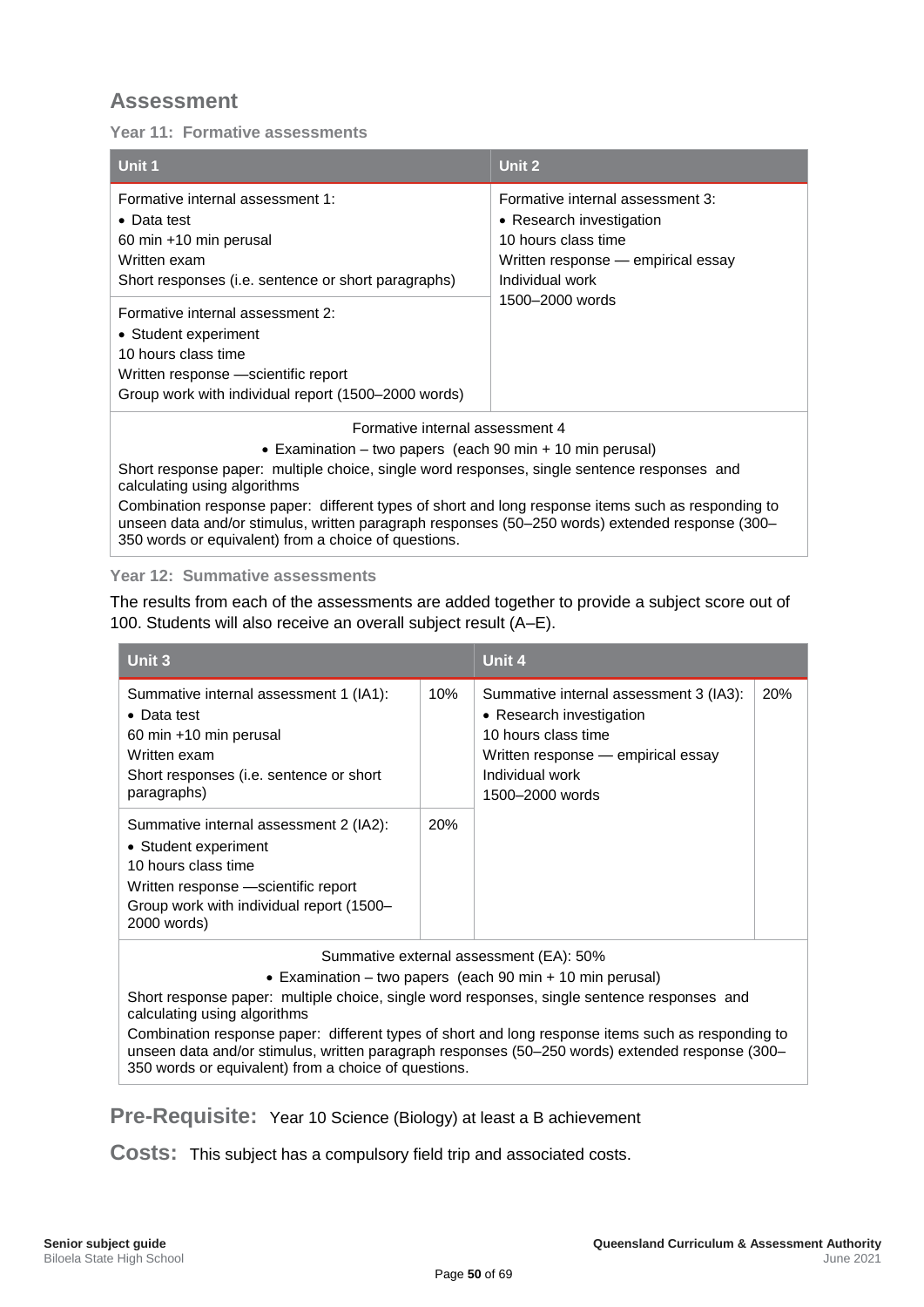## Assessment

### Year 11: Formative assessments

| Unit 1 | Unit 2 |
|---|---|
| Formative internal assessment 1:<br>• Data test<br>60 min +10 min perusal<br>Written exam<br>Short responses (i.e. sentence or short paragraphs) | Formative internal assessment 3:<br>• Research investigation<br>10 hours class time<br>Written response — empirical essay<br>Individual work<br>1500–2000 words |
| Formative internal assessment 2:<br>• Student experiment<br>10 hours class time<br>Written response —scientific report<br>Group work with individual report (1500–2000 words) | |
| Formative internal assessment 4<br>• Examination – two papers (each 90 min + 10 min perusal)<br>Short response paper: multiple choice, single word responses, single sentence responses and calculating using algorithms<br>Combination response paper: different types of short and long response items such as responding to unseen data and/or stimulus, written paragraph responses (50–250 words) extended response (300–350 words or equivalent) from a choice of questions. | |

### Year 12: Summative assessments

The results from each of the assessments are added together to provide a subject score out of 100. Students will also receive an overall subject result (A–E).

| Unit 3 | | Unit 4 | |
|---|---|---|---|
| Summative internal assessment 1 (IA1):<br>• Data test<br>60 min +10 min perusal<br>Written exam<br>Short responses (i.e. sentence or short paragraphs) | 10% | Summative internal assessment 3 (IA3):<br>• Research investigation<br>10 hours class time<br>Written response — empirical essay<br>Individual work<br>1500–2000 words | 20% |
| Summative internal assessment 2 (IA2):<br>• Student experiment<br>10 hours class time<br>Written response —scientific report<br>Group work with individual report (1500–2000 words) | 20% | | |
| Summative external assessment (EA): 50%<br>• Examination – two papers (each 90 min + 10 min perusal)<br>Short response paper: multiple choice, single word responses, single sentence responses and calculating using algorithms<br>Combination response paper: different types of short and long response items such as responding to unseen data and/or stimulus, written paragraph responses (50–250 words) extended response (300–350 words or equivalent) from a choice of questions. | | | |

**Pre-Requisite:** Year 10 Science (Biology) at least a B achievement

**Costs:** This subject has a compulsory field trip and associated costs.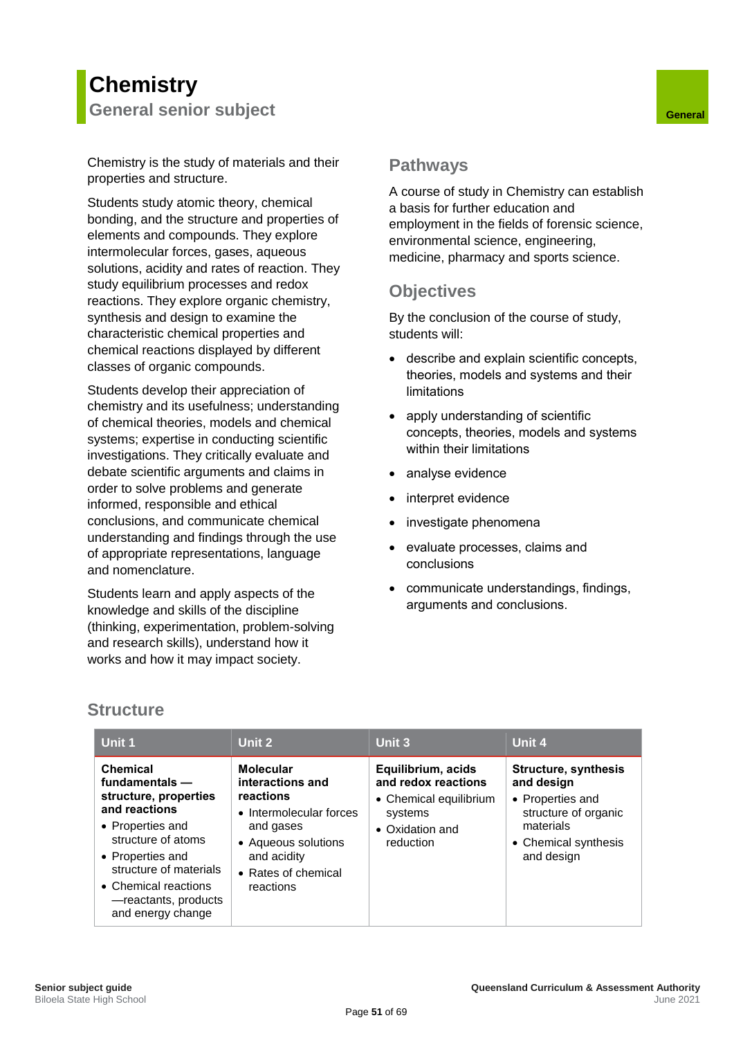# Chemistry

## General senior subject

General

Chemistry is the study of materials and their properties and structure.

Students study atomic theory, chemical bonding, and the structure and properties of elements and compounds. They explore intermolecular forces, gases, aqueous solutions, acidity and rates of reaction. They study equilibrium processes and redox reactions. They explore organic chemistry, synthesis and design to examine the characteristic chemical properties and chemical reactions displayed by different classes of organic compounds.

Students develop their appreciation of chemistry and its usefulness; understanding of chemical theories, models and chemical systems; expertise in conducting scientific investigations. They critically evaluate and debate scientific arguments and claims in order to solve problems and generate informed, responsible and ethical conclusions, and communicate chemical understanding and findings through the use of appropriate representations, language and nomenclature.

Students learn and apply aspects of the knowledge and skills of the discipline (thinking, experimentation, problem-solving and research skills), understand how it works and how it may impact society.

## Pathways

A course of study in Chemistry can establish a basis for further education and employment in the fields of forensic science, environmental science, engineering, medicine, pharmacy and sports science.

## Objectives

By the conclusion of the course of study, students will:

- describe and explain scientific concepts, theories, models and systems and their limitations
- apply understanding of scientific concepts, theories, models and systems within their limitations
- analyse evidence
- interpret evidence
- investigate phenomena
- evaluate processes, claims and conclusions
- communicate understandings, findings, arguments and conclusions.

## Structure

| Unit 1 | Unit 2 | Unit 3 | Unit 4 |
|---|---|---|---|
| **Chemical fundamentals — structure, properties and reactions**<br>• Properties and structure of atoms<br>• Properties and structure of materials<br>• Chemical reactions —reactants, products and energy change | **Molecular interactions and reactions**<br>• Intermolecular forces and gases<br>• Aqueous solutions and acidity<br>• Rates of chemical reactions | **Equilibrium, acids and redox reactions**<br>• Chemical equilibrium systems<br>• Oxidation and reduction | **Structure, synthesis and design**<br>• Properties and structure of organic materials<br>• Chemical synthesis and design |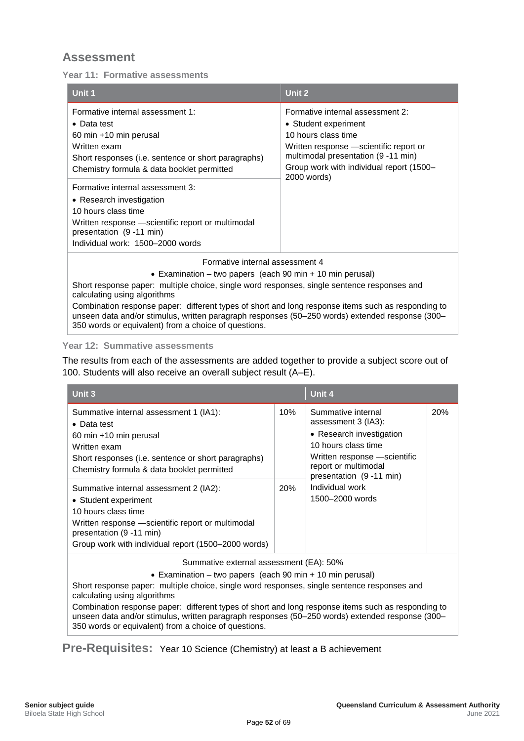## Assessment

### Year 11: Formative assessments

| Unit 1 | Unit 2 |
|---|---|
| Formative internal assessment 1:<br>• Data test<br>60 min +10 min perusal<br>Written exam<br>Short responses (i.e. sentence or short paragraphs)<br>Chemistry formula & data booklet permitted | Formative internal assessment 2:<br>• Student experiment<br>10 hours class time<br>Written response —scientific report or multimodal presentation (9 -11 min)<br>Group work with individual report (1500–2000 words) |
| Formative internal assessment 3:<br>• Research investigation<br>10 hours class time<br>Written response —scientific report or multimodal presentation (9 -11 min)<br>Individual work: 1500–2000 words | |
| Formative internal assessment 4<br>• Examination – two papers (each 90 min + 10 min perusal)<br>Short response paper: multiple choice, single word responses, single sentence responses and calculating using algorithms<br>Combination response paper: different types of short and long response items such as responding to unseen data and/or stimulus, written paragraph responses (50–250 words) extended response (300–350 words or equivalent) from a choice of questions. | |

### Year 12: Summative assessments

The results from each of the assessments are added together to provide a subject score out of 100. Students will also receive an overall subject result (A–E).

| Unit 3 | | Unit 4 | |
|---|---|---|---|
| Summative internal assessment 1 (IA1):<br>• Data test<br>60 min +10 min perusal<br>Written exam<br>Short responses (i.e. sentence or short paragraphs)<br>Chemistry formula & data booklet permitted | 10% | Summative internal assessment 3 (IA3):<br>• Research investigation<br>10 hours class time<br>Written response —scientific report or multimodal presentation (9 -11 min)<br>Individual work<br>1500–2000 words | 20% |
| Summative internal assessment 2 (IA2):<br>• Student experiment<br>10 hours class time<br>Written response —scientific report or multimodal presentation (9 -11 min)<br>Group work with individual report (1500–2000 words) | 20% | | |
| Summative external assessment (EA): 50%<br>• Examination – two papers (each 90 min + 10 min perusal)<br>Short response paper: multiple choice, single word responses, single sentence responses and calculating using algorithms<br>Combination response paper: different types of short and long response items such as responding to unseen data and/or stimulus, written paragraph responses (50–250 words) extended response (300–350 words or equivalent) from a choice of questions. | | | |

**Pre-Requisites:** Year 10 Science (Chemistry) at least a B achievement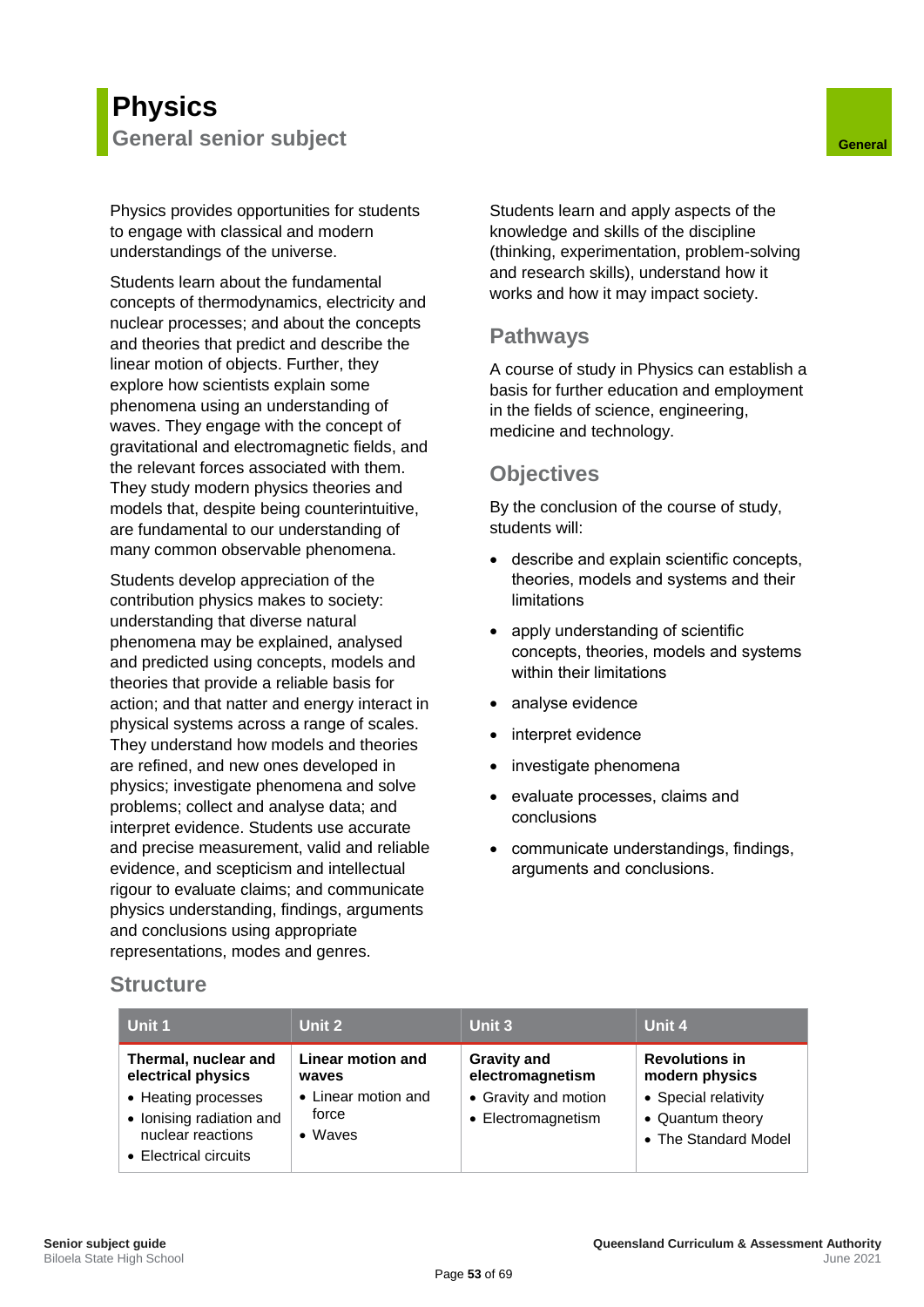# Physics

## General senior subject

General

Physics provides opportunities for students to engage with classical and modern understandings of the universe.

Students learn about the fundamental concepts of thermodynamics, electricity and nuclear processes; and about the concepts and theories that predict and describe the linear motion of objects. Further, they explore how scientists explain some phenomena using an understanding of waves. They engage with the concept of gravitational and electromagnetic fields, and the relevant forces associated with them. They study modern physics theories and models that, despite being counterintuitive, are fundamental to our understanding of many common observable phenomena.

Students develop appreciation of the contribution physics makes to society: understanding that diverse natural phenomena may be explained, analysed and predicted using concepts, models and theories that provide a reliable basis for action; and that natter and energy interact in physical systems across a range of scales. They understand how models and theories are refined, and new ones developed in physics; investigate phenomena and solve problems; collect and analyse data; and interpret evidence. Students use accurate and precise measurement, valid and reliable evidence, and scepticism and intellectual rigour to evaluate claims; and communicate physics understanding, findings, arguments and conclusions using appropriate representations, modes and genres.

Students learn and apply aspects of the knowledge and skills of the discipline (thinking, experimentation, problem-solving and research skills), understand how it works and how it may impact society.

### Pathways

A course of study in Physics can establish a basis for further education and employment in the fields of science, engineering, medicine and technology.

### Objectives

By the conclusion of the course of study, students will:

- describe and explain scientific concepts, theories, models and systems and their limitations
- apply understanding of scientific concepts, theories, models and systems within their limitations
- analyse evidence
- interpret evidence
- investigate phenomena
- evaluate processes, claims and conclusions
- communicate understandings, findings, arguments and conclusions.

### Structure

| Unit 1 | Unit 2 | Unit 3 | Unit 4 |
|---|---|---|---|
| **Thermal, nuclear and electrical physics**<br>• Heating processes<br>• Ionising radiation and nuclear reactions<br>• Electrical circuits | **Linear motion and waves**<br>• Linear motion and force<br>• Waves | **Gravity and electromagnetism**<br>• Gravity and motion<br>• Electromagnetism | **Revolutions in modern physics**<br>• Special relativity<br>• Quantum theory<br>• The Standard Model |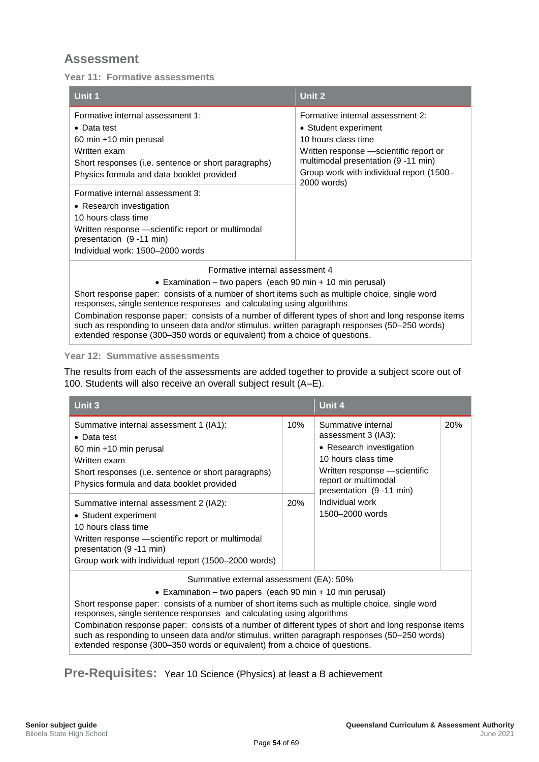## Assessment

### Year 11: Formative assessments

| Unit 1 | Unit 2 |
|---|---|
| Formative internal assessment 1:<br>• Data test<br>60 min +10 min perusal<br>Written exam<br>Short responses (i.e. sentence or short paragraphs)<br>Physics formula and data booklet provided | Formative internal assessment 2:<br>• Student experiment<br>10 hours class time<br>Written response —scientific report or multimodal presentation (9 -11 min)<br>Group work with individual report (1500–2000 words) |
| Formative internal assessment 3:<br>• Research investigation<br>10 hours class time<br>Written response —scientific report or multimodal presentation (9 -11 min)<br>Individual work: 1500–2000 words | |
| Formative internal assessment 4<br>• Examination – two papers (each 90 min + 10 min perusal)<br>Short response paper: consists of a number of short items such as multiple choice, single word responses, single sentence responses and calculating using algorithms<br>Combination response paper: consists of a number of different types of short and long response items such as responding to unseen data and/or stimulus, written paragraph responses (50–250 words) extended response (300–350 words or equivalent) from a choice of questions. | |

### Year 12: Summative assessments

The results from each of the assessments are added together to provide a subject score out of 100. Students will also receive an overall subject result (A–E).

| Unit 3 | | Unit 4 | |
|---|---|---|---|
| Summative internal assessment 1 (IA1):<br>• Data test<br>60 min +10 min perusal<br>Written exam<br>Short responses (i.e. sentence or short paragraphs)<br>Physics formula and data booklet provided | 10% | Summative internal assessment 3 (IA3):<br>• Research investigation<br>10 hours class time<br>Written response —scientific report or multimodal presentation (9 -11 min)<br>Individual work<br>1500–2000 words | 20% |
| Summative internal assessment 2 (IA2):<br>• Student experiment<br>10 hours class time<br>Written response —scientific report or multimodal presentation (9 -11 min)<br>Group work with individual report (1500–2000 words) | 20% | | |
| Summative external assessment (EA): 50%<br>• Examination – two papers (each 90 min + 10 min perusal)<br>Short response paper: consists of a number of short items such as multiple choice, single word responses, single sentence responses and calculating using algorithms<br>Combination response paper: consists of a number of different types of short and long response items such as responding to unseen data and/or stimulus, written paragraph responses (50–250 words) extended response (300–350 words or equivalent) from a choice of questions. | | | |

## Pre-Requisites: Year 10 Science (Physics) at least a B achievement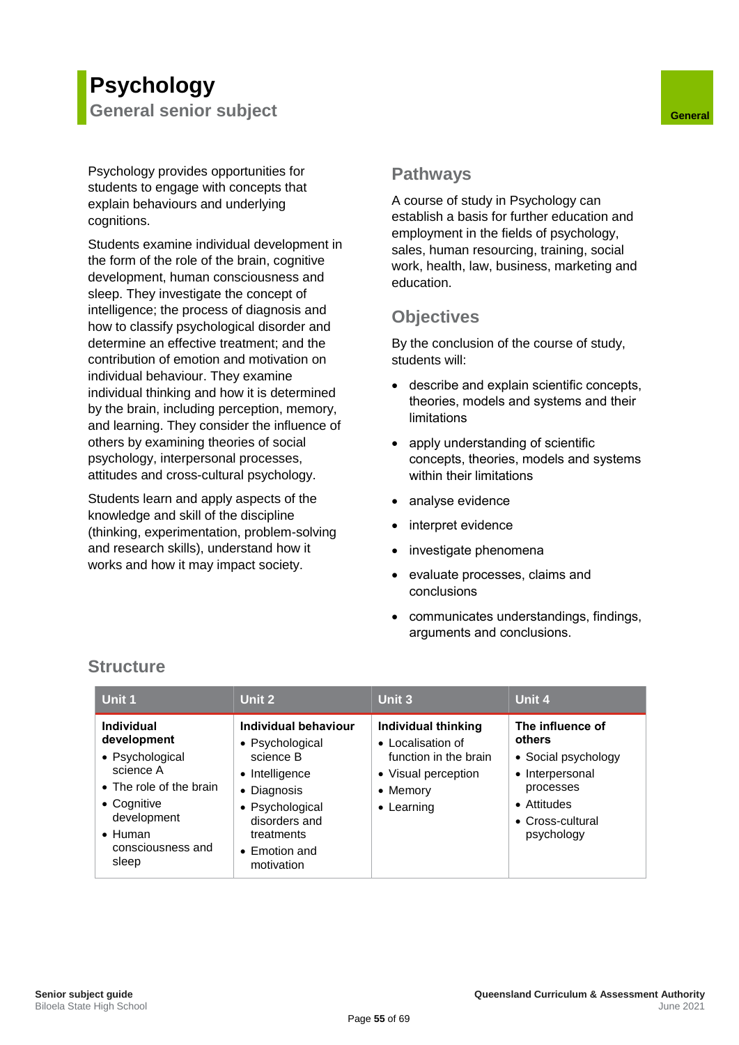# Psychology

## General senior subject

General

Psychology provides opportunities for students to engage with concepts that explain behaviours and underlying cognitions.

Students examine individual development in the form of the role of the brain, cognitive development, human consciousness and sleep. They investigate the concept of intelligence; the process of diagnosis and how to classify psychological disorder and determine an effective treatment; and the contribution of emotion and motivation on individual behaviour. They examine individual thinking and how it is determined by the brain, including perception, memory, and learning. They consider the influence of others by examining theories of social psychology, interpersonal processes, attitudes and cross-cultural psychology.

Students learn and apply aspects of the knowledge and skill of the discipline (thinking, experimentation, problem-solving and research skills), understand how it works and how it may impact society.

### Pathways

A course of study in Psychology can establish a basis for further education and employment in the fields of psychology, sales, human resourcing, training, social work, health, law, business, marketing and education.

### Objectives

By the conclusion of the course of study, students will:

- describe and explain scientific concepts, theories, models and systems and their limitations
- apply understanding of scientific concepts, theories, models and systems within their limitations
- analyse evidence
- interpret evidence
- investigate phenomena
- evaluate processes, claims and conclusions
- communicates understandings, findings, arguments and conclusions.

### Structure

| Unit 1 | Unit 2 | Unit 3 | Unit 4 |
|---|---|---|---|
| **Individual development**<br>• Psychological science A<br>• The role of the brain<br>• Cognitive development<br>• Human consciousness and sleep | **Individual behaviour**<br>• Psychological science B<br>• Intelligence<br>• Diagnosis<br>• Psychological disorders and treatments<br>• Emotion and motivation | **Individual thinking**<br>• Localisation of function in the brain<br>• Visual perception<br>• Memory<br>• Learning | **The influence of others**<br>• Social psychology<br>• Interpersonal processes<br>• Attitudes<br>• Cross-cultural psychology |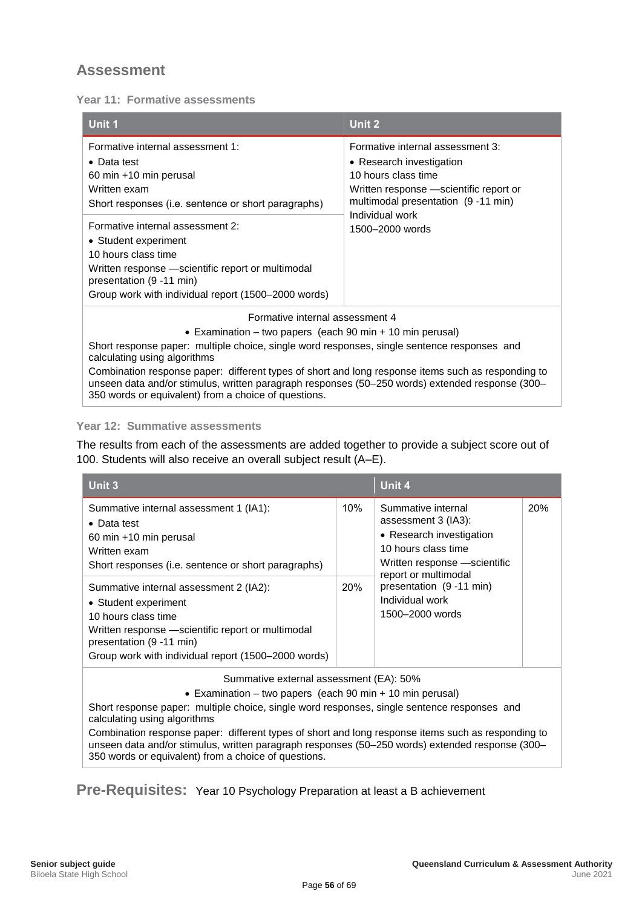## Assessment

### Year 11: Formative assessments

| Unit 1 | Unit 2 |
|---|---|
| Formative internal assessment 1:<br>• Data test<br>60 min +10 min perusal<br>Written exam<br>Short responses (i.e. sentence or short paragraphs) | Formative internal assessment 3:<br>• Research investigation<br>10 hours class time<br>Written response —scientific report or multimodal presentation (9 -11 min)<br>Individual work<br>1500–2000 words |
| Formative internal assessment 2:<br>• Student experiment<br>10 hours class time<br>Written response —scientific report or multimodal presentation (9 -11 min)<br>Group work with individual report (1500–2000 words) | |
| Formative internal assessment 4<br>• Examination – two papers (each 90 min + 10 min perusal)<br>Short response paper: multiple choice, single word responses, single sentence responses and calculating using algorithms<br>Combination response paper: different types of short and long response items such as responding to unseen data and/or stimulus, written paragraph responses (50–250 words) extended response (300–350 words or equivalent) from a choice of questions. | |

### Year 12: Summative assessments

The results from each of the assessments are added together to provide a subject score out of 100. Students will also receive an overall subject result (A–E).

| Unit 3 | | Unit 4 | |
|---|---|---|---|
| Summative internal assessment 1 (IA1):<br>• Data test<br>60 min +10 min perusal<br>Written exam<br>Short responses (i.e. sentence or short paragraphs) | 10% | Summative internal assessment 3 (IA3):<br>• Research investigation<br>10 hours class time<br>Written response —scientific report or multimodal presentation (9 -11 min)<br>Individual work<br>1500–2000 words | 20% |
| Summative internal assessment 2 (IA2):<br>• Student experiment<br>10 hours class time<br>Written response —scientific report or multimodal presentation (9 -11 min)<br>Group work with individual report (1500–2000 words) | 20% | | |
| Summative external assessment (EA): 50%<br>• Examination – two papers (each 90 min + 10 min perusal)<br>Short response paper: multiple choice, single word responses, single sentence responses and calculating using algorithms<br>Combination response paper: different types of short and long response items such as responding to unseen data and/or stimulus, written paragraph responses (50–250 words) extended response (300–350 words or equivalent) from a choice of questions. | | | |

## Pre-Requisites: Year 10 Psychology Preparation at least a B achievement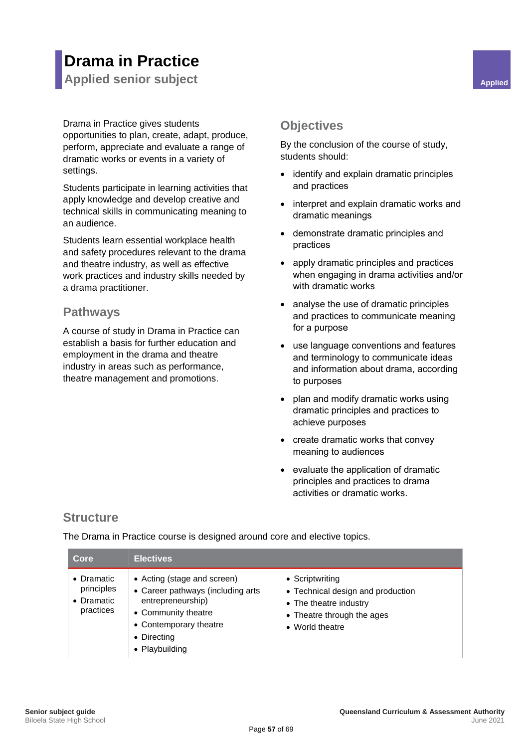# Drama in Practice

## Applied senior subject

Applied

Drama in Practice gives students opportunities to plan, create, adapt, produce, perform, appreciate and evaluate a range of dramatic works or events in a variety of settings.

Students participate in learning activities that apply knowledge and develop creative and technical skills in communicating meaning to an audience.

Students learn essential workplace health and safety procedures relevant to the drama and theatre industry, as well as effective work practices and industry skills needed by a drama practitioner.

### Pathways

A course of study in Drama in Practice can establish a basis for further education and employment in the drama and theatre industry in areas such as performance, theatre management and promotions.

### Objectives

By the conclusion of the course of study, students should:

- identify and explain dramatic principles and practices
- interpret and explain dramatic works and dramatic meanings
- demonstrate dramatic principles and practices
- apply dramatic principles and practices when engaging in drama activities and/or with dramatic works
- analyse the use of dramatic principles and practices to communicate meaning for a purpose
- use language conventions and features and terminology to communicate ideas and information about drama, according to purposes
- plan and modify dramatic works using dramatic principles and practices to achieve purposes
- create dramatic works that convey meaning to audiences
- evaluate the application of dramatic principles and practices to drama activities or dramatic works.

### Structure

The Drama in Practice course is designed around core and elective topics.

| Core | Electives | |
|---|---|---|
| • Dramatic principles<br>• Dramatic practices | • Acting (stage and screen)<br>• Career pathways (including arts entrepreneurship)<br>• Community theatre<br>• Contemporary theatre<br>• Directing<br>• Playbuilding | • Scriptwriting<br>• Technical design and production<br>• The theatre industry<br>• Theatre through the ages<br>• World theatre |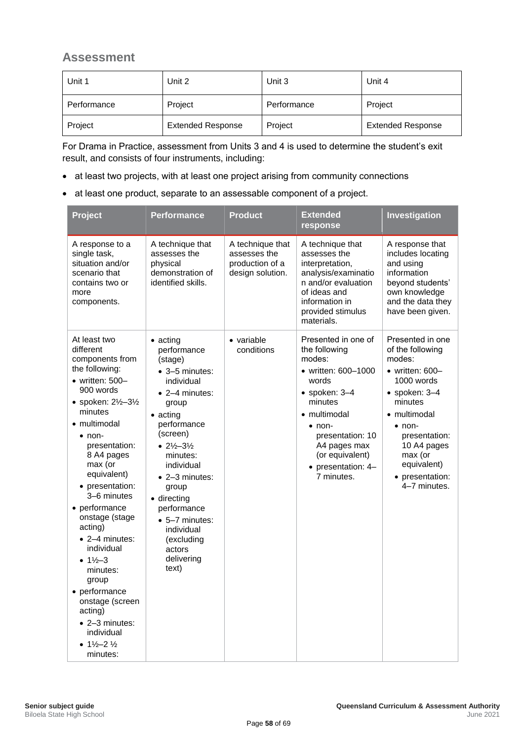## Assessment

| Unit 1 | Unit 2 | Unit 3 | Unit 4 |
|---|---|---|---|
| Performance | Project | Performance | Project |
| Project | Extended Response | Project | Extended Response |

For Drama in Practice, assessment from Units 3 and 4 is used to determine the student's exit result, and consists of four instruments, including:

- at least two projects, with at least one project arising from community connections
- at least one product, separate to an assessable component of a project.

| Project | Performance | Product | Extended response | Investigation |
|---|---|---|---|---|
| A response to a single task, situation and/or scenario that contains two or more components. | A technique that assesses the physical demonstration of identified skills. | A technique that assesses the production of a design solution. | A technique that assesses the interpretation, analysis/examination and/or evaluation of ideas and information in provided stimulus materials. | A response that includes locating and using information beyond students' own knowledge and the data they have been given. |
| At least two different components from the following:<br>• written: 500–900 words<br>• spoken: 2½–3½ minutes<br>• multimodal<br>  • non-presentation: 8 A4 pages max (or equivalent)<br>  • presentation: 3–6 minutes<br>• performance onstage (stage acting)<br>  • 2–4 minutes: individual<br>  • 1½–3 minutes: group<br>• performance onstage (screen acting)<br>  • 2–3 minutes: individual<br>  • 1½–2 ½ minutes: | • acting performance (stage)<br>  • 3–5 minutes: individual<br>  • 2–4 minutes: group<br>• acting performance (screen)<br>  • 2½–3½ minutes: individual<br>  • 2–3 minutes: group<br>• directing performance<br>  • 5–7 minutes: individual (excluding actors delivering text) | • variable conditions | Presented in one of the following modes:<br>• written: 600–1000 words<br>• spoken: 3–4 minutes<br>• multimodal<br>  • non-presentation: 10 A4 pages max (or equivalent)<br>  • presentation: 4–7 minutes. | Presented in one of the following modes:<br>• written: 600–1000 words<br>• spoken: 3–4 minutes<br>• multimodal<br>  • non-presentation: 10 A4 pages max (or equivalent)<br>  • presentation: 4–7 minutes. |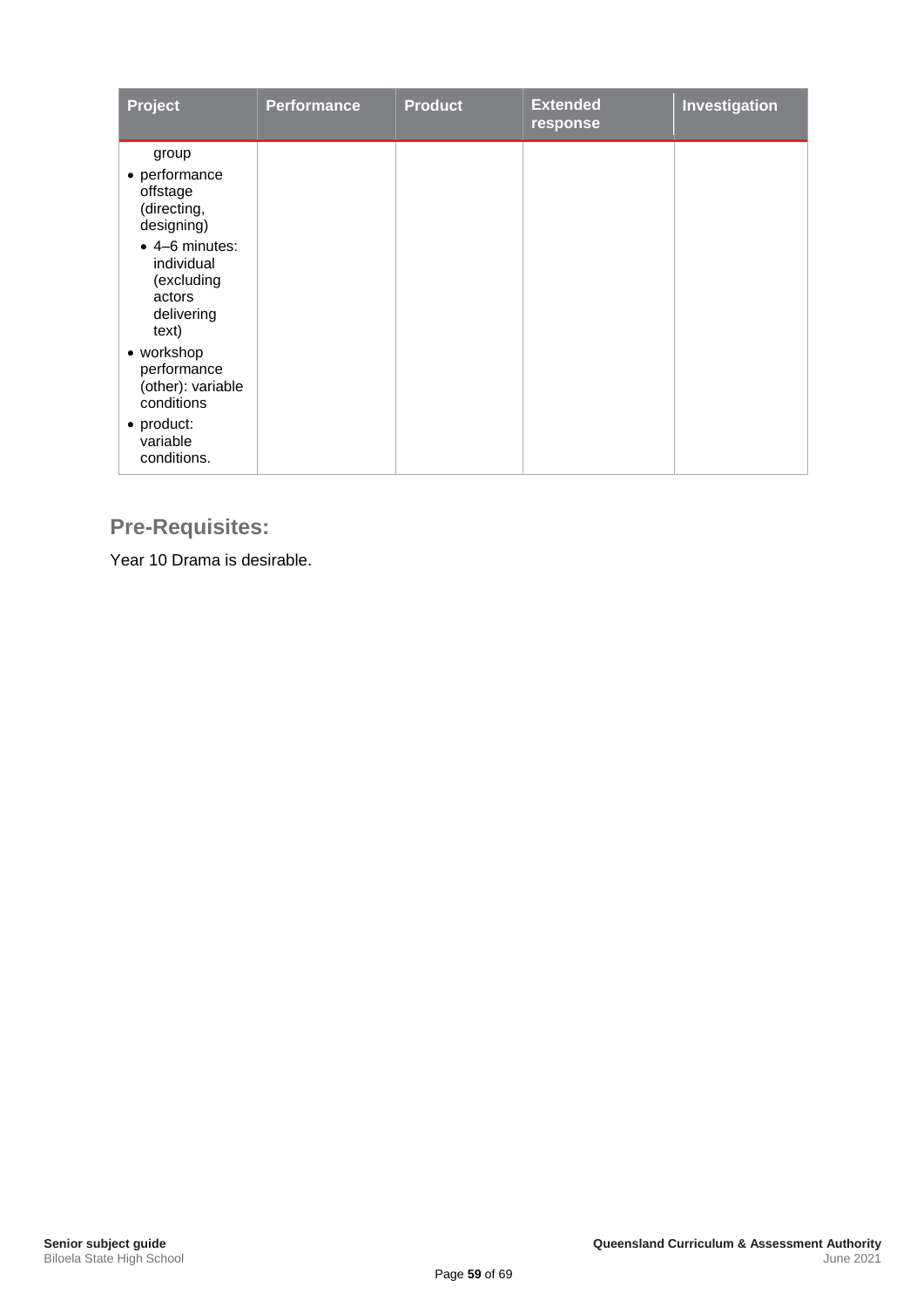| Project | Performance | Product | Extended response | Investigation |
|---|---|---|---|---|
| group<br>• performance offstage (directing, designing)<br>  • 4–6 minutes: individual (excluding actors delivering text)<br>• workshop performance (other): variable conditions<br>• product: variable conditions. | | | | |

## Pre-Requisites:

Year 10 Drama is desirable.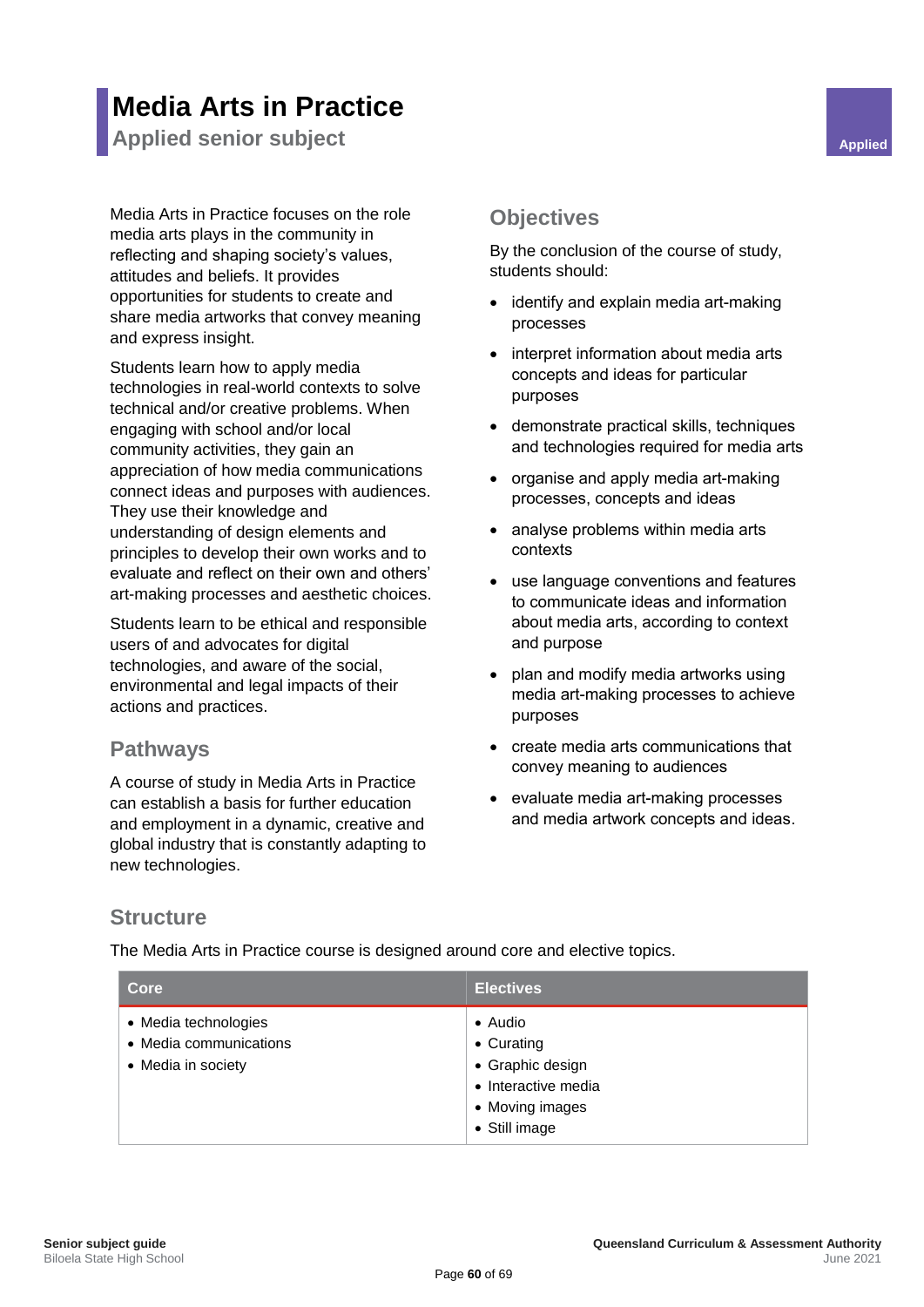# Media Arts in Practice

## Applied senior subject

Applied

Media Arts in Practice focuses on the role media arts plays in the community in reflecting and shaping society's values, attitudes and beliefs. It provides opportunities for students to create and share media artworks that convey meaning and express insight.

Students learn how to apply media technologies in real-world contexts to solve technical and/or creative problems. When engaging with school and/or local community activities, they gain an appreciation of how media communications connect ideas and purposes with audiences. They use their knowledge and understanding of design elements and principles to develop their own works and to evaluate and reflect on their own and others' art-making processes and aesthetic choices.

Students learn to be ethical and responsible users of and advocates for digital technologies, and aware of the social, environmental and legal impacts of their actions and practices.

### Pathways

A course of study in Media Arts in Practice can establish a basis for further education and employment in a dynamic, creative and global industry that is constantly adapting to new technologies.

### Objectives

By the conclusion of the course of study, students should:

- identify and explain media art-making processes
- interpret information about media arts concepts and ideas for particular purposes
- demonstrate practical skills, techniques and technologies required for media arts
- organise and apply media art-making processes, concepts and ideas
- analyse problems within media arts contexts
- use language conventions and features to communicate ideas and information about media arts, according to context and purpose
- plan and modify media artworks using media art-making processes to achieve purposes
- create media arts communications that convey meaning to audiences
- evaluate media art-making processes and media artwork concepts and ideas.

### Structure

The Media Arts in Practice course is designed around core and elective topics.

| Core | Electives |
|---|---|
| • Media technologies<br>• Media communications<br>• Media in society | • Audio<br>• Curating<br>• Graphic design<br>• Interactive media<br>• Moving images<br>• Still image |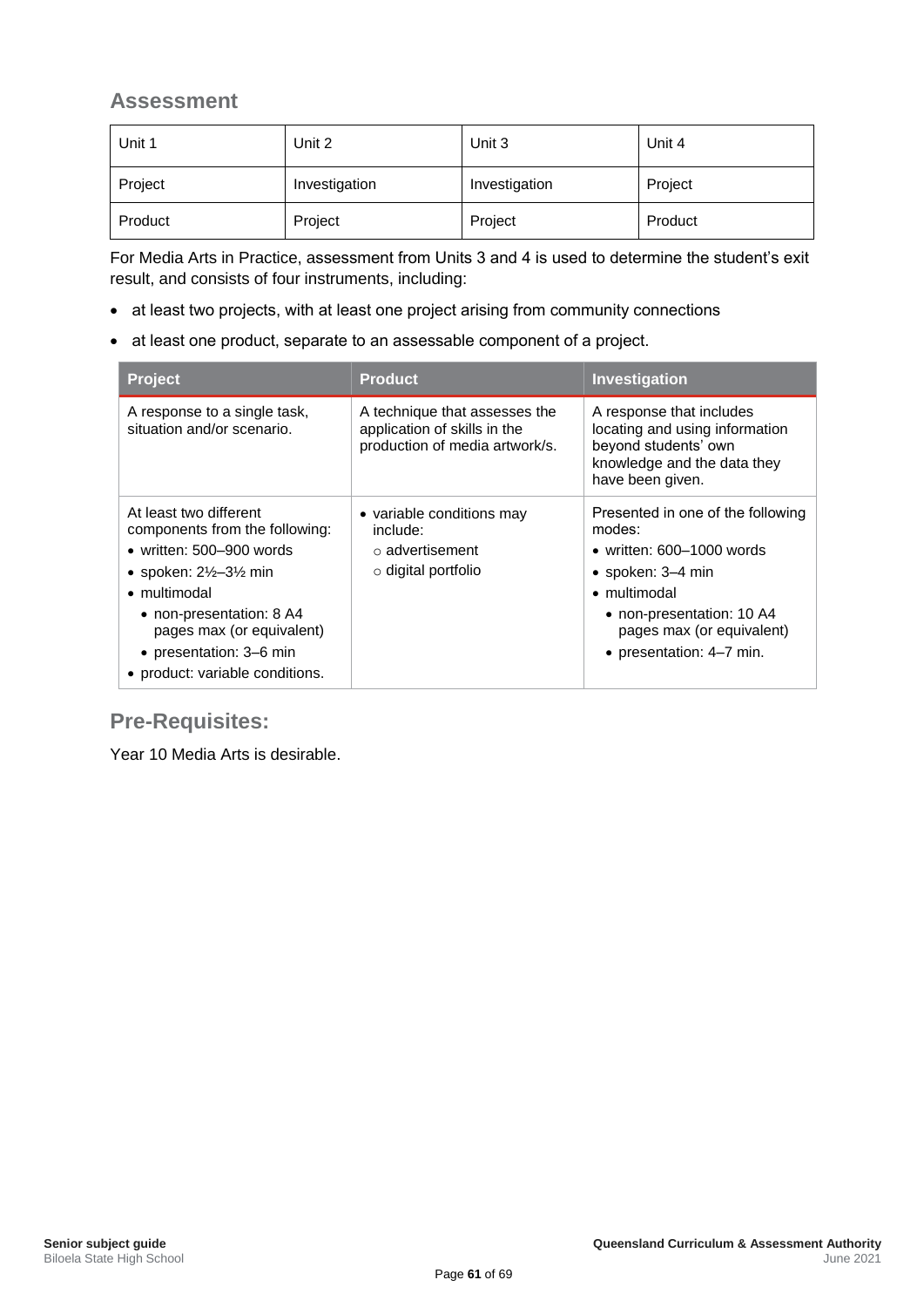## Assessment

| Unit 1 | Unit 2 | Unit 3 | Unit 4 |
|---|---|---|---|
| Project | Investigation | Investigation | Project |
| Product | Project | Project | Product |

For Media Arts in Practice, assessment from Units 3 and 4 is used to determine the student's exit result, and consists of four instruments, including:

- at least two projects, with at least one project arising from community connections
- at least one product, separate to an assessable component of a project.

| Project | Product | Investigation |
|---|---|---|
| A response to a single task, situation and/or scenario. | A technique that assesses the application of skills in the production of media artwork/s. | A response that includes locating and using information beyond students' own knowledge and the data they have been given. |
| At least two different components from the following:<br>• written: 500–900 words<br>• spoken: 2½–3½ min<br>• multimodal<br>  • non-presentation: 8 A4 pages max (or equivalent)<br>  • presentation: 3–6 min<br>• product: variable conditions. | • variable conditions may include:<br>  ○ advertisement<br>  ○ digital portfolio | Presented in one of the following modes:<br>• written: 600–1000 words<br>• spoken: 3–4 min<br>• multimodal<br>  • non-presentation: 10 A4 pages max (or equivalent)<br>  • presentation: 4–7 min. |

## Pre-Requisites:

Year 10 Media Arts is desirable.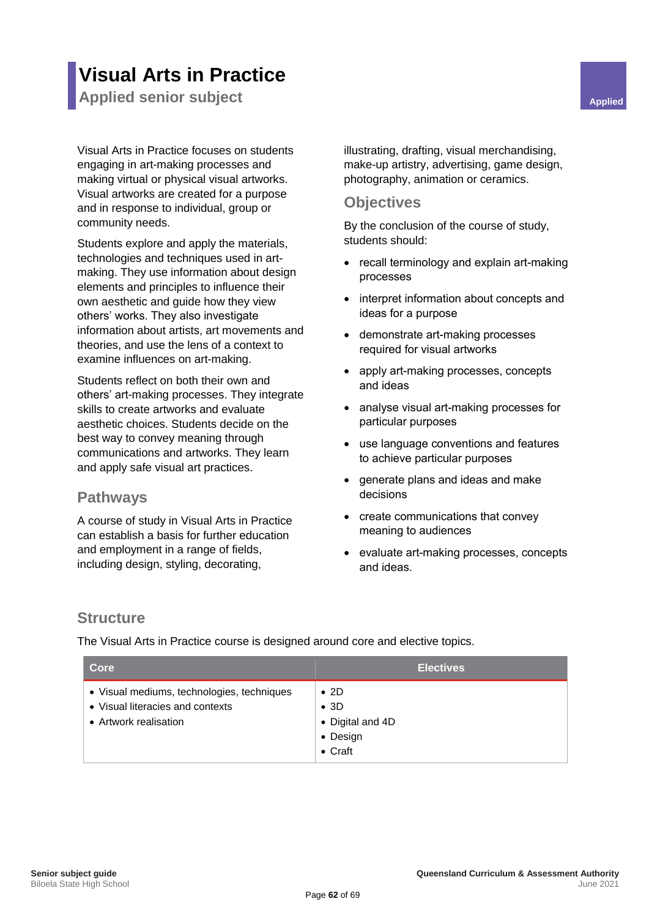# Visual Arts in Practice

## Applied senior subject

Applied

Visual Arts in Practice focuses on students engaging in art-making processes and making virtual or physical visual artworks. Visual artworks are created for a purpose and in response to individual, group or community needs.

Students explore and apply the materials, technologies and techniques used in art-making. They use information about design elements and principles to influence their own aesthetic and guide how they view others' works. They also investigate information about artists, art movements and theories, and use the lens of a context to examine influences on art-making.

Students reflect on both their own and others' art-making processes. They integrate skills to create artworks and evaluate aesthetic choices. Students decide on the best way to convey meaning through communications and artworks. They learn and apply safe visual art practices.

### Pathways

A course of study in Visual Arts in Practice can establish a basis for further education and employment in a range of fields, including design, styling, decorating, illustrating, drafting, visual merchandising, make-up artistry, advertising, game design, photography, animation or ceramics.

### Objectives

By the conclusion of the course of study, students should:

- recall terminology and explain art-making processes
- interpret information about concepts and ideas for a purpose
- demonstrate art-making processes required for visual artworks
- apply art-making processes, concepts and ideas
- analyse visual art-making processes for particular purposes
- use language conventions and features to achieve particular purposes
- generate plans and ideas and make decisions
- create communications that convey meaning to audiences
- evaluate art-making processes, concepts and ideas.

### Structure

The Visual Arts in Practice course is designed around core and elective topics.

| Core | Electives |
|---|---|
| • Visual mediums, technologies, techniques<br>• Visual literacies and contexts<br>• Artwork realisation | • 2D<br>• 3D<br>• Digital and 4D<br>• Design<br>• Craft |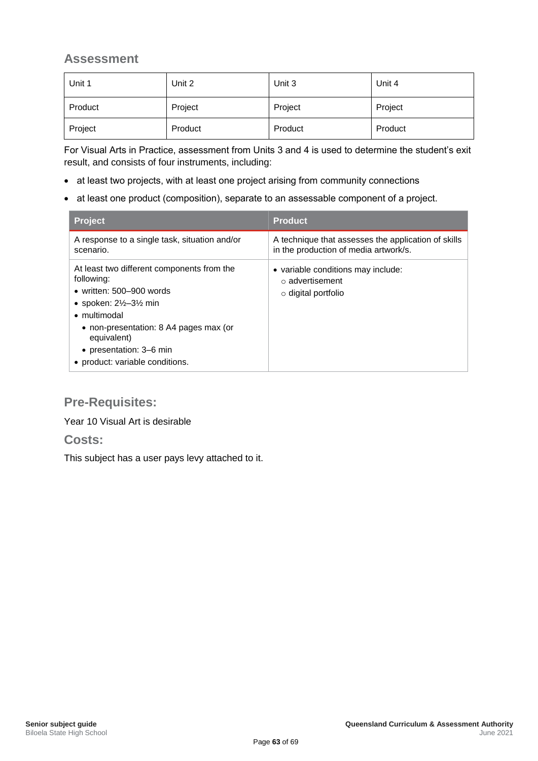## Assessment

| Unit 1 | Unit 2 | Unit 3 | Unit 4 |
|---|---|---|---|
| Product | Project | Project | Project |
| Project | Product | Product | Product |

For Visual Arts in Practice, assessment from Units 3 and 4 is used to determine the student's exit result, and consists of four instruments, including:

- at least two projects, with at least one project arising from community connections
- at least one product (composition), separate to an assessable component of a project.

| Project | Product |
|---|---|
| A response to a single task, situation and/or scenario. | A technique that assesses the application of skills in the production of media artwork/s. |
| At least two different components from the following:<br>• written: 500–900 words<br>• spoken: 2½–3½ min<br>• multimodal<br>  • non-presentation: 8 A4 pages max (or equivalent)<br>  • presentation: 3–6 min<br>• product: variable conditions. | • variable conditions may include:<br>  ○ advertisement<br>  ○ digital portfolio |

## Pre-Requisites:

Year 10 Visual Art is desirable

## Costs:

This subject has a user pays levy attached to it.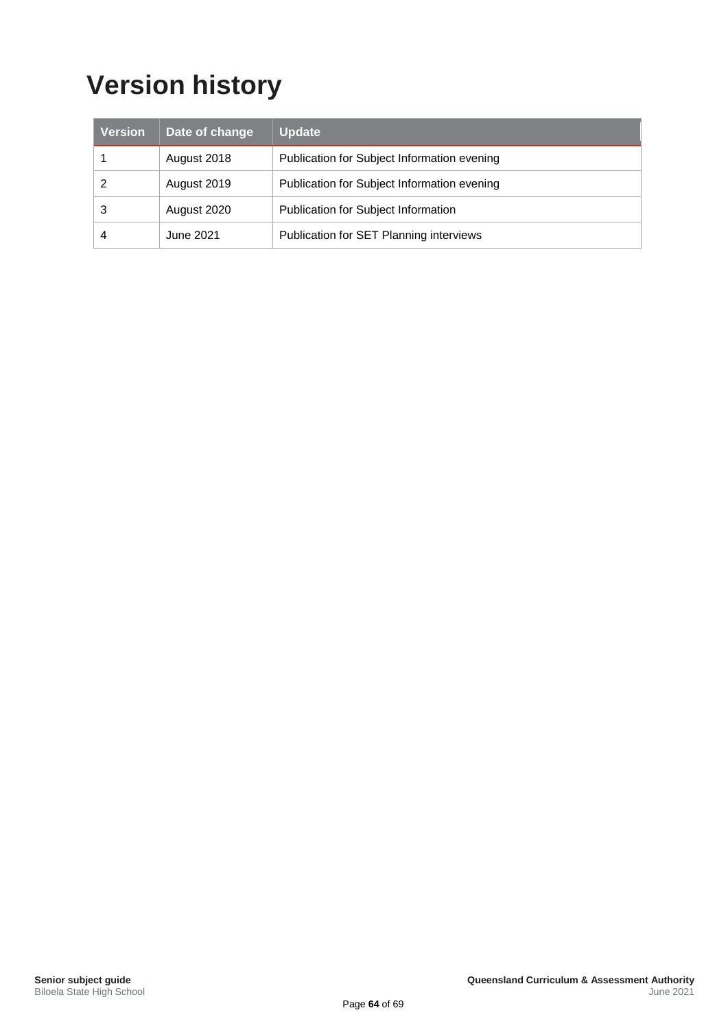# Version history

| Version | Date of change | Update |
|---|---|---|
| 1 | August 2018 | Publication for Subject Information evening |
| 2 | August 2019 | Publication for Subject Information evening |
| 3 | August 2020 | Publication for Subject Information |
| 4 | June 2021 | Publication for SET Planning interviews |